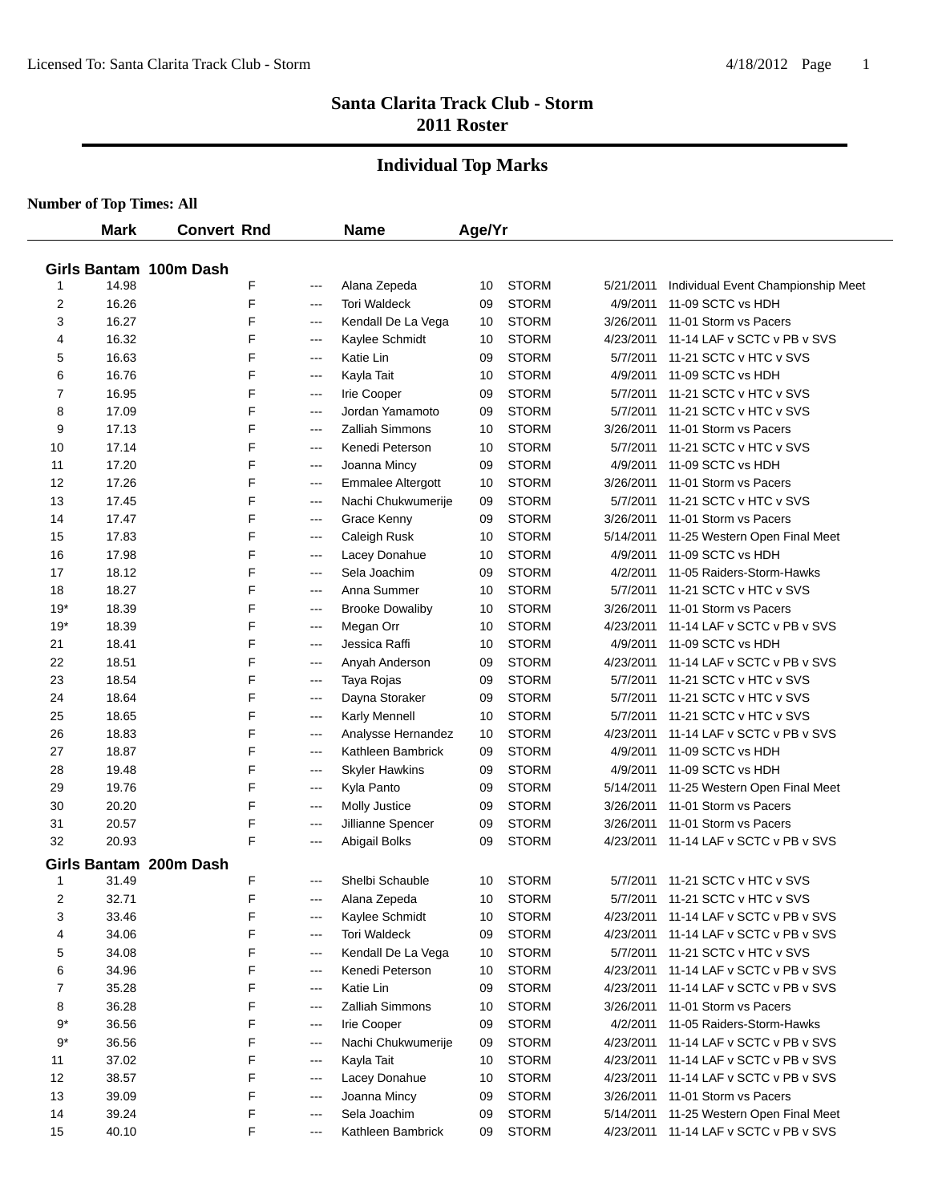# Santa Clarita Track Club - Storm
## 2011 Roster

## Individual Top Marks

**Number of Top Times: All**

### Girls Bantam 100m Dash

| | Mark | Convert | Rnd | Name | Age/Yr | Team | Date | Meet |
|---|---|---|---|---|---|---|---|---|
| 1 | 14.98 | F | --- | Alana Zepeda | 10 | STORM | 5/21/2011 | Individual Event Championship Meet |
| 2 | 16.26 | F | --- | Tori Waldeck | 09 | STORM | 4/9/2011 | 11-09 SCTC vs HDH |
| 3 | 16.27 | F | --- | Kendall De La Vega | 10 | STORM | 3/26/2011 | 11-01 Storm vs Pacers |
| 4 | 16.32 | F | --- | Kaylee Schmidt | 10 | STORM | 4/23/2011 | 11-14 LAF v SCTC v PB v SVS |
| 5 | 16.63 | F | --- | Katie Lin | 09 | STORM | 5/7/2011 | 11-21 SCTC v HTC v SVS |
| 6 | 16.76 | F | --- | Kayla Tait | 10 | STORM | 4/9/2011 | 11-09 SCTC vs HDH |
| 7 | 16.95 | F | --- | Irie Cooper | 09 | STORM | 5/7/2011 | 11-21 SCTC v HTC v SVS |
| 8 | 17.09 | F | --- | Jordan Yamamoto | 09 | STORM | 5/7/2011 | 11-21 SCTC v HTC v SVS |
| 9 | 17.13 | F | --- | Zalliah Simmons | 10 | STORM | 3/26/2011 | 11-01 Storm vs Pacers |
| 10 | 17.14 | F | --- | Kenedi Peterson | 10 | STORM | 5/7/2011 | 11-21 SCTC v HTC v SVS |
| 11 | 17.20 | F | --- | Joanna Mincy | 09 | STORM | 4/9/2011 | 11-09 SCTC vs HDH |
| 12 | 17.26 | F | --- | Emmalee Altergott | 10 | STORM | 3/26/2011 | 11-01 Storm vs Pacers |
| 13 | 17.45 | F | --- | Nachi Chukwumerije | 09 | STORM | 5/7/2011 | 11-21 SCTC v HTC v SVS |
| 14 | 17.47 | F | --- | Grace Kenny | 09 | STORM | 3/26/2011 | 11-01 Storm vs Pacers |
| 15 | 17.83 | F | --- | Caleigh Rusk | 10 | STORM | 5/14/2011 | 11-25 Western Open Final Meet |
| 16 | 17.98 | F | --- | Lacey Donahue | 10 | STORM | 4/9/2011 | 11-09 SCTC vs HDH |
| 17 | 18.12 | F | --- | Sela Joachim | 09 | STORM | 4/2/2011 | 11-05 Raiders-Storm-Hawks |
| 18 | 18.27 | F | --- | Anna Summer | 10 | STORM | 5/7/2011 | 11-21 SCTC v HTC v SVS |
| 19* | 18.39 | F | --- | Brooke Dowaliby | 10 | STORM | 3/26/2011 | 11-01 Storm vs Pacers |
| 19* | 18.39 | F | --- | Megan Orr | 10 | STORM | 4/23/2011 | 11-14 LAF v SCTC v PB v SVS |
| 21 | 18.41 | F | --- | Jessica Raffi | 10 | STORM | 4/9/2011 | 11-09 SCTC vs HDH |
| 22 | 18.51 | F | --- | Anyah Anderson | 09 | STORM | 4/23/2011 | 11-14 LAF v SCTC v PB v SVS |
| 23 | 18.54 | F | --- | Taya Rojas | 09 | STORM | 5/7/2011 | 11-21 SCTC v HTC v SVS |
| 24 | 18.64 | F | --- | Dayna Storaker | 09 | STORM | 5/7/2011 | 11-21 SCTC v HTC v SVS |
| 25 | 18.65 | F | --- | Karly Mennell | 10 | STORM | 5/7/2011 | 11-21 SCTC v HTC v SVS |
| 26 | 18.83 | F | --- | Analysse Hernandez | 10 | STORM | 4/23/2011 | 11-14 LAF v SCTC v PB v SVS |
| 27 | 18.87 | F | --- | Kathleen Bambrick | 09 | STORM | 4/9/2011 | 11-09 SCTC vs HDH |
| 28 | 19.48 | F | --- | Skyler Hawkins | 09 | STORM | 4/9/2011 | 11-09 SCTC vs HDH |
| 29 | 19.76 | F | --- | Kyla Panto | 09 | STORM | 5/14/2011 | 11-25 Western Open Final Meet |
| 30 | 20.20 | F | --- | Molly Justice | 09 | STORM | 3/26/2011 | 11-01 Storm vs Pacers |
| 31 | 20.57 | F | --- | Jillianne Spencer | 09 | STORM | 3/26/2011 | 11-01 Storm vs Pacers |
| 32 | 20.93 | F | --- | Abigail Bolks | 09 | STORM | 4/23/2011 | 11-14 LAF v SCTC v PB v SVS |

### Girls Bantam 200m Dash

| | Mark | Convert | Rnd | Name | Age/Yr | Team | Date | Meet |
|---|---|---|---|---|---|---|---|---|
| 1 | 31.49 | F | --- | Shelbi Schauble | 10 | STORM | 5/7/2011 | 11-21 SCTC v HTC v SVS |
| 2 | 32.71 | F | --- | Alana Zepeda | 10 | STORM | 5/7/2011 | 11-21 SCTC v HTC v SVS |
| 3 | 33.46 | F | --- | Kaylee Schmidt | 10 | STORM | 4/23/2011 | 11-14 LAF v SCTC v PB v SVS |
| 4 | 34.06 | F | --- | Tori Waldeck | 09 | STORM | 4/23/2011 | 11-14 LAF v SCTC v PB v SVS |
| 5 | 34.08 | F | --- | Kendall De La Vega | 10 | STORM | 5/7/2011 | 11-21 SCTC v HTC v SVS |
| 6 | 34.96 | F | --- | Kenedi Peterson | 10 | STORM | 4/23/2011 | 11-14 LAF v SCTC v PB v SVS |
| 7 | 35.28 | F | --- | Katie Lin | 09 | STORM | 4/23/2011 | 11-14 LAF v SCTC v PB v SVS |
| 8 | 36.28 | F | --- | Zalliah Simmons | 10 | STORM | 3/26/2011 | 11-01 Storm vs Pacers |
| 9* | 36.56 | F | --- | Irie Cooper | 09 | STORM | 4/2/2011 | 11-05 Raiders-Storm-Hawks |
| 9* | 36.56 | F | --- | Nachi Chukwumerije | 09 | STORM | 4/23/2011 | 11-14 LAF v SCTC v PB v SVS |
| 11 | 37.02 | F | --- | Kayla Tait | 10 | STORM | 4/23/2011 | 11-14 LAF v SCTC v PB v SVS |
| 12 | 38.57 | F | --- | Lacey Donahue | 10 | STORM | 4/23/2011 | 11-14 LAF v SCTC v PB v SVS |
| 13 | 39.09 | F | --- | Joanna Mincy | 09 | STORM | 3/26/2011 | 11-01 Storm vs Pacers |
| 14 | 39.24 | F | --- | Sela Joachim | 09 | STORM | 5/14/2011 | 11-25 Western Open Final Meet |
| 15 | 40.10 | F | --- | Kathleen Bambrick | 09 | STORM | 4/23/2011 | 11-14 LAF v SCTC v PB v SVS |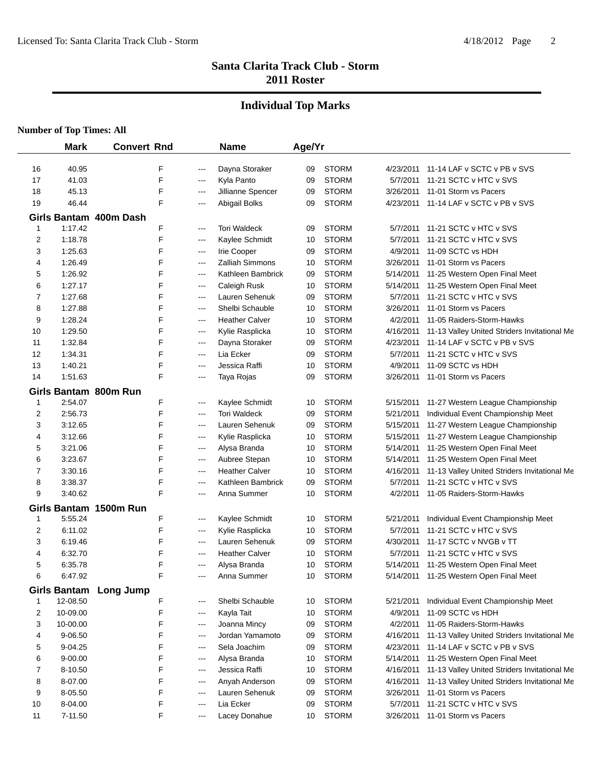# Santa Clarita Track Club - Storm
## 2011 Roster

## Individual Top Marks

**Number of Top Times: All**

| | Mark | Convert | Rnd | | Name | Age/Yr | | | |
|---|---|---|---|---|---|---|---|---|---|
| 16 | 40.95 | | F | --- | Dayna Storaker | 09 | STORM | 4/23/2011 | 11-14 LAF v SCTC v PB v SVS |
| 17 | 41.03 | | F | --- | Kyla Panto | 09 | STORM | 5/7/2011 | 11-21 SCTC v HTC v SVS |
| 18 | 45.13 | | F | --- | Jillianne Spencer | 09 | STORM | 3/26/2011 | 11-01 Storm vs Pacers |
| 19 | 46.44 | | F | --- | Abigail Bolks | 09 | STORM | 4/23/2011 | 11-14 LAF v SCTC v PB v SVS |
| **Girls Bantam 400m Dash** | | | | | | | | | |
| 1 | 1:17.42 | | F | --- | Tori Waldeck | 09 | STORM | 5/7/2011 | 11-21 SCTC v HTC v SVS |
| 2 | 1:18.78 | | F | --- | Kaylee Schmidt | 10 | STORM | 5/7/2011 | 11-21 SCTC v HTC v SVS |
| 3 | 1:25.63 | | F | --- | Irie Cooper | 09 | STORM | 4/9/2011 | 11-09 SCTC vs HDH |
| 4 | 1:26.49 | | F | --- | Zalliah Simmons | 10 | STORM | 3/26/2011 | 11-01 Storm vs Pacers |
| 5 | 1:26.92 | | F | --- | Kathleen Bambrick | 09 | STORM | 5/14/2011 | 11-25 Western Open Final Meet |
| 6 | 1:27.17 | | F | --- | Caleigh Rusk | 10 | STORM | 5/14/2011 | 11-25 Western Open Final Meet |
| 7 | 1:27.68 | | F | --- | Lauren Sehenuk | 09 | STORM | 5/7/2011 | 11-21 SCTC v HTC v SVS |
| 8 | 1:27.88 | | F | --- | Shelbi Schauble | 10 | STORM | 3/26/2011 | 11-01 Storm vs Pacers |
| 9 | 1:28.24 | | F | --- | Heather Calver | 10 | STORM | 4/2/2011 | 11-05 Raiders-Storm-Hawks |
| 10 | 1:29.50 | | F | --- | Kylie Rasplicka | 10 | STORM | 4/16/2011 | 11-13 Valley United Striders Invitational Me |
| 11 | 1:32.84 | | F | --- | Dayna Storaker | 09 | STORM | 4/23/2011 | 11-14 LAF v SCTC v PB v SVS |
| 12 | 1:34.31 | | F | --- | Lia Ecker | 09 | STORM | 5/7/2011 | 11-21 SCTC v HTC v SVS |
| 13 | 1:40.21 | | F | --- | Jessica Raffi | 10 | STORM | 4/9/2011 | 11-09 SCTC vs HDH |
| 14 | 1:51.63 | | F | --- | Taya Rojas | 09 | STORM | 3/26/2011 | 11-01 Storm vs Pacers |
| **Girls Bantam 800m Run** | | | | | | | | | |
| 1 | 2:54.07 | | F | --- | Kaylee Schmidt | 10 | STORM | 5/15/2011 | 11-27 Western League Championship |
| 2 | 2:56.73 | | F | --- | Tori Waldeck | 09 | STORM | 5/21/2011 | Individual Event Championship Meet |
| 3 | 3:12.65 | | F | --- | Lauren Sehenuk | 09 | STORM | 5/15/2011 | 11-27 Western League Championship |
| 4 | 3:12.66 | | F | --- | Kylie Rasplicka | 10 | STORM | 5/15/2011 | 11-27 Western League Championship |
| 5 | 3:21.06 | | F | --- | Alysa Branda | 10 | STORM | 5/14/2011 | 11-25 Western Open Final Meet |
| 6 | 3:23.67 | | F | --- | Aubree Stepan | 10 | STORM | 5/14/2011 | 11-25 Western Open Final Meet |
| 7 | 3:30.16 | | F | --- | Heather Calver | 10 | STORM | 4/16/2011 | 11-13 Valley United Striders Invitational Me |
| 8 | 3:38.37 | | F | --- | Kathleen Bambrick | 09 | STORM | 5/7/2011 | 11-21 SCTC v HTC v SVS |
| 9 | 3:40.62 | | F | --- | Anna Summer | 10 | STORM | 4/2/2011 | 11-05 Raiders-Storm-Hawks |
| **Girls Bantam 1500m Run** | | | | | | | | | |
| 1 | 5:55.24 | | F | --- | Kaylee Schmidt | 10 | STORM | 5/21/2011 | Individual Event Championship Meet |
| 2 | 6:11.02 | | F | --- | Kylie Rasplicka | 10 | STORM | 5/7/2011 | 11-21 SCTC v HTC v SVS |
| 3 | 6:19.46 | | F | --- | Lauren Sehenuk | 09 | STORM | 4/30/2011 | 11-17 SCTC v NVGB v TT |
| 4 | 6:32.70 | | F | --- | Heather Calver | 10 | STORM | 5/7/2011 | 11-21 SCTC v HTC v SVS |
| 5 | 6:35.78 | | F | --- | Alysa Branda | 10 | STORM | 5/14/2011 | 11-25 Western Open Final Meet |
| 6 | 6:42.92 | | F | --- | Anna Summer | 10 | STORM | 5/14/2011 | 11-25 Western Open Final Meet |
| **Girls Bantam Long Jump** | | | | | | | | | |
| 1 | 12-08.50 | | F | --- | Shelbi Schauble | 10 | STORM | 5/21/2011 | Individual Event Championship Meet |
| 2 | 10-09.00 | | F | --- | Kayla Tait | 10 | STORM | 4/9/2011 | 11-09 SCTC vs HDH |
| 3 | 10-00.00 | | F | --- | Joanna Mincy | 09 | STORM | 4/2/2011 | 11-05 Raiders-Storm-Hawks |
| 4 | 9-06.50 | | F | --- | Jordan Yamamoto | 09 | STORM | 4/16/2011 | 11-13 Valley United Striders Invitational Me |
| 5 | 9-04.25 | | F | --- | Sela Joachim | 09 | STORM | 4/23/2011 | 11-14 LAF v SCTC v PB v SVS |
| 6 | 9-00.00 | | F | --- | Alysa Branda | 10 | STORM | 5/14/2011 | 11-25 Western Open Final Meet |
| 7 | 8-10.50 | | F | --- | Jessica Raffi | 10 | STORM | 4/16/2011 | 11-13 Valley United Striders Invitational Me |
| 8 | 8-07.00 | | F | --- | Anyah Anderson | 09 | STORM | 4/16/2011 | 11-13 Valley United Striders Invitational Me |
| 9 | 8-05.50 | | F | --- | Lauren Sehenuk | 09 | STORM | 3/26/2011 | 11-01 Storm vs Pacers |
| 10 | 8-04.00 | | F | --- | Lia Ecker | 09 | STORM | 5/7/2011 | 11-21 SCTC v HTC v SVS |
| 11 | 7-11.50 | | F | --- | Lacey Donahue | 10 | STORM | 3/26/2011 | 11-01 Storm vs Pacers |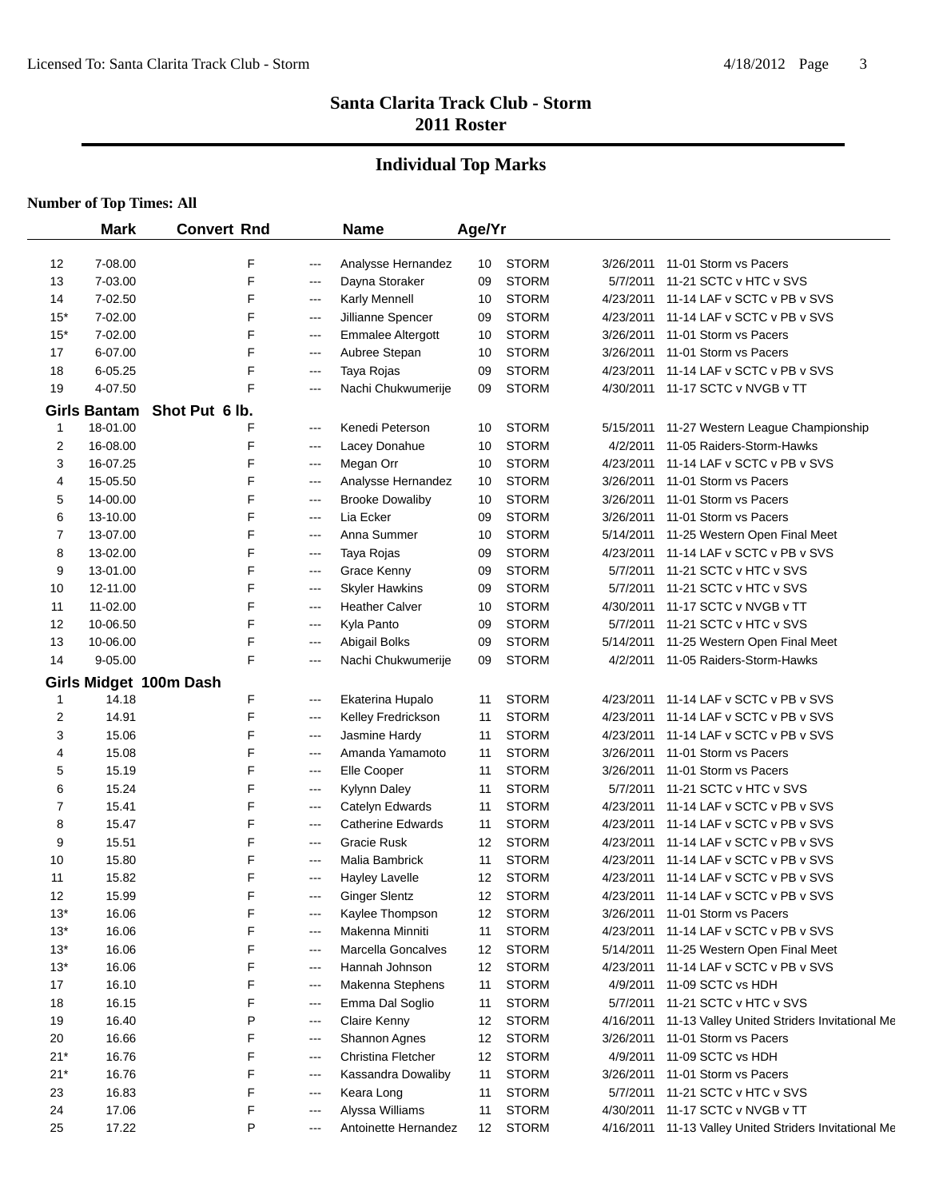# Santa Clarita Track Club - Storm
## 2011 Roster

## Individual Top Marks

**Number of Top Times: All**

| | Mark | Convert | Rnd | | Name | Age/Yr | | | |
|---|---|---|---|---|---|---|---|---|---|
| 12 | 7-08.00 | | F | --- | Analysse Hernandez | 10 | STORM | 3/26/2011 | 11-01 Storm vs Pacers |
| 13 | 7-03.00 | | F | --- | Dayna Storaker | 09 | STORM | 5/7/2011 | 11-21 SCTC v HTC v SVS |
| 14 | 7-02.50 | | F | --- | Karly Mennell | 10 | STORM | 4/23/2011 | 11-14 LAF v SCTC v PB v SVS |
| 15* | 7-02.00 | | F | --- | Jillianne Spencer | 09 | STORM | 4/23/2011 | 11-14 LAF v SCTC v PB v SVS |
| 15* | 7-02.00 | | F | --- | Emmalee Altergott | 10 | STORM | 3/26/2011 | 11-01 Storm vs Pacers |
| 17 | 6-07.00 | | F | --- | Aubree Stepan | 10 | STORM | 3/26/2011 | 11-01 Storm vs Pacers |
| 18 | 6-05.25 | | F | --- | Taya Rojas | 09 | STORM | 4/23/2011 | 11-14 LAF v SCTC v PB v SVS |
| 19 | 4-07.50 | | F | --- | Nachi Chukwumerije | 09 | STORM | 4/30/2011 | 11-17 SCTC v NVGB v TT |
| **Girls Bantam** | **Shot Put 6 lb.** | | | | | | | | |
| 1 | 18-01.00 | | F | --- | Kenedi Peterson | 10 | STORM | 5/15/2011 | 11-27 Western League Championship |
| 2 | 16-08.00 | | F | --- | Lacey Donahue | 10 | STORM | 4/2/2011 | 11-05 Raiders-Storm-Hawks |
| 3 | 16-07.25 | | F | --- | Megan Orr | 10 | STORM | 4/23/2011 | 11-14 LAF v SCTC v PB v SVS |
| 4 | 15-05.50 | | F | --- | Analysse Hernandez | 10 | STORM | 3/26/2011 | 11-01 Storm vs Pacers |
| 5 | 14-00.00 | | F | --- | Brooke Dowaliby | 10 | STORM | 3/26/2011 | 11-01 Storm vs Pacers |
| 6 | 13-10.00 | | F | --- | Lia Ecker | 09 | STORM | 3/26/2011 | 11-01 Storm vs Pacers |
| 7 | 13-07.00 | | F | --- | Anna Summer | 10 | STORM | 5/14/2011 | 11-25 Western Open Final Meet |
| 8 | 13-02.00 | | F | --- | Taya Rojas | 09 | STORM | 4/23/2011 | 11-14 LAF v SCTC v PB v SVS |
| 9 | 13-01.00 | | F | --- | Grace Kenny | 09 | STORM | 5/7/2011 | 11-21 SCTC v HTC v SVS |
| 10 | 12-11.00 | | F | --- | Skyler Hawkins | 09 | STORM | 5/7/2011 | 11-21 SCTC v HTC v SVS |
| 11 | 11-02.00 | | F | --- | Heather Calver | 10 | STORM | 4/30/2011 | 11-17 SCTC v NVGB v TT |
| 12 | 10-06.50 | | F | --- | Kyla Panto | 09 | STORM | 5/7/2011 | 11-21 SCTC v HTC v SVS |
| 13 | 10-06.00 | | F | --- | Abigail Bolks | 09 | STORM | 5/14/2011 | 11-25 Western Open Final Meet |
| 14 | 9-05.00 | | F | --- | Nachi Chukwumerije | 09 | STORM | 4/2/2011 | 11-05 Raiders-Storm-Hawks |
| **Girls Midget 100m Dash** | | | | | | | | | |
| 1 | 14.18 | | F | --- | Ekaterina Hupalo | 11 | STORM | 4/23/2011 | 11-14 LAF v SCTC v PB v SVS |
| 2 | 14.91 | | F | --- | Kelley Fredrickson | 11 | STORM | 4/23/2011 | 11-14 LAF v SCTC v PB v SVS |
| 3 | 15.06 | | F | --- | Jasmine Hardy | 11 | STORM | 4/23/2011 | 11-14 LAF v SCTC v PB v SVS |
| 4 | 15.08 | | F | --- | Amanda Yamamoto | 11 | STORM | 3/26/2011 | 11-01 Storm vs Pacers |
| 5 | 15.19 | | F | --- | Elle Cooper | 11 | STORM | 3/26/2011 | 11-01 Storm vs Pacers |
| 6 | 15.24 | | F | --- | Kylynn Daley | 11 | STORM | 5/7/2011 | 11-21 SCTC v HTC v SVS |
| 7 | 15.41 | | F | --- | Catelyn Edwards | 11 | STORM | 4/23/2011 | 11-14 LAF v SCTC v PB v SVS |
| 8 | 15.47 | | F | --- | Catherine Edwards | 11 | STORM | 4/23/2011 | 11-14 LAF v SCTC v PB v SVS |
| 9 | 15.51 | | F | --- | Gracie Rusk | 12 | STORM | 4/23/2011 | 11-14 LAF v SCTC v PB v SVS |
| 10 | 15.80 | | F | --- | Malia Bambrick | 11 | STORM | 4/23/2011 | 11-14 LAF v SCTC v PB v SVS |
| 11 | 15.82 | | F | --- | Hayley Lavelle | 12 | STORM | 4/23/2011 | 11-14 LAF v SCTC v PB v SVS |
| 12 | 15.99 | | F | --- | Ginger Slentz | 12 | STORM | 4/23/2011 | 11-14 LAF v SCTC v PB v SVS |
| 13* | 16.06 | | F | --- | Kaylee Thompson | 12 | STORM | 3/26/2011 | 11-01 Storm vs Pacers |
| 13* | 16.06 | | F | --- | Makenna Minniti | 11 | STORM | 4/23/2011 | 11-14 LAF v SCTC v PB v SVS |
| 13* | 16.06 | | F | --- | Marcella Goncalves | 12 | STORM | 5/14/2011 | 11-25 Western Open Final Meet |
| 13* | 16.06 | | F | --- | Hannah Johnson | 12 | STORM | 4/23/2011 | 11-14 LAF v SCTC v PB v SVS |
| 17 | 16.10 | | F | --- | Makenna Stephens | 11 | STORM | 4/9/2011 | 11-09 SCTC vs HDH |
| 18 | 16.15 | | F | --- | Emma Dal Soglio | 11 | STORM | 5/7/2011 | 11-21 SCTC v HTC v SVS |
| 19 | 16.40 | | P | --- | Claire Kenny | 12 | STORM | 4/16/2011 | 11-13 Valley United Striders Invitational Me |
| 20 | 16.66 | | F | --- | Shannon Agnes | 12 | STORM | 3/26/2011 | 11-01 Storm vs Pacers |
| 21* | 16.76 | | F | --- | Christina Fletcher | 12 | STORM | 4/9/2011 | 11-09 SCTC vs HDH |
| 21* | 16.76 | | F | --- | Kassandra Dowaliby | 11 | STORM | 3/26/2011 | 11-01 Storm vs Pacers |
| 23 | 16.83 | | F | --- | Keara Long | 11 | STORM | 5/7/2011 | 11-21 SCTC v HTC v SVS |
| 24 | 17.06 | | F | --- | Alyssa Williams | 11 | STORM | 4/30/2011 | 11-17 SCTC v NVGB v TT |
| 25 | 17.22 | | P | --- | Antoinette Hernandez | 12 | STORM | 4/16/2011 | 11-13 Valley United Striders Invitational Me |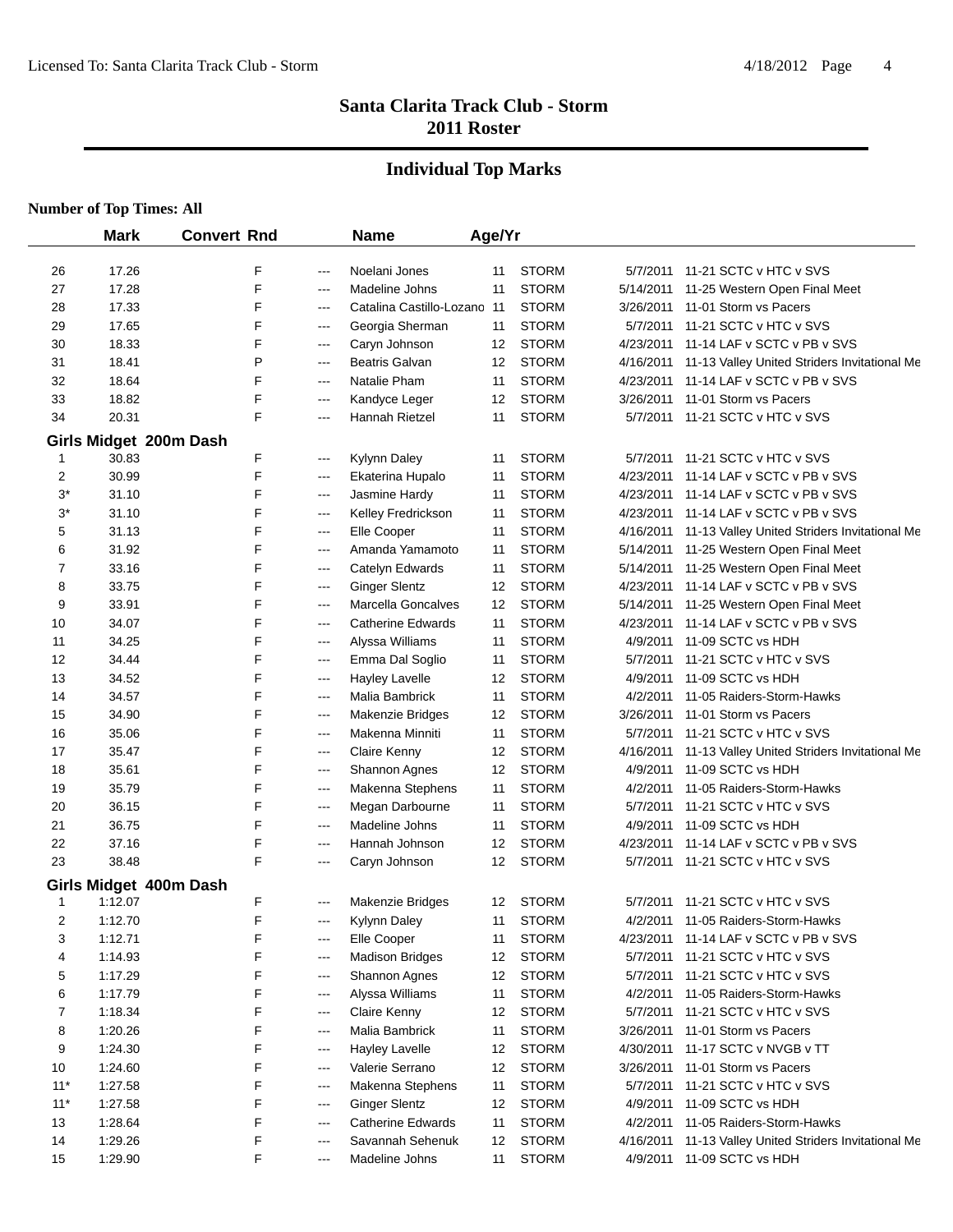# Santa Clarita Track Club - Storm
## 2011 Roster

## Individual Top Marks

**Number of Top Times: All**

| | Mark | Convert | Rnd | | Name | Age/Yr | | | |
|---|---|---|---|---|---|---|---|---|---|
| 26 | 17.26 | | F | --- | Noelani Jones | 11 | STORM | 5/7/2011 | 11-21 SCTC v HTC v SVS |
| 27 | 17.28 | | F | --- | Madeline Johns | 11 | STORM | 5/14/2011 | 11-25 Western Open Final Meet |
| 28 | 17.33 | | F | --- | Catalina Castillo-Lozano | 11 | STORM | 3/26/2011 | 11-01 Storm vs Pacers |
| 29 | 17.65 | | F | --- | Georgia Sherman | 11 | STORM | 5/7/2011 | 11-21 SCTC v HTC v SVS |
| 30 | 18.33 | | F | --- | Caryn Johnson | 12 | STORM | 4/23/2011 | 11-14 LAF v SCTC v PB v SVS |
| 31 | 18.41 | | P | --- | Beatris Galvan | 12 | STORM | 4/16/2011 | 11-13 Valley United Striders Invitational Me |
| 32 | 18.64 | | F | --- | Natalie Pham | 11 | STORM | 4/23/2011 | 11-14 LAF v SCTC v PB v SVS |
| 33 | 18.82 | | F | --- | Kandyce Leger | 12 | STORM | 3/26/2011 | 11-01 Storm vs Pacers |
| 34 | 20.31 | | F | --- | Hannah Rietzel | 11 | STORM | 5/7/2011 | 11-21 SCTC v HTC v SVS |
| **Girls Midget 200m Dash** | | | | | | | | | |
| 1 | 30.83 | | F | --- | Kylynn Daley | 11 | STORM | 5/7/2011 | 11-21 SCTC v HTC v SVS |
| 2 | 30.99 | | F | --- | Ekaterina Hupalo | 11 | STORM | 4/23/2011 | 11-14 LAF v SCTC v PB v SVS |
| 3* | 31.10 | | F | --- | Jasmine Hardy | 11 | STORM | 4/23/2011 | 11-14 LAF v SCTC v PB v SVS |
| 3* | 31.10 | | F | --- | Kelley Fredrickson | 11 | STORM | 4/23/2011 | 11-14 LAF v SCTC v PB v SVS |
| 5 | 31.13 | | F | --- | Elle Cooper | 11 | STORM | 4/16/2011 | 11-13 Valley United Striders Invitational Me |
| 6 | 31.92 | | F | --- | Amanda Yamamoto | 11 | STORM | 5/14/2011 | 11-25 Western Open Final Meet |
| 7 | 33.16 | | F | --- | Catelyn Edwards | 11 | STORM | 5/14/2011 | 11-25 Western Open Final Meet |
| 8 | 33.75 | | F | --- | Ginger Slentz | 12 | STORM | 4/23/2011 | 11-14 LAF v SCTC v PB v SVS |
| 9 | 33.91 | | F | --- | Marcella Goncalves | 12 | STORM | 5/14/2011 | 11-25 Western Open Final Meet |
| 10 | 34.07 | | F | --- | Catherine Edwards | 11 | STORM | 4/23/2011 | 11-14 LAF v SCTC v PB v SVS |
| 11 | 34.25 | | F | --- | Alyssa Williams | 11 | STORM | 4/9/2011 | 11-09 SCTC vs HDH |
| 12 | 34.44 | | F | --- | Emma Dal Soglio | 11 | STORM | 5/7/2011 | 11-21 SCTC v HTC v SVS |
| 13 | 34.52 | | F | --- | Hayley Lavelle | 12 | STORM | 4/9/2011 | 11-09 SCTC vs HDH |
| 14 | 34.57 | | F | --- | Malia Bambrick | 11 | STORM | 4/2/2011 | 11-05 Raiders-Storm-Hawks |
| 15 | 34.90 | | F | --- | Makenzie Bridges | 12 | STORM | 3/26/2011 | 11-01 Storm vs Pacers |
| 16 | 35.06 | | F | --- | Makenna Minniti | 11 | STORM | 5/7/2011 | 11-21 SCTC v HTC v SVS |
| 17 | 35.47 | | F | --- | Claire Kenny | 12 | STORM | 4/16/2011 | 11-13 Valley United Striders Invitational Me |
| 18 | 35.61 | | F | --- | Shannon Agnes | 12 | STORM | 4/9/2011 | 11-09 SCTC vs HDH |
| 19 | 35.79 | | F | --- | Makenna Stephens | 11 | STORM | 4/2/2011 | 11-05 Raiders-Storm-Hawks |
| 20 | 36.15 | | F | --- | Megan Darbourne | 11 | STORM | 5/7/2011 | 11-21 SCTC v HTC v SVS |
| 21 | 36.75 | | F | --- | Madeline Johns | 11 | STORM | 4/9/2011 | 11-09 SCTC vs HDH |
| 22 | 37.16 | | F | --- | Hannah Johnson | 12 | STORM | 4/23/2011 | 11-14 LAF v SCTC v PB v SVS |
| 23 | 38.48 | | F | --- | Caryn Johnson | 12 | STORM | 5/7/2011 | 11-21 SCTC v HTC v SVS |
| **Girls Midget 400m Dash** | | | | | | | | | |
| 1 | 1:12.07 | | F | --- | Makenzie Bridges | 12 | STORM | 5/7/2011 | 11-21 SCTC v HTC v SVS |
| 2 | 1:12.70 | | F | --- | Kylynn Daley | 11 | STORM | 4/2/2011 | 11-05 Raiders-Storm-Hawks |
| 3 | 1:12.71 | | F | --- | Elle Cooper | 11 | STORM | 4/23/2011 | 11-14 LAF v SCTC v PB v SVS |
| 4 | 1:14.93 | | F | --- | Madison Bridges | 12 | STORM | 5/7/2011 | 11-21 SCTC v HTC v SVS |
| 5 | 1:17.29 | | F | --- | Shannon Agnes | 12 | STORM | 5/7/2011 | 11-21 SCTC v HTC v SVS |
| 6 | 1:17.79 | | F | --- | Alyssa Williams | 11 | STORM | 4/2/2011 | 11-05 Raiders-Storm-Hawks |
| 7 | 1:18.34 | | F | --- | Claire Kenny | 12 | STORM | 5/7/2011 | 11-21 SCTC v HTC v SVS |
| 8 | 1:20.26 | | F | --- | Malia Bambrick | 11 | STORM | 3/26/2011 | 11-01 Storm vs Pacers |
| 9 | 1:24.30 | | F | --- | Hayley Lavelle | 12 | STORM | 4/30/2011 | 11-17 SCTC v NVGB v TT |
| 10 | 1:24.60 | | F | --- | Valerie Serrano | 12 | STORM | 3/26/2011 | 11-01 Storm vs Pacers |
| 11* | 1:27.58 | | F | --- | Makenna Stephens | 11 | STORM | 5/7/2011 | 11-21 SCTC v HTC v SVS |
| 11* | 1:27.58 | | F | --- | Ginger Slentz | 12 | STORM | 4/9/2011 | 11-09 SCTC vs HDH |
| 13 | 1:28.64 | | F | --- | Catherine Edwards | 11 | STORM | 4/2/2011 | 11-05 Raiders-Storm-Hawks |
| 14 | 1:29.26 | | F | --- | Savannah Sehenuk | 12 | STORM | 4/16/2011 | 11-13 Valley United Striders Invitational Me |
| 15 | 1:29.90 | | F | --- | Madeline Johns | 11 | STORM | 4/9/2011 | 11-09 SCTC vs HDH |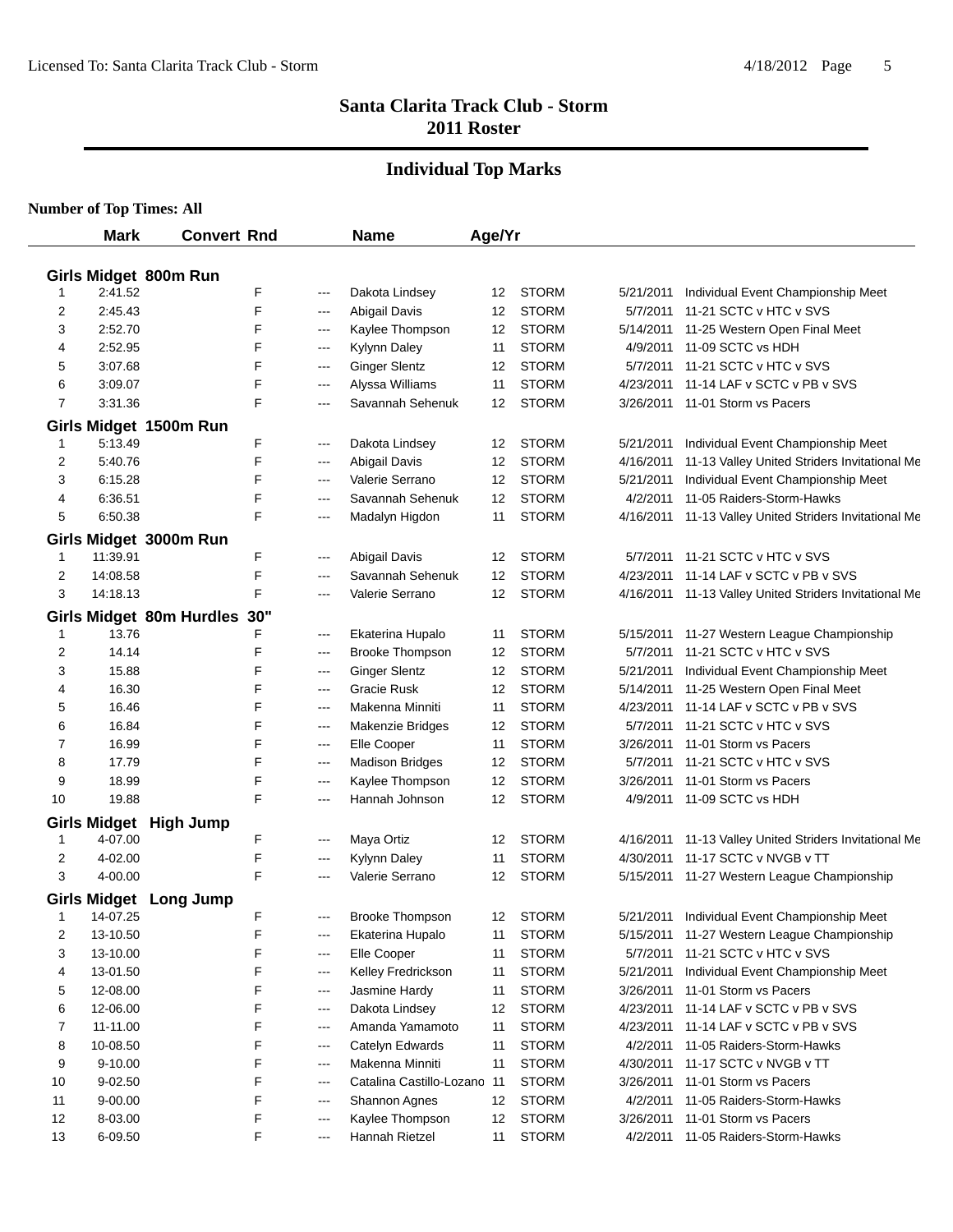## Santa Clarita Track Club - Storm
## 2011 Roster

### Individual Top Marks

**Number of Top Times: All**

| | Mark | Convert | Rnd | | Name | Age/Yr | | | |
|---|---|---|---|---|---|---|---|---|---|
| **Girls Midget 800m Run** | | | | | | | | | |
| 1 | 2:41.52 | | F | --- | Dakota Lindsey | 12 | STORM | 5/21/2011 | Individual Event Championship Meet |
| 2 | 2:45.43 | | F | --- | Abigail Davis | 12 | STORM | 5/7/2011 | 11-21 SCTC v HTC v SVS |
| 3 | 2:52.70 | | F | --- | Kaylee Thompson | 12 | STORM | 5/14/2011 | 11-25 Western Open Final Meet |
| 4 | 2:52.95 | | F | --- | Kylynn Daley | 11 | STORM | 4/9/2011 | 11-09 SCTC vs HDH |
| 5 | 3:07.68 | | F | --- | Ginger Slentz | 12 | STORM | 5/7/2011 | 11-21 SCTC v HTC v SVS |
| 6 | 3:09.07 | | F | --- | Alyssa Williams | 11 | STORM | 4/23/2011 | 11-14 LAF v SCTC v PB v SVS |
| 7 | 3:31.36 | | F | --- | Savannah Sehenuk | 12 | STORM | 3/26/2011 | 11-01 Storm vs Pacers |
| **Girls Midget 1500m Run** | | | | | | | | | |
| 1 | 5:13.49 | | F | --- | Dakota Lindsey | 12 | STORM | 5/21/2011 | Individual Event Championship Meet |
| 2 | 5:40.76 | | F | --- | Abigail Davis | 12 | STORM | 4/16/2011 | 11-13 Valley United Striders Invitational Me |
| 3 | 6:15.28 | | F | --- | Valerie Serrano | 12 | STORM | 5/21/2011 | Individual Event Championship Meet |
| 4 | 6:36.51 | | F | --- | Savannah Sehenuk | 12 | STORM | 4/2/2011 | 11-05 Raiders-Storm-Hawks |
| 5 | 6:50.38 | | F | --- | Madalyn Higdon | 11 | STORM | 4/16/2011 | 11-13 Valley United Striders Invitational Me |
| **Girls Midget 3000m Run** | | | | | | | | | |
| 1 | 11:39.91 | | F | --- | Abigail Davis | 12 | STORM | 5/7/2011 | 11-21 SCTC v HTC v SVS |
| 2 | 14:08.58 | | F | --- | Savannah Sehenuk | 12 | STORM | 4/23/2011 | 11-14 LAF v SCTC v PB v SVS |
| 3 | 14:18.13 | | F | --- | Valerie Serrano | 12 | STORM | 4/16/2011 | 11-13 Valley United Striders Invitational Me |
| **Girls Midget 80m Hurdles 30"** | | | | | | | | | |
| 1 | 13.76 | | F | --- | Ekaterina Hupalo | 11 | STORM | 5/15/2011 | 11-27 Western League Championship |
| 2 | 14.14 | | F | --- | Brooke Thompson | 12 | STORM | 5/7/2011 | 11-21 SCTC v HTC v SVS |
| 3 | 15.88 | | F | --- | Ginger Slentz | 12 | STORM | 5/21/2011 | Individual Event Championship Meet |
| 4 | 16.30 | | F | --- | Gracie Rusk | 12 | STORM | 5/14/2011 | 11-25 Western Open Final Meet |
| 5 | 16.46 | | F | --- | Makenna Minniti | 11 | STORM | 4/23/2011 | 11-14 LAF v SCTC v PB v SVS |
| 6 | 16.84 | | F | --- | Makenzie Bridges | 12 | STORM | 5/7/2011 | 11-21 SCTC v HTC v SVS |
| 7 | 16.99 | | F | --- | Elle Cooper | 11 | STORM | 3/26/2011 | 11-01 Storm vs Pacers |
| 8 | 17.79 | | F | --- | Madison Bridges | 12 | STORM | 5/7/2011 | 11-21 SCTC v HTC v SVS |
| 9 | 18.99 | | F | --- | Kaylee Thompson | 12 | STORM | 3/26/2011 | 11-01 Storm vs Pacers |
| 10 | 19.88 | | F | --- | Hannah Johnson | 12 | STORM | 4/9/2011 | 11-09 SCTC vs HDH |
| **Girls Midget High Jump** | | | | | | | | | |
| 1 | 4-07.00 | | F | --- | Maya Ortiz | 12 | STORM | 4/16/2011 | 11-13 Valley United Striders Invitational Me |
| 2 | 4-02.00 | | F | --- | Kylynn Daley | 11 | STORM | 4/30/2011 | 11-17 SCTC v NVGB v TT |
| 3 | 4-00.00 | | F | --- | Valerie Serrano | 12 | STORM | 5/15/2011 | 11-27 Western League Championship |
| **Girls Midget Long Jump** | | | | | | | | | |
| 1 | 14-07.25 | | F | --- | Brooke Thompson | 12 | STORM | 5/21/2011 | Individual Event Championship Meet |
| 2 | 13-10.50 | | F | --- | Ekaterina Hupalo | 11 | STORM | 5/15/2011 | 11-27 Western League Championship |
| 3 | 13-10.00 | | F | --- | Elle Cooper | 11 | STORM | 5/7/2011 | 11-21 SCTC v HTC v SVS |
| 4 | 13-01.50 | | F | --- | Kelley Fredrickson | 11 | STORM | 5/21/2011 | Individual Event Championship Meet |
| 5 | 12-08.00 | | F | --- | Jasmine Hardy | 11 | STORM | 3/26/2011 | 11-01 Storm vs Pacers |
| 6 | 12-06.00 | | F | --- | Dakota Lindsey | 12 | STORM | 4/23/2011 | 11-14 LAF v SCTC v PB v SVS |
| 7 | 11-11.00 | | F | --- | Amanda Yamamoto | 11 | STORM | 4/23/2011 | 11-14 LAF v SCTC v PB v SVS |
| 8 | 10-08.50 | | F | --- | Catelyn Edwards | 11 | STORM | 4/2/2011 | 11-05 Raiders-Storm-Hawks |
| 9 | 9-10.00 | | F | --- | Makenna Minniti | 11 | STORM | 4/30/2011 | 11-17 SCTC v NVGB v TT |
| 10 | 9-02.50 | | F | --- | Catalina Castillo-Lozano | 11 | STORM | 3/26/2011 | 11-01 Storm vs Pacers |
| 11 | 9-00.00 | | F | --- | Shannon Agnes | 12 | STORM | 4/2/2011 | 11-05 Raiders-Storm-Hawks |
| 12 | 8-03.00 | | F | --- | Kaylee Thompson | 12 | STORM | 3/26/2011 | 11-01 Storm vs Pacers |
| 13 | 6-09.50 | | F | --- | Hannah Rietzel | 11 | STORM | 4/2/2011 | 11-05 Raiders-Storm-Hawks |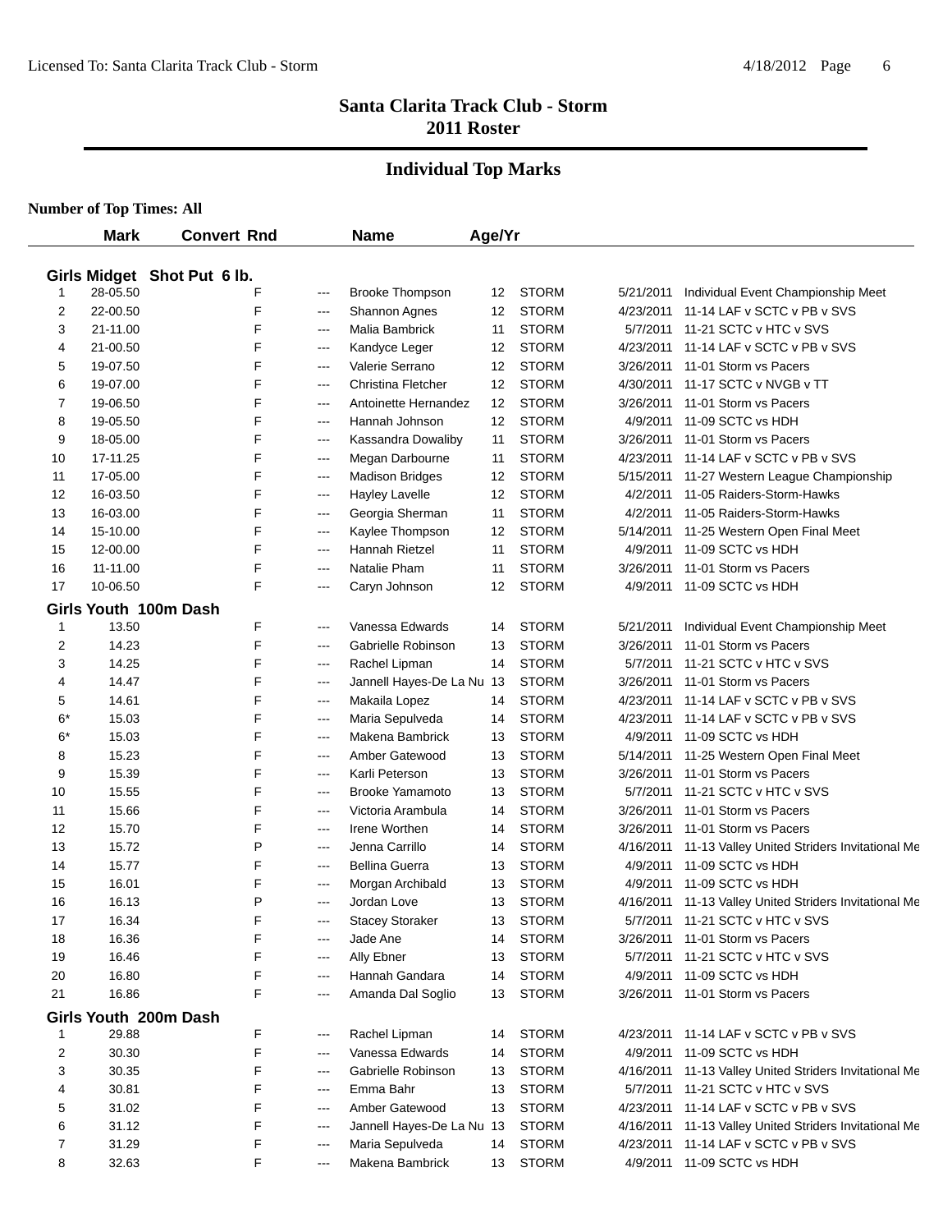# Santa Clarita Track Club - Storm
## 2011 Roster

## Individual Top Marks

**Number of Top Times: All**

| | Mark | Convert | Rnd | Name | Age/Yr | | | |
|---|---|---|---|---|---|---|---|---|
| **Girls Midget Shot Put 6 lb.** | | | | | | | | |
| 1 | 28-05.50 | F | --- | Brooke Thompson | 12 | STORM | 5/21/2011 | Individual Event Championship Meet |
| 2 | 22-00.50 | F | --- | Shannon Agnes | 12 | STORM | 4/23/2011 | 11-14 LAF v SCTC v PB v SVS |
| 3 | 21-11.00 | F | --- | Malia Bambrick | 11 | STORM | 5/7/2011 | 11-21 SCTC v HTC v SVS |
| 4 | 21-00.50 | F | --- | Kandyce Leger | 12 | STORM | 4/23/2011 | 11-14 LAF v SCTC v PB v SVS |
| 5 | 19-07.50 | F | --- | Valerie Serrano | 12 | STORM | 3/26/2011 | 11-01 Storm vs Pacers |
| 6 | 19-07.00 | F | --- | Christina Fletcher | 12 | STORM | 4/30/2011 | 11-17 SCTC v NVGB v TT |
| 7 | 19-06.50 | F | --- | Antoinette Hernandez | 12 | STORM | 3/26/2011 | 11-01 Storm vs Pacers |
| 8 | 19-05.50 | F | --- | Hannah Johnson | 12 | STORM | 4/9/2011 | 11-09 SCTC vs HDH |
| 9 | 18-05.00 | F | --- | Kassandra Dowaliby | 11 | STORM | 3/26/2011 | 11-01 Storm vs Pacers |
| 10 | 17-11.25 | F | --- | Megan Darbourne | 11 | STORM | 4/23/2011 | 11-14 LAF v SCTC v PB v SVS |
| 11 | 17-05.00 | F | --- | Madison Bridges | 12 | STORM | 5/15/2011 | 11-27 Western League Championship |
| 12 | 16-03.50 | F | --- | Hayley Lavelle | 12 | STORM | 4/2/2011 | 11-05 Raiders-Storm-Hawks |
| 13 | 16-03.00 | F | --- | Georgia Sherman | 11 | STORM | 4/2/2011 | 11-05 Raiders-Storm-Hawks |
| 14 | 15-10.00 | F | --- | Kaylee Thompson | 12 | STORM | 5/14/2011 | 11-25 Western Open Final Meet |
| 15 | 12-00.00 | F | --- | Hannah Rietzel | 11 | STORM | 4/9/2011 | 11-09 SCTC vs HDH |
| 16 | 11-11.00 | F | --- | Natalie Pham | 11 | STORM | 3/26/2011 | 11-01 Storm vs Pacers |
| 17 | 10-06.50 | F | --- | Caryn Johnson | 12 | STORM | 4/9/2011 | 11-09 SCTC vs HDH |
| **Girls Youth 100m Dash** | | | | | | | | |
| 1 | 13.50 | F | --- | Vanessa Edwards | 14 | STORM | 5/21/2011 | Individual Event Championship Meet |
| 2 | 14.23 | F | --- | Gabrielle Robinson | 13 | STORM | 3/26/2011 | 11-01 Storm vs Pacers |
| 3 | 14.25 | F | --- | Rachel Lipman | 14 | STORM | 5/7/2011 | 11-21 SCTC v HTC v SVS |
| 4 | 14.47 | F | --- | Jannell Hayes-De La Nu | 13 | STORM | 3/26/2011 | 11-01 Storm vs Pacers |
| 5 | 14.61 | F | --- | Makaila Lopez | 14 | STORM | 4/23/2011 | 11-14 LAF v SCTC v PB v SVS |
| 6* | 15.03 | F | --- | Maria Sepulveda | 14 | STORM | 4/23/2011 | 11-14 LAF v SCTC v PB v SVS |
| 6* | 15.03 | F | --- | Makena Bambrick | 13 | STORM | 4/9/2011 | 11-09 SCTC vs HDH |
| 8 | 15.23 | F | --- | Amber Gatewood | 13 | STORM | 5/14/2011 | 11-25 Western Open Final Meet |
| 9 | 15.39 | F | --- | Karli Peterson | 13 | STORM | 3/26/2011 | 11-01 Storm vs Pacers |
| 10 | 15.55 | F | --- | Brooke Yamamoto | 13 | STORM | 5/7/2011 | 11-21 SCTC v HTC v SVS |
| 11 | 15.66 | F | --- | Victoria Arambula | 14 | STORM | 3/26/2011 | 11-01 Storm vs Pacers |
| 12 | 15.70 | F | --- | Irene Worthen | 14 | STORM | 3/26/2011 | 11-01 Storm vs Pacers |
| 13 | 15.72 | P | --- | Jenna Carrillo | 14 | STORM | 4/16/2011 | 11-13 Valley United Striders Invitational Me |
| 14 | 15.77 | F | --- | Bellina Guerra | 13 | STORM | 4/9/2011 | 11-09 SCTC vs HDH |
| 15 | 16.01 | F | --- | Morgan Archibald | 13 | STORM | 4/9/2011 | 11-09 SCTC vs HDH |
| 16 | 16.13 | P | --- | Jordan Love | 13 | STORM | 4/16/2011 | 11-13 Valley United Striders Invitational Me |
| 17 | 16.34 | F | --- | Stacey Storaker | 13 | STORM | 5/7/2011 | 11-21 SCTC v HTC v SVS |
| 18 | 16.36 | F | --- | Jade Ane | 14 | STORM | 3/26/2011 | 11-01 Storm vs Pacers |
| 19 | 16.46 | F | --- | Ally Ebner | 13 | STORM | 5/7/2011 | 11-21 SCTC v HTC v SVS |
| 20 | 16.80 | F | --- | Hannah Gandara | 14 | STORM | 4/9/2011 | 11-09 SCTC vs HDH |
| 21 | 16.86 | F | --- | Amanda Dal Soglio | 13 | STORM | 3/26/2011 | 11-01 Storm vs Pacers |
| **Girls Youth 200m Dash** | | | | | | | | |
| 1 | 29.88 | F | --- | Rachel Lipman | 14 | STORM | 4/23/2011 | 11-14 LAF v SCTC v PB v SVS |
| 2 | 30.30 | F | --- | Vanessa Edwards | 14 | STORM | 4/9/2011 | 11-09 SCTC vs HDH |
| 3 | 30.35 | F | --- | Gabrielle Robinson | 13 | STORM | 4/16/2011 | 11-13 Valley United Striders Invitational Me |
| 4 | 30.81 | F | --- | Emma Bahr | 13 | STORM | 5/7/2011 | 11-21 SCTC v HTC v SVS |
| 5 | 31.02 | F | --- | Amber Gatewood | 13 | STORM | 4/23/2011 | 11-14 LAF v SCTC v PB v SVS |
| 6 | 31.12 | F | --- | Jannell Hayes-De La Nu | 13 | STORM | 4/16/2011 | 11-13 Valley United Striders Invitational Me |
| 7 | 31.29 | F | --- | Maria Sepulveda | 14 | STORM | 4/23/2011 | 11-14 LAF v SCTC v PB v SVS |
| 8 | 32.63 | F | --- | Makena Bambrick | 13 | STORM | 4/9/2011 | 11-09 SCTC vs HDH |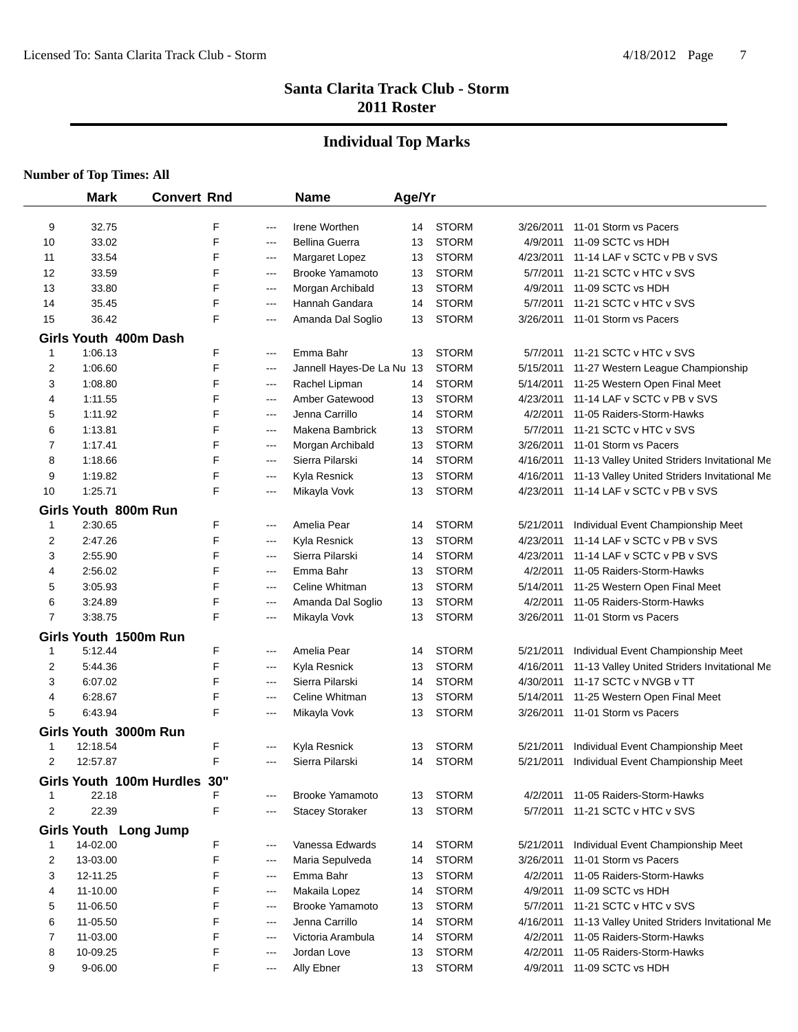## Santa Clarita Track Club - Storm
## 2011 Roster

### Individual Top Marks

**Number of Top Times: All**

| | Mark | Convert | Rnd | | Name | Age/Yr | | | |
|---|---|---|---|---|---|---|---|---|---|
| 9 | 32.75 | | F | --- | Irene Worthen | 14 | STORM | 3/26/2011 | 11-01 Storm vs Pacers |
| 10 | 33.02 | | F | --- | Bellina Guerra | 13 | STORM | 4/9/2011 | 11-09 SCTC vs HDH |
| 11 | 33.54 | | F | --- | Margaret Lopez | 13 | STORM | 4/23/2011 | 11-14 LAF v SCTC v PB v SVS |
| 12 | 33.59 | | F | --- | Brooke Yamamoto | 13 | STORM | 5/7/2011 | 11-21 SCTC v HTC v SVS |
| 13 | 33.80 | | F | --- | Morgan Archibald | 13 | STORM | 4/9/2011 | 11-09 SCTC vs HDH |
| 14 | 35.45 | | F | --- | Hannah Gandara | 14 | STORM | 5/7/2011 | 11-21 SCTC v HTC v SVS |
| 15 | 36.42 | | F | --- | Amanda Dal Soglio | 13 | STORM | 3/26/2011 | 11-01 Storm vs Pacers |
| **Girls Youth 400m Dash** | | | | | | | | | |
| 1 | 1:06.13 | | F | --- | Emma Bahr | 13 | STORM | 5/7/2011 | 11-21 SCTC v HTC v SVS |
| 2 | 1:06.60 | | F | --- | Jannell Hayes-De La Nu | 13 | STORM | 5/15/2011 | 11-27 Western League Championship |
| 3 | 1:08.80 | | F | --- | Rachel Lipman | 14 | STORM | 5/14/2011 | 11-25 Western Open Final Meet |
| 4 | 1:11.55 | | F | --- | Amber Gatewood | 13 | STORM | 4/23/2011 | 11-14 LAF v SCTC v PB v SVS |
| 5 | 1:11.92 | | F | --- | Jenna Carrillo | 14 | STORM | 4/2/2011 | 11-05 Raiders-Storm-Hawks |
| 6 | 1:13.81 | | F | --- | Makena Bambrick | 13 | STORM | 5/7/2011 | 11-21 SCTC v HTC v SVS |
| 7 | 1:17.41 | | F | --- | Morgan Archibald | 13 | STORM | 3/26/2011 | 11-01 Storm vs Pacers |
| 8 | 1:18.66 | | F | --- | Sierra Pilarski | 14 | STORM | 4/16/2011 | 11-13 Valley United Striders Invitational Me |
| 9 | 1:19.82 | | F | --- | Kyla Resnick | 13 | STORM | 4/16/2011 | 11-13 Valley United Striders Invitational Me |
| 10 | 1:25.71 | | F | --- | Mikayla Vovk | 13 | STORM | 4/23/2011 | 11-14 LAF v SCTC v PB v SVS |
| **Girls Youth 800m Run** | | | | | | | | | |
| 1 | 2:30.65 | | F | --- | Amelia Pear | 14 | STORM | 5/21/2011 | Individual Event Championship Meet |
| 2 | 2:47.26 | | F | --- | Kyla Resnick | 13 | STORM | 4/23/2011 | 11-14 LAF v SCTC v PB v SVS |
| 3 | 2:55.90 | | F | --- | Sierra Pilarski | 14 | STORM | 4/23/2011 | 11-14 LAF v SCTC v PB v SVS |
| 4 | 2:56.02 | | F | --- | Emma Bahr | 13 | STORM | 4/2/2011 | 11-05 Raiders-Storm-Hawks |
| 5 | 3:05.93 | | F | --- | Celine Whitman | 13 | STORM | 5/14/2011 | 11-25 Western Open Final Meet |
| 6 | 3:24.89 | | F | --- | Amanda Dal Soglio | 13 | STORM | 4/2/2011 | 11-05 Raiders-Storm-Hawks |
| 7 | 3:38.75 | | F | --- | Mikayla Vovk | 13 | STORM | 3/26/2011 | 11-01 Storm vs Pacers |
| **Girls Youth 1500m Run** | | | | | | | | | |
| 1 | 5:12.44 | | F | --- | Amelia Pear | 14 | STORM | 5/21/2011 | Individual Event Championship Meet |
| 2 | 5:44.36 | | F | --- | Kyla Resnick | 13 | STORM | 4/16/2011 | 11-13 Valley United Striders Invitational Me |
| 3 | 6:07.02 | | F | --- | Sierra Pilarski | 14 | STORM | 4/30/2011 | 11-17 SCTC v NVGB v TT |
| 4 | 6:28.67 | | F | --- | Celine Whitman | 13 | STORM | 5/14/2011 | 11-25 Western Open Final Meet |
| 5 | 6:43.94 | | F | --- | Mikayla Vovk | 13 | STORM | 3/26/2011 | 11-01 Storm vs Pacers |
| **Girls Youth 3000m Run** | | | | | | | | | |
| 1 | 12:18.54 | | F | --- | Kyla Resnick | 13 | STORM | 5/21/2011 | Individual Event Championship Meet |
| 2 | 12:57.87 | | F | --- | Sierra Pilarski | 14 | STORM | 5/21/2011 | Individual Event Championship Meet |
| **Girls Youth 100m Hurdles 30"** | | | | | | | | | |
| 1 | 22.18 | | F | --- | Brooke Yamamoto | 13 | STORM | 4/2/2011 | 11-05 Raiders-Storm-Hawks |
| 2 | 22.39 | | F | --- | Stacey Storaker | 13 | STORM | 5/7/2011 | 11-21 SCTC v HTC v SVS |
| **Girls Youth Long Jump** | | | | | | | | | |
| 1 | 14-02.00 | | F | --- | Vanessa Edwards | 14 | STORM | 5/21/2011 | Individual Event Championship Meet |
| 2 | 13-03.00 | | F | --- | Maria Sepulveda | 14 | STORM | 3/26/2011 | 11-01 Storm vs Pacers |
| 3 | 12-11.25 | | F | --- | Emma Bahr | 13 | STORM | 4/2/2011 | 11-05 Raiders-Storm-Hawks |
| 4 | 11-10.00 | | F | --- | Makaila Lopez | 14 | STORM | 4/9/2011 | 11-09 SCTC vs HDH |
| 5 | 11-06.50 | | F | --- | Brooke Yamamoto | 13 | STORM | 5/7/2011 | 11-21 SCTC v HTC v SVS |
| 6 | 11-05.50 | | F | --- | Jenna Carrillo | 14 | STORM | 4/16/2011 | 11-13 Valley United Striders Invitational Me |
| 7 | 11-03.00 | | F | --- | Victoria Arambula | 14 | STORM | 4/2/2011 | 11-05 Raiders-Storm-Hawks |
| 8 | 10-09.25 | | F | --- | Jordan Love | 13 | STORM | 4/2/2011 | 11-05 Raiders-Storm-Hawks |
| 9 | 9-06.00 | | F | --- | Ally Ebner | 13 | STORM | 4/9/2011 | 11-09 SCTC vs HDH |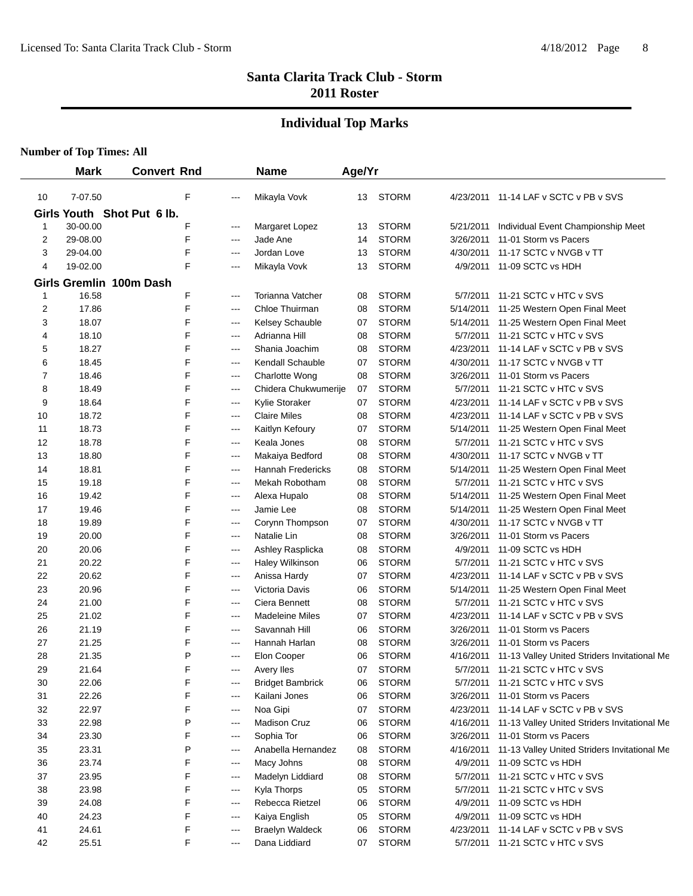## Santa Clarita Track Club - Storm
## 2011 Roster

### Individual Top Marks

**Number of Top Times: All**

| | Mark | Convert | Rnd | | Name | Age/Yr | | | |
|---|---|---|---|---|---|---|---|---|---|
| 10 | 7-07.50 | | F | --- | Mikayla Vovk | 13 | STORM | 4/23/2011 | 11-14 LAF v SCTC v PB v SVS |
| **Girls Youth Shot Put 6 lb.** | | | | | | | | | |
| 1 | 30-00.00 | | F | --- | Margaret Lopez | 13 | STORM | 5/21/2011 | Individual Event Championship Meet |
| 2 | 29-08.00 | | F | --- | Jade Ane | 14 | STORM | 3/26/2011 | 11-01 Storm vs Pacers |
| 3 | 29-04.00 | | F | --- | Jordan Love | 13 | STORM | 4/30/2011 | 11-17 SCTC v NVGB v TT |
| 4 | 19-02.00 | | F | --- | Mikayla Vovk | 13 | STORM | 4/9/2011 | 11-09 SCTC vs HDH |
| **Girls Gremlin 100m Dash** | | | | | | | | | |
| 1 | 16.58 | | F | --- | Torianna Vatcher | 08 | STORM | 5/7/2011 | 11-21 SCTC v HTC v SVS |
| 2 | 17.86 | | F | --- | Chloe Thuirman | 08 | STORM | 5/14/2011 | 11-25 Western Open Final Meet |
| 3 | 18.07 | | F | --- | Kelsey Schauble | 07 | STORM | 5/14/2011 | 11-25 Western Open Final Meet |
| 4 | 18.10 | | F | --- | Adrianna Hill | 08 | STORM | 5/7/2011 | 11-21 SCTC v HTC v SVS |
| 5 | 18.27 | | F | --- | Shania Joachim | 08 | STORM | 4/23/2011 | 11-14 LAF v SCTC v PB v SVS |
| 6 | 18.45 | | F | --- | Kendall Schauble | 07 | STORM | 4/30/2011 | 11-17 SCTC v NVGB v TT |
| 7 | 18.46 | | F | --- | Charlotte Wong | 08 | STORM | 3/26/2011 | 11-01 Storm vs Pacers |
| 8 | 18.49 | | F | --- | Chidera Chukwumerije | 07 | STORM | 5/7/2011 | 11-21 SCTC v HTC v SVS |
| 9 | 18.64 | | F | --- | Kylie Storaker | 07 | STORM | 4/23/2011 | 11-14 LAF v SCTC v PB v SVS |
| 10 | 18.72 | | F | --- | Claire Miles | 08 | STORM | 4/23/2011 | 11-14 LAF v SCTC v PB v SVS |
| 11 | 18.73 | | F | --- | Kaitlyn Kefoury | 07 | STORM | 5/14/2011 | 11-25 Western Open Final Meet |
| 12 | 18.78 | | F | --- | Keala Jones | 08 | STORM | 5/7/2011 | 11-21 SCTC v HTC v SVS |
| 13 | 18.80 | | F | --- | Makaiya Bedford | 08 | STORM | 4/30/2011 | 11-17 SCTC v NVGB v TT |
| 14 | 18.81 | | F | --- | Hannah Fredericks | 08 | STORM | 5/14/2011 | 11-25 Western Open Final Meet |
| 15 | 19.18 | | F | --- | Mekah Robotham | 08 | STORM | 5/7/2011 | 11-21 SCTC v HTC v SVS |
| 16 | 19.42 | | F | --- | Alexa Hupalo | 08 | STORM | 5/14/2011 | 11-25 Western Open Final Meet |
| 17 | 19.46 | | F | --- | Jamie Lee | 08 | STORM | 5/14/2011 | 11-25 Western Open Final Meet |
| 18 | 19.89 | | F | --- | Corynn Thompson | 07 | STORM | 4/30/2011 | 11-17 SCTC v NVGB v TT |
| 19 | 20.00 | | F | --- | Natalie Lin | 08 | STORM | 3/26/2011 | 11-01 Storm vs Pacers |
| 20 | 20.06 | | F | --- | Ashley Rasplicka | 08 | STORM | 4/9/2011 | 11-09 SCTC vs HDH |
| 21 | 20.22 | | F | --- | Haley Wilkinson | 06 | STORM | 5/7/2011 | 11-21 SCTC v HTC v SVS |
| 22 | 20.62 | | F | --- | Anissa Hardy | 07 | STORM | 4/23/2011 | 11-14 LAF v SCTC v PB v SVS |
| 23 | 20.96 | | F | --- | Victoria Davis | 06 | STORM | 5/14/2011 | 11-25 Western Open Final Meet |
| 24 | 21.00 | | F | --- | Ciera Bennett | 08 | STORM | 5/7/2011 | 11-21 SCTC v HTC v SVS |
| 25 | 21.02 | | F | --- | Madeleine Miles | 07 | STORM | 4/23/2011 | 11-14 LAF v SCTC v PB v SVS |
| 26 | 21.19 | | F | --- | Savannah Hill | 06 | STORM | 3/26/2011 | 11-01 Storm vs Pacers |
| 27 | 21.25 | | F | --- | Hannah Harlan | 08 | STORM | 3/26/2011 | 11-01 Storm vs Pacers |
| 28 | 21.35 | | P | --- | Elon Cooper | 06 | STORM | 4/16/2011 | 11-13 Valley United Striders Invitational Me |
| 29 | 21.64 | | F | --- | Avery Iles | 07 | STORM | 5/7/2011 | 11-21 SCTC v HTC v SVS |
| 30 | 22.06 | | F | --- | Bridget Bambrick | 06 | STORM | 5/7/2011 | 11-21 SCTC v HTC v SVS |
| 31 | 22.26 | | F | --- | Kailani Jones | 06 | STORM | 3/26/2011 | 11-01 Storm vs Pacers |
| 32 | 22.97 | | F | --- | Noa Gipi | 07 | STORM | 4/23/2011 | 11-14 LAF v SCTC v PB v SVS |
| 33 | 22.98 | | P | --- | Madison Cruz | 06 | STORM | 4/16/2011 | 11-13 Valley United Striders Invitational Me |
| 34 | 23.30 | | F | --- | Sophia Tor | 06 | STORM | 3/26/2011 | 11-01 Storm vs Pacers |
| 35 | 23.31 | | P | --- | Anabella Hernandez | 08 | STORM | 4/16/2011 | 11-13 Valley United Striders Invitational Me |
| 36 | 23.74 | | F | --- | Macy Johns | 08 | STORM | 4/9/2011 | 11-09 SCTC vs HDH |
| 37 | 23.95 | | F | --- | Madelyn Liddiard | 08 | STORM | 5/7/2011 | 11-21 SCTC v HTC v SVS |
| 38 | 23.98 | | F | --- | Kyla Thorps | 05 | STORM | 5/7/2011 | 11-21 SCTC v HTC v SVS |
| 39 | 24.08 | | F | --- | Rebecca Rietzel | 06 | STORM | 4/9/2011 | 11-09 SCTC vs HDH |
| 40 | 24.23 | | F | --- | Kaiya English | 05 | STORM | 4/9/2011 | 11-09 SCTC vs HDH |
| 41 | 24.61 | | F | --- | Braelyn Waldeck | 06 | STORM | 4/23/2011 | 11-14 LAF v SCTC v PB v SVS |
| 42 | 25.51 | | F | --- | Dana Liddiard | 07 | STORM | 5/7/2011 | 11-21 SCTC v HTC v SVS |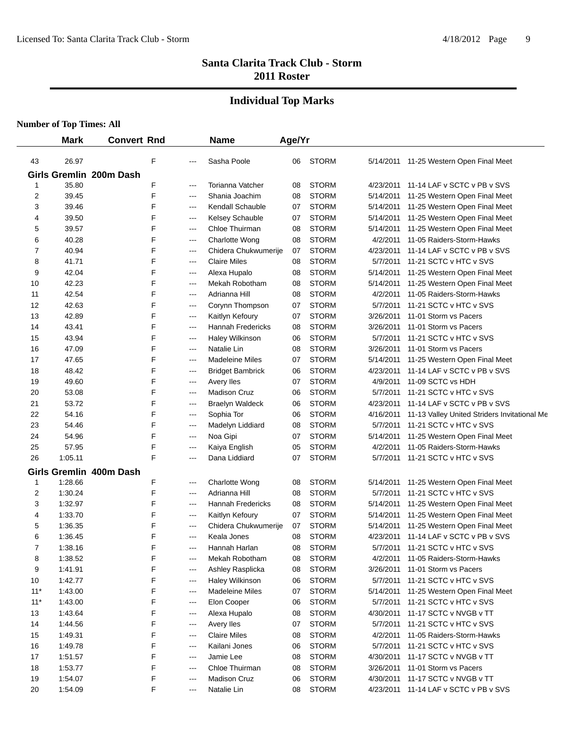## Santa Clarita Track Club - Storm
## 2011 Roster

### Individual Top Marks

**Number of Top Times: All**

| | Mark | Convert | Rnd | | Name | Age/Yr | | | |
|---|---|---|---|---|---|---|---|---|---|
| 43 | 26.97 | | F | --- | Sasha Poole | 06 | STORM | 5/14/2011 | 11-25 Western Open Final Meet |
| **Girls Gremlin 200m Dash** | | | | | | | | | |
| 1 | 35.80 | | F | --- | Torianna Vatcher | 08 | STORM | 4/23/2011 | 11-14 LAF v SCTC v PB v SVS |
| 2 | 39.45 | | F | --- | Shania Joachim | 08 | STORM | 5/14/2011 | 11-25 Western Open Final Meet |
| 3 | 39.46 | | F | --- | Kendall Schauble | 07 | STORM | 5/14/2011 | 11-25 Western Open Final Meet |
| 4 | 39.50 | | F | --- | Kelsey Schauble | 07 | STORM | 5/14/2011 | 11-25 Western Open Final Meet |
| 5 | 39.57 | | F | --- | Chloe Thuirman | 08 | STORM | 5/14/2011 | 11-25 Western Open Final Meet |
| 6 | 40.28 | | F | --- | Charlotte Wong | 08 | STORM | 4/2/2011 | 11-05 Raiders-Storm-Hawks |
| 7 | 40.94 | | F | --- | Chidera Chukwumerije | 07 | STORM | 4/23/2011 | 11-14 LAF v SCTC v PB v SVS |
| 8 | 41.71 | | F | --- | Claire Miles | 08 | STORM | 5/7/2011 | 11-21 SCTC v HTC v SVS |
| 9 | 42.04 | | F | --- | Alexa Hupalo | 08 | STORM | 5/14/2011 | 11-25 Western Open Final Meet |
| 10 | 42.23 | | F | --- | Mekah Robotham | 08 | STORM | 5/14/2011 | 11-25 Western Open Final Meet |
| 11 | 42.54 | | F | --- | Adrianna Hill | 08 | STORM | 4/2/2011 | 11-05 Raiders-Storm-Hawks |
| 12 | 42.63 | | F | --- | Corynn Thompson | 07 | STORM | 5/7/2011 | 11-21 SCTC v HTC v SVS |
| 13 | 42.89 | | F | --- | Kaitlyn Kefoury | 07 | STORM | 3/26/2011 | 11-01 Storm vs Pacers |
| 14 | 43.41 | | F | --- | Hannah Fredericks | 08 | STORM | 3/26/2011 | 11-01 Storm vs Pacers |
| 15 | 43.94 | | F | --- | Haley Wilkinson | 06 | STORM | 5/7/2011 | 11-21 SCTC v HTC v SVS |
| 16 | 47.09 | | F | --- | Natalie Lin | 08 | STORM | 3/26/2011 | 11-01 Storm vs Pacers |
| 17 | 47.65 | | F | --- | Madeleine Miles | 07 | STORM | 5/14/2011 | 11-25 Western Open Final Meet |
| 18 | 48.42 | | F | --- | Bridget Bambrick | 06 | STORM | 4/23/2011 | 11-14 LAF v SCTC v PB v SVS |
| 19 | 49.60 | | F | --- | Avery Iles | 07 | STORM | 4/9/2011 | 11-09 SCTC vs HDH |
| 20 | 53.08 | | F | --- | Madison Cruz | 06 | STORM | 5/7/2011 | 11-21 SCTC v HTC v SVS |
| 21 | 53.72 | | F | --- | Braelyn Waldeck | 06 | STORM | 4/23/2011 | 11-14 LAF v SCTC v PB v SVS |
| 22 | 54.16 | | F | --- | Sophia Tor | 06 | STORM | 4/16/2011 | 11-13 Valley United Striders Invitational Me |
| 23 | 54.46 | | F | --- | Madelyn Liddiard | 08 | STORM | 5/7/2011 | 11-21 SCTC v HTC v SVS |
| 24 | 54.96 | | F | --- | Noa Gipi | 07 | STORM | 5/14/2011 | 11-25 Western Open Final Meet |
| 25 | 57.95 | | F | --- | Kaiya English | 05 | STORM | 4/2/2011 | 11-05 Raiders-Storm-Hawks |
| 26 | 1:05.11 | | F | --- | Dana Liddiard | 07 | STORM | 5/7/2011 | 11-21 SCTC v HTC v SVS |
| **Girls Gremlin 400m Dash** | | | | | | | | | |
| 1 | 1:28.66 | | F | --- | Charlotte Wong | 08 | STORM | 5/14/2011 | 11-25 Western Open Final Meet |
| 2 | 1:30.24 | | F | --- | Adrianna Hill | 08 | STORM | 5/7/2011 | 11-21 SCTC v HTC v SVS |
| 3 | 1:32.97 | | F | --- | Hannah Fredericks | 08 | STORM | 5/14/2011 | 11-25 Western Open Final Meet |
| 4 | 1:33.70 | | F | --- | Kaitlyn Kefoury | 07 | STORM | 5/14/2011 | 11-25 Western Open Final Meet |
| 5 | 1:36.35 | | F | --- | Chidera Chukwumerije | 07 | STORM | 5/14/2011 | 11-25 Western Open Final Meet |
| 6 | 1:36.45 | | F | --- | Keala Jones | 08 | STORM | 4/23/2011 | 11-14 LAF v SCTC v PB v SVS |
| 7 | 1:38.16 | | F | --- | Hannah Harlan | 08 | STORM | 5/7/2011 | 11-21 SCTC v HTC v SVS |
| 8 | 1:38.52 | | F | --- | Mekah Robotham | 08 | STORM | 4/2/2011 | 11-05 Raiders-Storm-Hawks |
| 9 | 1:41.91 | | F | --- | Ashley Rasplicka | 08 | STORM | 3/26/2011 | 11-01 Storm vs Pacers |
| 10 | 1:42.77 | | F | --- | Haley Wilkinson | 06 | STORM | 5/7/2011 | 11-21 SCTC v HTC v SVS |
| 11* | 1:43.00 | | F | --- | Madeleine Miles | 07 | STORM | 5/14/2011 | 11-25 Western Open Final Meet |
| 11* | 1:43.00 | | F | --- | Elon Cooper | 06 | STORM | 5/7/2011 | 11-21 SCTC v HTC v SVS |
| 13 | 1:43.64 | | F | --- | Alexa Hupalo | 08 | STORM | 4/30/2011 | 11-17 SCTC v NVGB v TT |
| 14 | 1:44.56 | | F | --- | Avery Iles | 07 | STORM | 5/7/2011 | 11-21 SCTC v HTC v SVS |
| 15 | 1:49.31 | | F | --- | Claire Miles | 08 | STORM | 4/2/2011 | 11-05 Raiders-Storm-Hawks |
| 16 | 1:49.78 | | F | --- | Kailani Jones | 06 | STORM | 5/7/2011 | 11-21 SCTC v HTC v SVS |
| 17 | 1:51.57 | | F | --- | Jamie Lee | 08 | STORM | 4/30/2011 | 11-17 SCTC v NVGB v TT |
| 18 | 1:53.77 | | F | --- | Chloe Thuirman | 08 | STORM | 3/26/2011 | 11-01 Storm vs Pacers |
| 19 | 1:54.07 | | F | --- | Madison Cruz | 06 | STORM | 4/30/2011 | 11-17 SCTC v NVGB v TT |
| 20 | 1:54.09 | | F | --- | Natalie Lin | 08 | STORM | 4/23/2011 | 11-14 LAF v SCTC v PB v SVS |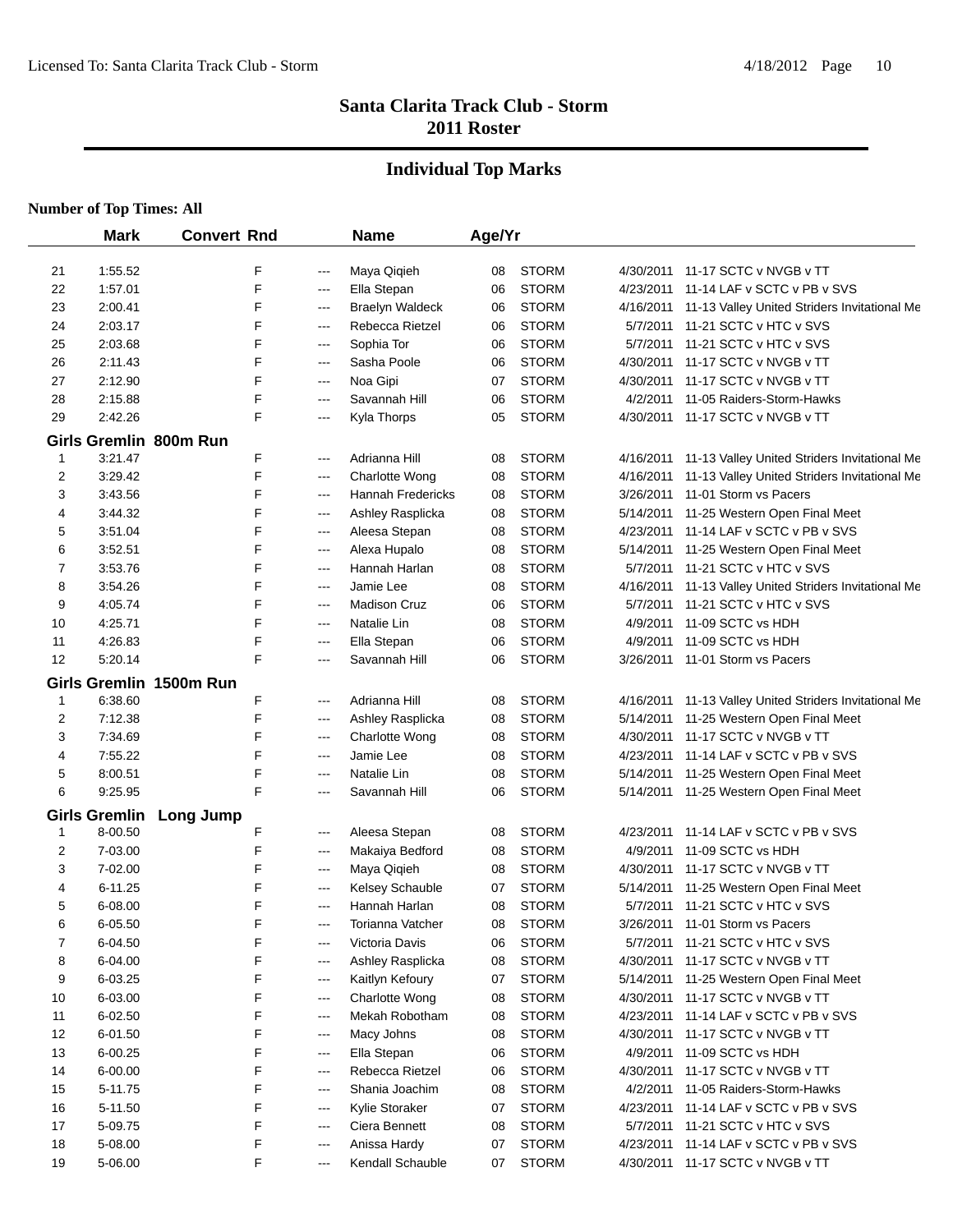## Santa Clarita Track Club - Storm
## 2011 Roster

### Individual Top Marks

**Number of Top Times: All**

| | Mark | Convert | Rnd | | Name | Age/Yr | | | |
|---|---|---|---|---|---|---|---|---|---|
| 21 | 1:55.52 | | F | --- | Maya Qiqieh | 08 | STORM | 4/30/2011 | 11-17 SCTC v NVGB v TT |
| 22 | 1:57.01 | | F | --- | Ella Stepan | 06 | STORM | 4/23/2011 | 11-14 LAF v SCTC v PB v SVS |
| 23 | 2:00.41 | | F | --- | Braelyn Waldeck | 06 | STORM | 4/16/2011 | 11-13 Valley United Striders Invitational Me |
| 24 | 2:03.17 | | F | --- | Rebecca Rietzel | 06 | STORM | 5/7/2011 | 11-21 SCTC v HTC v SVS |
| 25 | 2:03.68 | | F | --- | Sophia Tor | 06 | STORM | 5/7/2011 | 11-21 SCTC v HTC v SVS |
| 26 | 2:11.43 | | F | --- | Sasha Poole | 06 | STORM | 4/30/2011 | 11-17 SCTC v NVGB v TT |
| 27 | 2:12.90 | | F | --- | Noa Gipi | 07 | STORM | 4/30/2011 | 11-17 SCTC v NVGB v TT |
| 28 | 2:15.88 | | F | --- | Savannah Hill | 06 | STORM | 4/2/2011 | 11-05 Raiders-Storm-Hawks |
| 29 | 2:42.26 | | F | --- | Kyla Thorps | 05 | STORM | 4/30/2011 | 11-17 SCTC v NVGB v TT |
| **Girls Gremlin 800m Run** | | | | | | | | | |
| 1 | 3:21.47 | | F | --- | Adrianna Hill | 08 | STORM | 4/16/2011 | 11-13 Valley United Striders Invitational Me |
| 2 | 3:29.42 | | F | --- | Charlotte Wong | 08 | STORM | 4/16/2011 | 11-13 Valley United Striders Invitational Me |
| 3 | 3:43.56 | | F | --- | Hannah Fredericks | 08 | STORM | 3/26/2011 | 11-01 Storm vs Pacers |
| 4 | 3:44.32 | | F | --- | Ashley Rasplicka | 08 | STORM | 5/14/2011 | 11-25 Western Open Final Meet |
| 5 | 3:51.04 | | F | --- | Aleesa Stepan | 08 | STORM | 4/23/2011 | 11-14 LAF v SCTC v PB v SVS |
| 6 | 3:52.51 | | F | --- | Alexa Hupalo | 08 | STORM | 5/14/2011 | 11-25 Western Open Final Meet |
| 7 | 3:53.76 | | F | --- | Hannah Harlan | 08 | STORM | 5/7/2011 | 11-21 SCTC v HTC v SVS |
| 8 | 3:54.26 | | F | --- | Jamie Lee | 08 | STORM | 4/16/2011 | 11-13 Valley United Striders Invitational Me |
| 9 | 4:05.74 | | F | --- | Madison Cruz | 06 | STORM | 5/7/2011 | 11-21 SCTC v HTC v SVS |
| 10 | 4:25.71 | | F | --- | Natalie Lin | 08 | STORM | 4/9/2011 | 11-09 SCTC vs HDH |
| 11 | 4:26.83 | | F | --- | Ella Stepan | 06 | STORM | 4/9/2011 | 11-09 SCTC vs HDH |
| 12 | 5:20.14 | | F | --- | Savannah Hill | 06 | STORM | 3/26/2011 | 11-01 Storm vs Pacers |
| **Girls Gremlin 1500m Run** | | | | | | | | | |
| 1 | 6:38.60 | | F | --- | Adrianna Hill | 08 | STORM | 4/16/2011 | 11-13 Valley United Striders Invitational Me |
| 2 | 7:12.38 | | F | --- | Ashley Rasplicka | 08 | STORM | 5/14/2011 | 11-25 Western Open Final Meet |
| 3 | 7:34.69 | | F | --- | Charlotte Wong | 08 | STORM | 4/30/2011 | 11-17 SCTC v NVGB v TT |
| 4 | 7:55.22 | | F | --- | Jamie Lee | 08 | STORM | 4/23/2011 | 11-14 LAF v SCTC v PB v SVS |
| 5 | 8:00.51 | | F | --- | Natalie Lin | 08 | STORM | 5/14/2011 | 11-25 Western Open Final Meet |
| 6 | 9:25.95 | | F | --- | Savannah Hill | 06 | STORM | 5/14/2011 | 11-25 Western Open Final Meet |
| **Girls Gremlin Long Jump** | | | | | | | | | |
| 1 | 8-00.50 | | F | --- | Aleesa Stepan | 08 | STORM | 4/23/2011 | 11-14 LAF v SCTC v PB v SVS |
| 2 | 7-03.00 | | F | --- | Makaiya Bedford | 08 | STORM | 4/9/2011 | 11-09 SCTC vs HDH |
| 3 | 7-02.00 | | F | --- | Maya Qiqieh | 08 | STORM | 4/30/2011 | 11-17 SCTC v NVGB v TT |
| 4 | 6-11.25 | | F | --- | Kelsey Schauble | 07 | STORM | 5/14/2011 | 11-25 Western Open Final Meet |
| 5 | 6-08.00 | | F | --- | Hannah Harlan | 08 | STORM | 5/7/2011 | 11-21 SCTC v HTC v SVS |
| 6 | 6-05.50 | | F | --- | Torianna Vatcher | 08 | STORM | 3/26/2011 | 11-01 Storm vs Pacers |
| 7 | 6-04.50 | | F | --- | Victoria Davis | 06 | STORM | 5/7/2011 | 11-21 SCTC v HTC v SVS |
| 8 | 6-04.00 | | F | --- | Ashley Rasplicka | 08 | STORM | 4/30/2011 | 11-17 SCTC v NVGB v TT |
| 9 | 6-03.25 | | F | --- | Kaitlyn Kefoury | 07 | STORM | 5/14/2011 | 11-25 Western Open Final Meet |
| 10 | 6-03.00 | | F | --- | Charlotte Wong | 08 | STORM | 4/30/2011 | 11-17 SCTC v NVGB v TT |
| 11 | 6-02.50 | | F | --- | Mekah Robotham | 08 | STORM | 4/23/2011 | 11-14 LAF v SCTC v PB v SVS |
| 12 | 6-01.50 | | F | --- | Macy Johns | 08 | STORM | 4/30/2011 | 11-17 SCTC v NVGB v TT |
| 13 | 6-00.25 | | F | --- | Ella Stepan | 06 | STORM | 4/9/2011 | 11-09 SCTC vs HDH |
| 14 | 6-00.00 | | F | --- | Rebecca Rietzel | 06 | STORM | 4/30/2011 | 11-17 SCTC v NVGB v TT |
| 15 | 5-11.75 | | F | --- | Shania Joachim | 08 | STORM | 4/2/2011 | 11-05 Raiders-Storm-Hawks |
| 16 | 5-11.50 | | F | --- | Kylie Storaker | 07 | STORM | 4/23/2011 | 11-14 LAF v SCTC v PB v SVS |
| 17 | 5-09.75 | | F | --- | Ciera Bennett | 08 | STORM | 5/7/2011 | 11-21 SCTC v HTC v SVS |
| 18 | 5-08.00 | | F | --- | Anissa Hardy | 07 | STORM | 4/23/2011 | 11-14 LAF v SCTC v PB v SVS |
| 19 | 5-06.00 | | F | --- | Kendall Schauble | 07 | STORM | 4/30/2011 | 11-17 SCTC v NVGB v TT |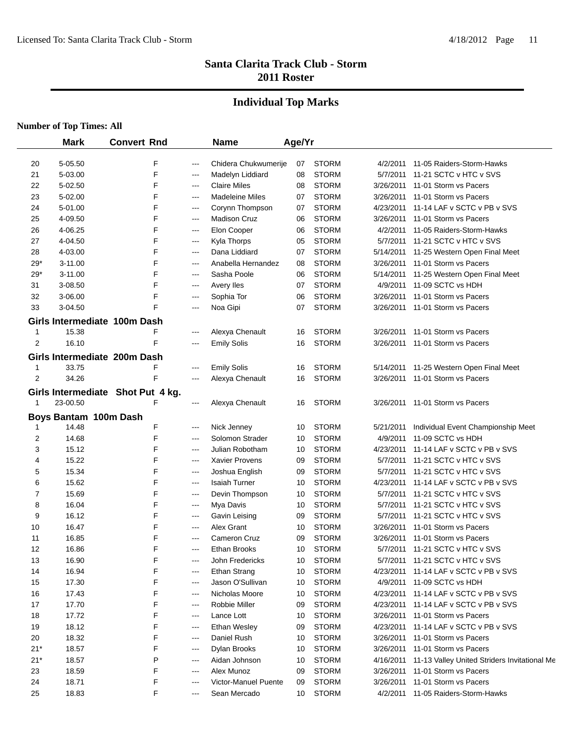# Santa Clarita Track Club - Storm
## 2011 Roster

## Individual Top Marks

**Number of Top Times: All**

| | Mark | Convert | Rnd | | Name | Age/Yr | | | |
|---|---|---|---|---|---|---|---|---|---|
| 20 | 5-05.50 | | F | --- | Chidera Chukwumerije | 07 | STORM | 4/2/2011 | 11-05 Raiders-Storm-Hawks |
| 21 | 5-03.00 | | F | --- | Madelyn Liddiard | 08 | STORM | 5/7/2011 | 11-21 SCTC v HTC v SVS |
| 22 | 5-02.50 | | F | --- | Claire Miles | 08 | STORM | 3/26/2011 | 11-01 Storm vs Pacers |
| 23 | 5-02.00 | | F | --- | Madeleine Miles | 07 | STORM | 3/26/2011 | 11-01 Storm vs Pacers |
| 24 | 5-01.00 | | F | --- | Corynn Thompson | 07 | STORM | 4/23/2011 | 11-14 LAF v SCTC v PB v SVS |
| 25 | 4-09.50 | | F | --- | Madison Cruz | 06 | STORM | 3/26/2011 | 11-01 Storm vs Pacers |
| 26 | 4-06.25 | | F | --- | Elon Cooper | 06 | STORM | 4/2/2011 | 11-05 Raiders-Storm-Hawks |
| 27 | 4-04.50 | | F | --- | Kyla Thorps | 05 | STORM | 5/7/2011 | 11-21 SCTC v HTC v SVS |
| 28 | 4-03.00 | | F | --- | Dana Liddiard | 07 | STORM | 5/14/2011 | 11-25 Western Open Final Meet |
| 29* | 3-11.00 | | F | --- | Anabella Hernandez | 08 | STORM | 3/26/2011 | 11-01 Storm vs Pacers |
| 29* | 3-11.00 | | F | --- | Sasha Poole | 06 | STORM | 5/14/2011 | 11-25 Western Open Final Meet |
| 31 | 3-08.50 | | F | --- | Avery Iles | 07 | STORM | 4/9/2011 | 11-09 SCTC vs HDH |
| 32 | 3-06.00 | | F | --- | Sophia Tor | 06 | STORM | 3/26/2011 | 11-01 Storm vs Pacers |
| 33 | 3-04.50 | | F | --- | Noa Gipi | 07 | STORM | 3/26/2011 | 11-01 Storm vs Pacers |

### Girls Intermediate 100m Dash

| | Mark | Convert | Rnd | | Name | Age/Yr | | | |
|---|---|---|---|---|---|---|---|---|---|
| 1 | 15.38 | | F | --- | Alexya Chenault | 16 | STORM | 3/26/2011 | 11-01 Storm vs Pacers |
| 2 | 16.10 | | F | --- | Emily Solis | 16 | STORM | 3/26/2011 | 11-01 Storm vs Pacers |

### Girls Intermediate 200m Dash

| | Mark | Convert | Rnd | | Name | Age/Yr | | | |
|---|---|---|---|---|---|---|---|---|---|
| 1 | 33.75 | | F | --- | Emily Solis | 16 | STORM | 5/14/2011 | 11-25 Western Open Final Meet |
| 2 | 34.26 | | F | --- | Alexya Chenault | 16 | STORM | 3/26/2011 | 11-01 Storm vs Pacers |

### Girls Intermediate Shot Put 4 kg.

| | Mark | Convert | Rnd | | Name | Age/Yr | | | |
|---|---|---|---|---|---|---|---|---|---|
| 1 | 23-00.50 | | F | --- | Alexya Chenault | 16 | STORM | 3/26/2011 | 11-01 Storm vs Pacers |

### Boys Bantam 100m Dash

| | Mark | Convert | Rnd | | Name | Age/Yr | | | |
|---|---|---|---|---|---|---|---|---|---|
| 1 | 14.48 | | F | --- | Nick Jenney | 10 | STORM | 5/21/2011 | Individual Event Championship Meet |
| 2 | 14.68 | | F | --- | Solomon Strader | 10 | STORM | 4/9/2011 | 11-09 SCTC vs HDH |
| 3 | 15.12 | | F | --- | Julian Robotham | 10 | STORM | 4/23/2011 | 11-14 LAF v SCTC v PB v SVS |
| 4 | 15.22 | | F | --- | Xavier Provens | 09 | STORM | 5/7/2011 | 11-21 SCTC v HTC v SVS |
| 5 | 15.34 | | F | --- | Joshua English | 09 | STORM | 5/7/2011 | 11-21 SCTC v HTC v SVS |
| 6 | 15.62 | | F | --- | Isaiah Turner | 10 | STORM | 4/23/2011 | 11-14 LAF v SCTC v PB v SVS |
| 7 | 15.69 | | F | --- | Devin Thompson | 10 | STORM | 5/7/2011 | 11-21 SCTC v HTC v SVS |
| 8 | 16.04 | | F | --- | Mya Davis | 10 | STORM | 5/7/2011 | 11-21 SCTC v HTC v SVS |
| 9 | 16.12 | | F | --- | Gavin Leising | 09 | STORM | 5/7/2011 | 11-21 SCTC v HTC v SVS |
| 10 | 16.47 | | F | --- | Alex Grant | 10 | STORM | 3/26/2011 | 11-01 Storm vs Pacers |
| 11 | 16.85 | | F | --- | Cameron Cruz | 09 | STORM | 3/26/2011 | 11-01 Storm vs Pacers |
| 12 | 16.86 | | F | --- | Ethan Brooks | 10 | STORM | 5/7/2011 | 11-21 SCTC v HTC v SVS |
| 13 | 16.90 | | F | --- | John Fredericks | 10 | STORM | 5/7/2011 | 11-21 SCTC v HTC v SVS |
| 14 | 16.94 | | F | --- | Ethan Strang | 10 | STORM | 4/23/2011 | 11-14 LAF v SCTC v PB v SVS |
| 15 | 17.30 | | F | --- | Jason O'Sullivan | 10 | STORM | 4/9/2011 | 11-09 SCTC vs HDH |
| 16 | 17.43 | | F | --- | Nicholas Moore | 10 | STORM | 4/23/2011 | 11-14 LAF v SCTC v PB v SVS |
| 17 | 17.70 | | F | --- | Robbie Miller | 09 | STORM | 4/23/2011 | 11-14 LAF v SCTC v PB v SVS |
| 18 | 17.72 | | F | --- | Lance Lott | 10 | STORM | 3/26/2011 | 11-01 Storm vs Pacers |
| 19 | 18.12 | | F | --- | Ethan Wesley | 09 | STORM | 4/23/2011 | 11-14 LAF v SCTC v PB v SVS |
| 20 | 18.32 | | F | --- | Daniel Rush | 10 | STORM | 3/26/2011 | 11-01 Storm vs Pacers |
| 21* | 18.57 | | F | --- | Dylan Brooks | 10 | STORM | 3/26/2011 | 11-01 Storm vs Pacers |
| 21* | 18.57 | | P | --- | Aidan Johnson | 10 | STORM | 4/16/2011 | 11-13 Valley United Striders Invitational Me |
| 23 | 18.59 | | F | --- | Alex Munoz | 09 | STORM | 3/26/2011 | 11-01 Storm vs Pacers |
| 24 | 18.71 | | F | --- | Victor-Manuel Puente | 09 | STORM | 3/26/2011 | 11-01 Storm vs Pacers |
| 25 | 18.83 | | F | --- | Sean Mercado | 10 | STORM | 4/2/2011 | 11-05 Raiders-Storm-Hawks |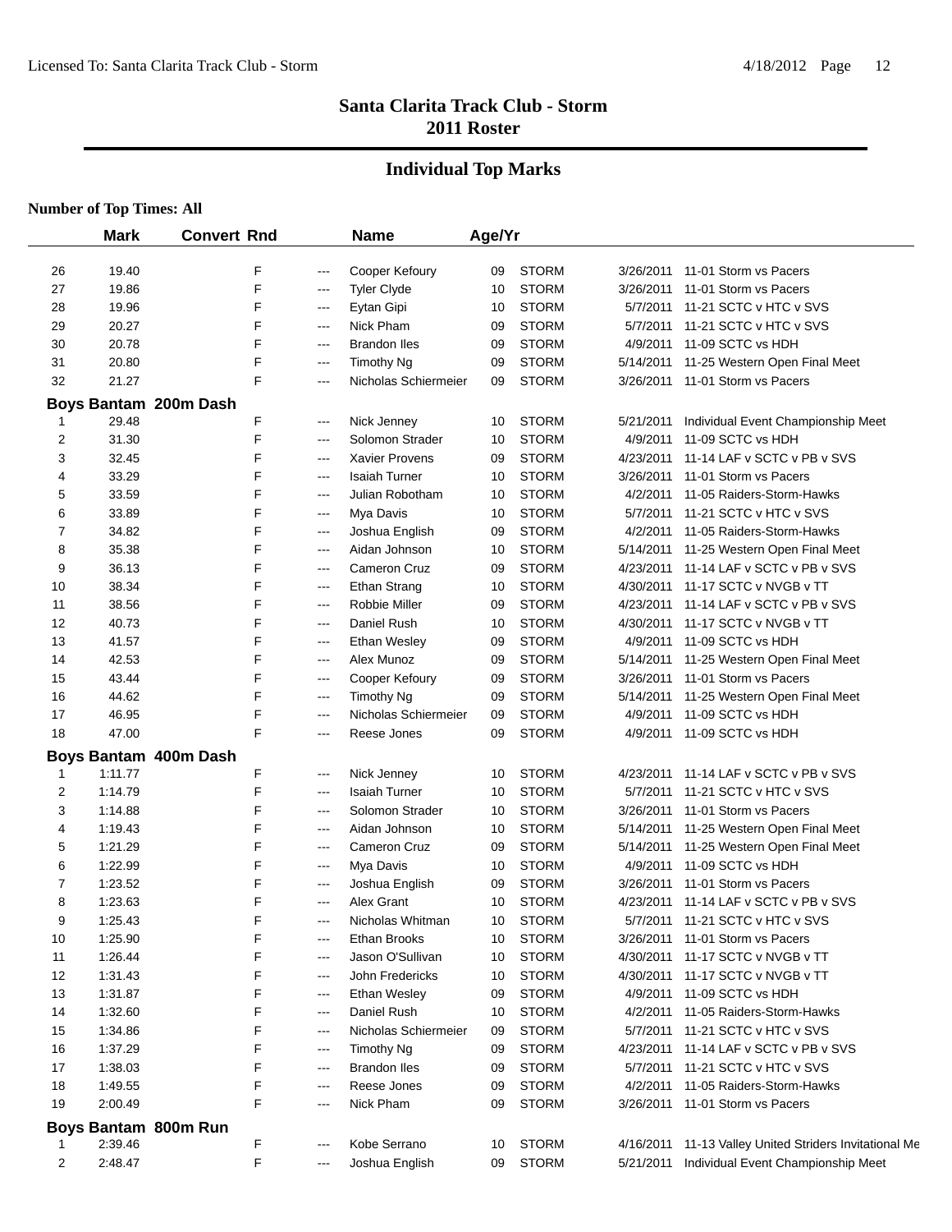# Santa Clarita Track Club - Storm
## 2011 Roster

## Individual Top Marks

**Number of Top Times: All**

| | Mark | Convert | Rnd | | Name | Age/Yr | | | |
|---|---|---|---|---|---|---|---|---|---|
| 26 | 19.40 | | F | --- | Cooper Kefoury | 09 | STORM | 3/26/2011 | 11-01 Storm vs Pacers |
| 27 | 19.86 | | F | --- | Tyler Clyde | 10 | STORM | 3/26/2011 | 11-01 Storm vs Pacers |
| 28 | 19.96 | | F | --- | Eytan Gipi | 10 | STORM | 5/7/2011 | 11-21 SCTC v HTC v SVS |
| 29 | 20.27 | | F | --- | Nick Pham | 09 | STORM | 5/7/2011 | 11-21 SCTC v HTC v SVS |
| 30 | 20.78 | | F | --- | Brandon Iles | 09 | STORM | 4/9/2011 | 11-09 SCTC vs HDH |
| 31 | 20.80 | | F | --- | Timothy Ng | 09 | STORM | 5/14/2011 | 11-25 Western Open Final Meet |
| 32 | 21.27 | | F | --- | Nicholas Schiermeier | 09 | STORM | 3/26/2011 | 11-01 Storm vs Pacers |
| **Boys Bantam 200m Dash** | | | | | | | | | |
| 1 | 29.48 | | F | --- | Nick Jenney | 10 | STORM | 5/21/2011 | Individual Event Championship Meet |
| 2 | 31.30 | | F | --- | Solomon Strader | 10 | STORM | 4/9/2011 | 11-09 SCTC vs HDH |
| 3 | 32.45 | | F | --- | Xavier Provens | 09 | STORM | 4/23/2011 | 11-14 LAF v SCTC v PB v SVS |
| 4 | 33.29 | | F | --- | Isaiah Turner | 10 | STORM | 3/26/2011 | 11-01 Storm vs Pacers |
| 5 | 33.59 | | F | --- | Julian Robotham | 10 | STORM | 4/2/2011 | 11-05 Raiders-Storm-Hawks |
| 6 | 33.89 | | F | --- | Mya Davis | 10 | STORM | 5/7/2011 | 11-21 SCTC v HTC v SVS |
| 7 | 34.82 | | F | --- | Joshua English | 09 | STORM | 4/2/2011 | 11-05 Raiders-Storm-Hawks |
| 8 | 35.38 | | F | --- | Aidan Johnson | 10 | STORM | 5/14/2011 | 11-25 Western Open Final Meet |
| 9 | 36.13 | | F | --- | Cameron Cruz | 09 | STORM | 4/23/2011 | 11-14 LAF v SCTC v PB v SVS |
| 10 | 38.34 | | F | --- | Ethan Strang | 10 | STORM | 4/30/2011 | 11-17 SCTC v NVGB v TT |
| 11 | 38.56 | | F | --- | Robbie Miller | 09 | STORM | 4/23/2011 | 11-14 LAF v SCTC v PB v SVS |
| 12 | 40.73 | | F | --- | Daniel Rush | 10 | STORM | 4/30/2011 | 11-17 SCTC v NVGB v TT |
| 13 | 41.57 | | F | --- | Ethan Wesley | 09 | STORM | 4/9/2011 | 11-09 SCTC vs HDH |
| 14 | 42.53 | | F | --- | Alex Munoz | 09 | STORM | 5/14/2011 | 11-25 Western Open Final Meet |
| 15 | 43.44 | | F | --- | Cooper Kefoury | 09 | STORM | 3/26/2011 | 11-01 Storm vs Pacers |
| 16 | 44.62 | | F | --- | Timothy Ng | 09 | STORM | 5/14/2011 | 11-25 Western Open Final Meet |
| 17 | 46.95 | | F | --- | Nicholas Schiermeier | 09 | STORM | 4/9/2011 | 11-09 SCTC vs HDH |
| 18 | 47.00 | | F | --- | Reese Jones | 09 | STORM | 4/9/2011 | 11-09 SCTC vs HDH |
| **Boys Bantam 400m Dash** | | | | | | | | | |
| 1 | 1:11.77 | | F | --- | Nick Jenney | 10 | STORM | 4/23/2011 | 11-14 LAF v SCTC v PB v SVS |
| 2 | 1:14.79 | | F | --- | Isaiah Turner | 10 | STORM | 5/7/2011 | 11-21 SCTC v HTC v SVS |
| 3 | 1:14.88 | | F | --- | Solomon Strader | 10 | STORM | 3/26/2011 | 11-01 Storm vs Pacers |
| 4 | 1:19.43 | | F | --- | Aidan Johnson | 10 | STORM | 5/14/2011 | 11-25 Western Open Final Meet |
| 5 | 1:21.29 | | F | --- | Cameron Cruz | 09 | STORM | 5/14/2011 | 11-25 Western Open Final Meet |
| 6 | 1:22.99 | | F | --- | Mya Davis | 10 | STORM | 4/9/2011 | 11-09 SCTC vs HDH |
| 7 | 1:23.52 | | F | --- | Joshua English | 09 | STORM | 3/26/2011 | 11-01 Storm vs Pacers |
| 8 | 1:23.63 | | F | --- | Alex Grant | 10 | STORM | 4/23/2011 | 11-14 LAF v SCTC v PB v SVS |
| 9 | 1:25.43 | | F | --- | Nicholas Whitman | 10 | STORM | 5/7/2011 | 11-21 SCTC v HTC v SVS |
| 10 | 1:25.90 | | F | --- | Ethan Brooks | 10 | STORM | 3/26/2011 | 11-01 Storm vs Pacers |
| 11 | 1:26.44 | | F | --- | Jason O'Sullivan | 10 | STORM | 4/30/2011 | 11-17 SCTC v NVGB v TT |
| 12 | 1:31.43 | | F | --- | John Fredericks | 10 | STORM | 4/30/2011 | 11-17 SCTC v NVGB v TT |
| 13 | 1:31.87 | | F | --- | Ethan Wesley | 09 | STORM | 4/9/2011 | 11-09 SCTC vs HDH |
| 14 | 1:32.60 | | F | --- | Daniel Rush | 10 | STORM | 4/2/2011 | 11-05 Raiders-Storm-Hawks |
| 15 | 1:34.86 | | F | --- | Nicholas Schiermeier | 09 | STORM | 5/7/2011 | 11-21 SCTC v HTC v SVS |
| 16 | 1:37.29 | | F | --- | Timothy Ng | 09 | STORM | 4/23/2011 | 11-14 LAF v SCTC v PB v SVS |
| 17 | 1:38.03 | | F | --- | Brandon Iles | 09 | STORM | 5/7/2011 | 11-21 SCTC v HTC v SVS |
| 18 | 1:49.55 | | F | --- | Reese Jones | 09 | STORM | 4/2/2011 | 11-05 Raiders-Storm-Hawks |
| 19 | 2:00.49 | | F | --- | Nick Pham | 09 | STORM | 3/26/2011 | 11-01 Storm vs Pacers |
| **Boys Bantam 800m Run** | | | | | | | | | |
| 1 | 2:39.46 | | F | --- | Kobe Serrano | 10 | STORM | 4/16/2011 | 11-13 Valley United Striders Invitational Me |
| 2 | 2:48.47 | | F | --- | Joshua English | 09 | STORM | 5/21/2011 | Individual Event Championship Meet |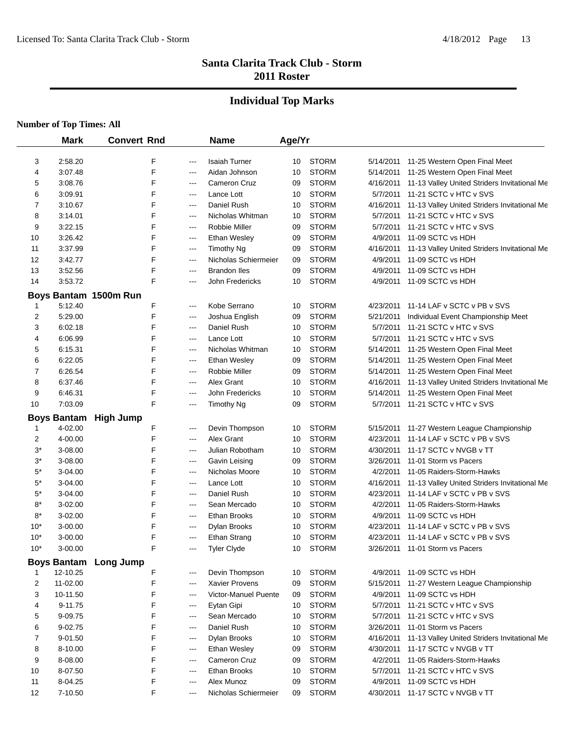# Santa Clarita Track Club - Storm
## 2011 Roster

## Individual Top Marks

**Number of Top Times: All**

| | Mark | Convert | Rnd | | Name | Age/Yr | | | |
|---|---|---|---|---|---|---|---|---|---|
| 3 | 2:58.20 | | F | --- | Isaiah Turner | 10 | STORM | 5/14/2011 | 11-25 Western Open Final Meet |
| 4 | 3:07.48 | | F | --- | Aidan Johnson | 10 | STORM | 5/14/2011 | 11-25 Western Open Final Meet |
| 5 | 3:08.76 | | F | --- | Cameron Cruz | 09 | STORM | 4/16/2011 | 11-13 Valley United Striders Invitational Me |
| 6 | 3:09.91 | | F | --- | Lance Lott | 10 | STORM | 5/7/2011 | 11-21 SCTC v HTC v SVS |
| 7 | 3:10.67 | | F | --- | Daniel Rush | 10 | STORM | 4/16/2011 | 11-13 Valley United Striders Invitational Me |
| 8 | 3:14.01 | | F | --- | Nicholas Whitman | 10 | STORM | 5/7/2011 | 11-21 SCTC v HTC v SVS |
| 9 | 3:22.15 | | F | --- | Robbie Miller | 09 | STORM | 5/7/2011 | 11-21 SCTC v HTC v SVS |
| 10 | 3:26.42 | | F | --- | Ethan Wesley | 09 | STORM | 4/9/2011 | 11-09 SCTC vs HDH |
| 11 | 3:37.99 | | F | --- | Timothy Ng | 09 | STORM | 4/16/2011 | 11-13 Valley United Striders Invitational Me |
| 12 | 3:42.77 | | F | --- | Nicholas Schiermeier | 09 | STORM | 4/9/2011 | 11-09 SCTC vs HDH |
| 13 | 3:52.56 | | F | --- | Brandon Iles | 09 | STORM | 4/9/2011 | 11-09 SCTC vs HDH |
| 14 | 3:53.72 | | F | --- | John Fredericks | 10 | STORM | 4/9/2011 | 11-09 SCTC vs HDH |
| **Boys Bantam 1500m Run** | | | | | | | | | |
| 1 | 5:12.40 | | F | --- | Kobe Serrano | 10 | STORM | 4/23/2011 | 11-14 LAF v SCTC v PB v SVS |
| 2 | 5:29.00 | | F | --- | Joshua English | 09 | STORM | 5/21/2011 | Individual Event Championship Meet |
| 3 | 6:02.18 | | F | --- | Daniel Rush | 10 | STORM | 5/7/2011 | 11-21 SCTC v HTC v SVS |
| 4 | 6:06.99 | | F | --- | Lance Lott | 10 | STORM | 5/7/2011 | 11-21 SCTC v HTC v SVS |
| 5 | 6:15.31 | | F | --- | Nicholas Whitman | 10 | STORM | 5/14/2011 | 11-25 Western Open Final Meet |
| 6 | 6:22.05 | | F | --- | Ethan Wesley | 09 | STORM | 5/14/2011 | 11-25 Western Open Final Meet |
| 7 | 6:26.54 | | F | --- | Robbie Miller | 09 | STORM | 5/14/2011 | 11-25 Western Open Final Meet |
| 8 | 6:37.46 | | F | --- | Alex Grant | 10 | STORM | 4/16/2011 | 11-13 Valley United Striders Invitational Me |
| 9 | 6:46.31 | | F | --- | John Fredericks | 10 | STORM | 5/14/2011 | 11-25 Western Open Final Meet |
| 10 | 7:03.09 | | F | --- | Timothy Ng | 09 | STORM | 5/7/2011 | 11-21 SCTC v HTC v SVS |
| **Boys Bantam High Jump** | | | | | | | | | |
| 1 | 4-02.00 | | F | --- | Devin Thompson | 10 | STORM | 5/15/2011 | 11-27 Western League Championship |
| 2 | 4-00.00 | | F | --- | Alex Grant | 10 | STORM | 4/23/2011 | 11-14 LAF v SCTC v PB v SVS |
| 3* | 3-08.00 | | F | --- | Julian Robotham | 10 | STORM | 4/30/2011 | 11-17 SCTC v NVGB v TT |
| 3* | 3-08.00 | | F | --- | Gavin Leising | 09 | STORM | 3/26/2011 | 11-01 Storm vs Pacers |
| 5* | 3-04.00 | | F | --- | Nicholas Moore | 10 | STORM | 4/2/2011 | 11-05 Raiders-Storm-Hawks |
| 5* | 3-04.00 | | F | --- | Lance Lott | 10 | STORM | 4/16/2011 | 11-13 Valley United Striders Invitational Me |
| 5* | 3-04.00 | | F | --- | Daniel Rush | 10 | STORM | 4/23/2011 | 11-14 LAF v SCTC v PB v SVS |
| 8* | 3-02.00 | | F | --- | Sean Mercado | 10 | STORM | 4/2/2011 | 11-05 Raiders-Storm-Hawks |
| 8* | 3-02.00 | | F | --- | Ethan Brooks | 10 | STORM | 4/9/2011 | 11-09 SCTC vs HDH |
| 10* | 3-00.00 | | F | --- | Dylan Brooks | 10 | STORM | 4/23/2011 | 11-14 LAF v SCTC v PB v SVS |
| 10* | 3-00.00 | | F | --- | Ethan Strang | 10 | STORM | 4/23/2011 | 11-14 LAF v SCTC v PB v SVS |
| 10* | 3-00.00 | | F | --- | Tyler Clyde | 10 | STORM | 3/26/2011 | 11-01 Storm vs Pacers |
| **Boys Bantam Long Jump** | | | | | | | | | |
| 1 | 12-10.25 | | F | --- | Devin Thompson | 10 | STORM | 4/9/2011 | 11-09 SCTC vs HDH |
| 2 | 11-02.00 | | F | --- | Xavier Provens | 09 | STORM | 5/15/2011 | 11-27 Western League Championship |
| 3 | 10-11.50 | | F | --- | Victor-Manuel Puente | 09 | STORM | 4/9/2011 | 11-09 SCTC vs HDH |
| 4 | 9-11.75 | | F | --- | Eytan Gipi | 10 | STORM | 5/7/2011 | 11-21 SCTC v HTC v SVS |
| 5 | 9-09.75 | | F | --- | Sean Mercado | 10 | STORM | 5/7/2011 | 11-21 SCTC v HTC v SVS |
| 6 | 9-02.75 | | F | --- | Daniel Rush | 10 | STORM | 3/26/2011 | 11-01 Storm vs Pacers |
| 7 | 9-01.50 | | F | --- | Dylan Brooks | 10 | STORM | 4/16/2011 | 11-13 Valley United Striders Invitational Me |
| 8 | 8-10.00 | | F | --- | Ethan Wesley | 09 | STORM | 4/30/2011 | 11-17 SCTC v NVGB v TT |
| 9 | 8-08.00 | | F | --- | Cameron Cruz | 09 | STORM | 4/2/2011 | 11-05 Raiders-Storm-Hawks |
| 10 | 8-07.50 | | F | --- | Ethan Brooks | 10 | STORM | 5/7/2011 | 11-21 SCTC v HTC v SVS |
| 11 | 8-04.25 | | F | --- | Alex Munoz | 09 | STORM | 4/9/2011 | 11-09 SCTC vs HDH |
| 12 | 7-10.50 | | F | --- | Nicholas Schiermeier | 09 | STORM | 4/30/2011 | 11-17 SCTC v NVGB v TT |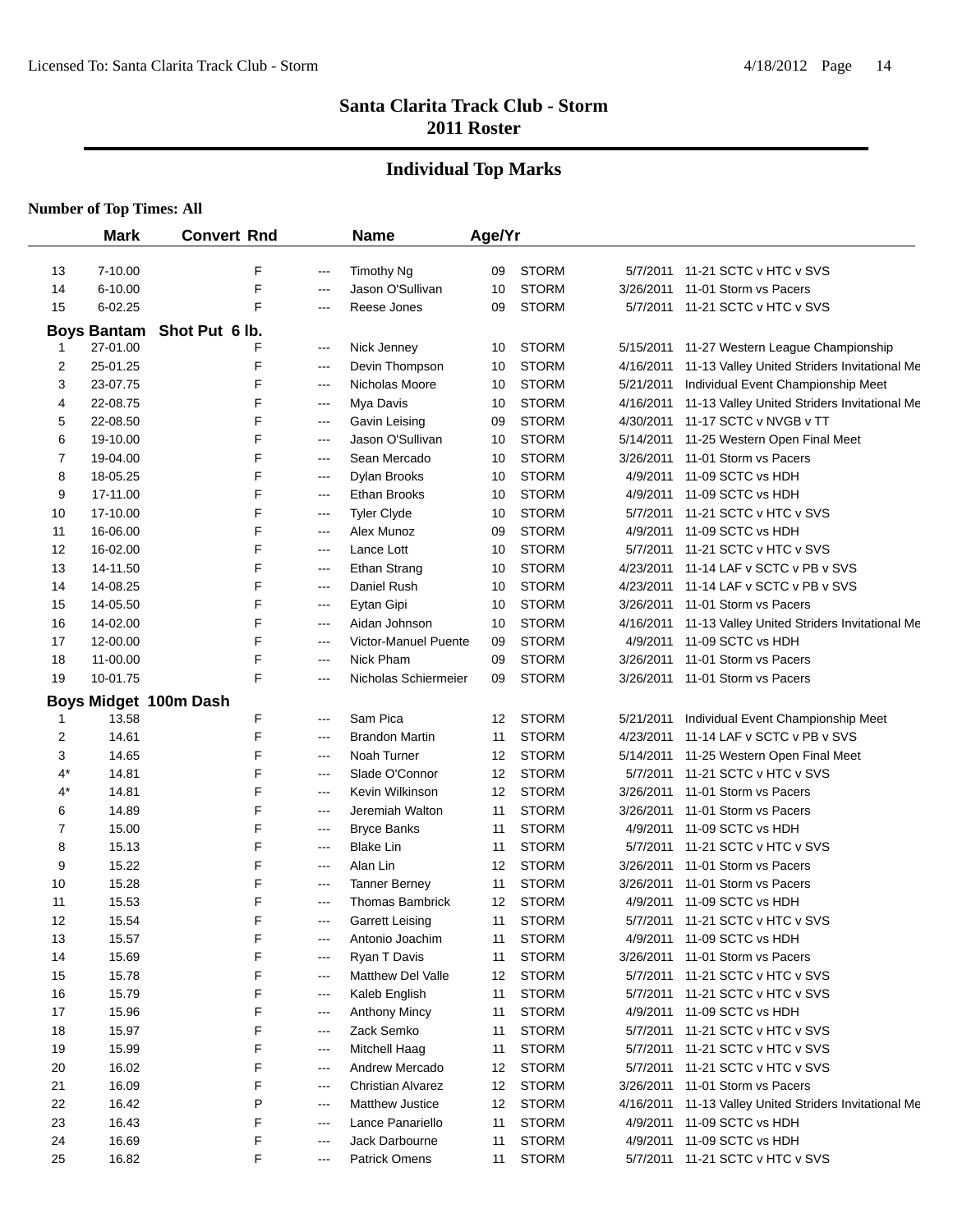## Santa Clarita Track Club - Storm
## 2011 Roster

### Individual Top Marks

**Number of Top Times: All**

| | Mark | Convert | Rnd | | Name | Age/Yr | | | |
|---|---|---|---|---|---|---|---|---|---|
| 13 | 7-10.00 | | F | --- | Timothy Ng | 09 | STORM | 5/7/2011 | 11-21 SCTC v HTC v SVS |
| 14 | 6-10.00 | | F | --- | Jason O'Sullivan | 10 | STORM | 3/26/2011 | 11-01 Storm vs Pacers |
| 15 | 6-02.25 | | F | --- | Reese Jones | 09 | STORM | 5/7/2011 | 11-21 SCTC v HTC v SVS |
| **Boys Bantam** | **Shot Put 6 lb.** | | | | | | | | |
| 1 | 27-01.00 | | F | --- | Nick Jenney | 10 | STORM | 5/15/2011 | 11-27 Western League Championship |
| 2 | 25-01.25 | | F | --- | Devin Thompson | 10 | STORM | 4/16/2011 | 11-13 Valley United Striders Invitational Me |
| 3 | 23-07.75 | | F | --- | Nicholas Moore | 10 | STORM | 5/21/2011 | Individual Event Championship Meet |
| 4 | 22-08.75 | | F | --- | Mya Davis | 10 | STORM | 4/16/2011 | 11-13 Valley United Striders Invitational Me |
| 5 | 22-08.50 | | F | --- | Gavin Leising | 09 | STORM | 4/30/2011 | 11-17 SCTC v NVGB v TT |
| 6 | 19-10.00 | | F | --- | Jason O'Sullivan | 10 | STORM | 5/14/2011 | 11-25 Western Open Final Meet |
| 7 | 19-04.00 | | F | --- | Sean Mercado | 10 | STORM | 3/26/2011 | 11-01 Storm vs Pacers |
| 8 | 18-05.25 | | F | --- | Dylan Brooks | 10 | STORM | 4/9/2011 | 11-09 SCTC vs HDH |
| 9 | 17-11.00 | | F | --- | Ethan Brooks | 10 | STORM | 4/9/2011 | 11-09 SCTC vs HDH |
| 10 | 17-10.00 | | F | --- | Tyler Clyde | 10 | STORM | 5/7/2011 | 11-21 SCTC v HTC v SVS |
| 11 | 16-06.00 | | F | --- | Alex Munoz | 09 | STORM | 4/9/2011 | 11-09 SCTC vs HDH |
| 12 | 16-02.00 | | F | --- | Lance Lott | 10 | STORM | 5/7/2011 | 11-21 SCTC v HTC v SVS |
| 13 | 14-11.50 | | F | --- | Ethan Strang | 10 | STORM | 4/23/2011 | 11-14 LAF v SCTC v PB v SVS |
| 14 | 14-08.25 | | F | --- | Daniel Rush | 10 | STORM | 4/23/2011 | 11-14 LAF v SCTC v PB v SVS |
| 15 | 14-05.50 | | F | --- | Eytan Gipi | 10 | STORM | 3/26/2011 | 11-01 Storm vs Pacers |
| 16 | 14-02.00 | | F | --- | Aidan Johnson | 10 | STORM | 4/16/2011 | 11-13 Valley United Striders Invitational Me |
| 17 | 12-00.00 | | F | --- | Victor-Manuel Puente | 09 | STORM | 4/9/2011 | 11-09 SCTC vs HDH |
| 18 | 11-00.00 | | F | --- | Nick Pham | 09 | STORM | 3/26/2011 | 11-01 Storm vs Pacers |
| 19 | 10-01.75 | | F | --- | Nicholas Schiermeier | 09 | STORM | 3/26/2011 | 11-01 Storm vs Pacers |
| **Boys Midget** | **100m Dash** | | | | | | | | |
| 1 | 13.58 | | F | --- | Sam Pica | 12 | STORM | 5/21/2011 | Individual Event Championship Meet |
| 2 | 14.61 | | F | --- | Brandon Martin | 11 | STORM | 4/23/2011 | 11-14 LAF v SCTC v PB v SVS |
| 3 | 14.65 | | F | --- | Noah Turner | 12 | STORM | 5/14/2011 | 11-25 Western Open Final Meet |
| 4* | 14.81 | | F | --- | Slade O'Connor | 12 | STORM | 5/7/2011 | 11-21 SCTC v HTC v SVS |
| 4* | 14.81 | | F | --- | Kevin Wilkinson | 12 | STORM | 3/26/2011 | 11-01 Storm vs Pacers |
| 6 | 14.89 | | F | --- | Jeremiah Walton | 11 | STORM | 3/26/2011 | 11-01 Storm vs Pacers |
| 7 | 15.00 | | F | --- | Bryce Banks | 11 | STORM | 4/9/2011 | 11-09 SCTC vs HDH |
| 8 | 15.13 | | F | --- | Blake Lin | 11 | STORM | 5/7/2011 | 11-21 SCTC v HTC v SVS |
| 9 | 15.22 | | F | --- | Alan Lin | 12 | STORM | 3/26/2011 | 11-01 Storm vs Pacers |
| 10 | 15.28 | | F | --- | Tanner Berney | 11 | STORM | 3/26/2011 | 11-01 Storm vs Pacers |
| 11 | 15.53 | | F | --- | Thomas Bambrick | 12 | STORM | 4/9/2011 | 11-09 SCTC vs HDH |
| 12 | 15.54 | | F | --- | Garrett Leising | 11 | STORM | 5/7/2011 | 11-21 SCTC v HTC v SVS |
| 13 | 15.57 | | F | --- | Antonio Joachim | 11 | STORM | 4/9/2011 | 11-09 SCTC vs HDH |
| 14 | 15.69 | | F | --- | Ryan T Davis | 11 | STORM | 3/26/2011 | 11-01 Storm vs Pacers |
| 15 | 15.78 | | F | --- | Matthew Del Valle | 12 | STORM | 5/7/2011 | 11-21 SCTC v HTC v SVS |
| 16 | 15.79 | | F | --- | Kaleb English | 11 | STORM | 5/7/2011 | 11-21 SCTC v HTC v SVS |
| 17 | 15.96 | | F | --- | Anthony Mincy | 11 | STORM | 4/9/2011 | 11-09 SCTC vs HDH |
| 18 | 15.97 | | F | --- | Zack Semko | 11 | STORM | 5/7/2011 | 11-21 SCTC v HTC v SVS |
| 19 | 15.99 | | F | --- | Mitchell Haag | 11 | STORM | 5/7/2011 | 11-21 SCTC v HTC v SVS |
| 20 | 16.02 | | F | --- | Andrew Mercado | 12 | STORM | 5/7/2011 | 11-21 SCTC v HTC v SVS |
| 21 | 16.09 | | F | --- | Christian Alvarez | 12 | STORM | 3/26/2011 | 11-01 Storm vs Pacers |
| 22 | 16.42 | | P | --- | Matthew Justice | 12 | STORM | 4/16/2011 | 11-13 Valley United Striders Invitational Me |
| 23 | 16.43 | | F | --- | Lance Panariello | 11 | STORM | 4/9/2011 | 11-09 SCTC vs HDH |
| 24 | 16.69 | | F | --- | Jack Darbourne | 11 | STORM | 4/9/2011 | 11-09 SCTC vs HDH |
| 25 | 16.82 | | F | --- | Patrick Omens | 11 | STORM | 5/7/2011 | 11-21 SCTC v HTC v SVS |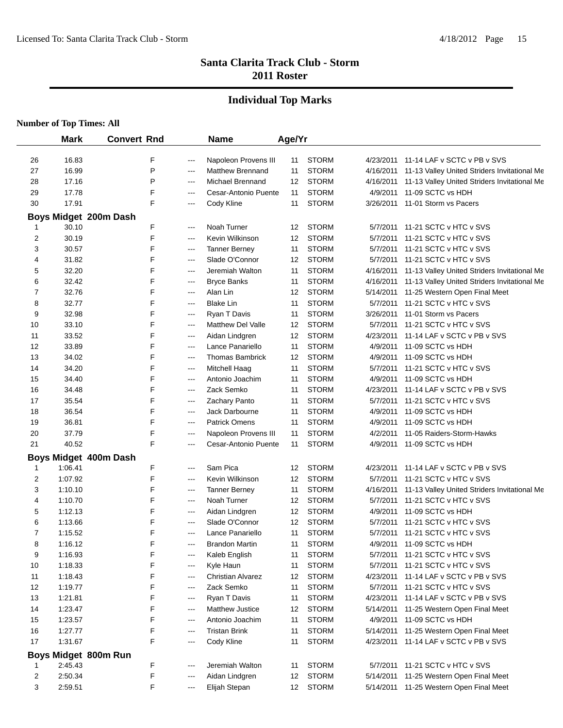# Santa Clarita Track Club - Storm
## 2011 Roster

## Individual Top Marks

**Number of Top Times: All**

| | Mark | Convert | Rnd | | Name | Age/Yr | | Date | Meet |
|---|---|---|---|---|---|---|---|---|---|
| 26 | 16.83 | | F | --- | Napoleon Provens III | 11 | STORM | 4/23/2011 | 11-14 LAF v SCTC v PB v SVS |
| 27 | 16.99 | | P | --- | Matthew Brennand | 11 | STORM | 4/16/2011 | 11-13 Valley United Striders Invitational Me |
| 28 | 17.16 | | P | --- | Michael Brennand | 12 | STORM | 4/16/2011 | 11-13 Valley United Striders Invitational Me |
| 29 | 17.78 | | F | --- | Cesar-Antonio Puente | 11 | STORM | 4/9/2011 | 11-09 SCTC vs HDH |
| 30 | 17.91 | | F | --- | Cody Kline | 11 | STORM | 3/26/2011 | 11-01 Storm vs Pacers |

### Boys Midget 200m Dash

| | Mark | Convert | Rnd | | Name | Age/Yr | | Date | Meet |
|---|---|---|---|---|---|---|---|---|---|
| 1 | 30.10 | | F | --- | Noah Turner | 12 | STORM | 5/7/2011 | 11-21 SCTC v HTC v SVS |
| 2 | 30.19 | | F | --- | Kevin Wilkinson | 12 | STORM | 5/7/2011 | 11-21 SCTC v HTC v SVS |
| 3 | 30.57 | | F | --- | Tanner Berney | 11 | STORM | 5/7/2011 | 11-21 SCTC v HTC v SVS |
| 4 | 31.82 | | F | --- | Slade O'Connor | 12 | STORM | 5/7/2011 | 11-21 SCTC v HTC v SVS |
| 5 | 32.20 | | F | --- | Jeremiah Walton | 11 | STORM | 4/16/2011 | 11-13 Valley United Striders Invitational Me |
| 6 | 32.42 | | F | --- | Bryce Banks | 11 | STORM | 4/16/2011 | 11-13 Valley United Striders Invitational Me |
| 7 | 32.76 | | F | --- | Alan Lin | 12 | STORM | 5/14/2011 | 11-25 Western Open Final Meet |
| 8 | 32.77 | | F | --- | Blake Lin | 11 | STORM | 5/7/2011 | 11-21 SCTC v HTC v SVS |
| 9 | 32.98 | | F | --- | Ryan T Davis | 11 | STORM | 3/26/2011 | 11-01 Storm vs Pacers |
| 10 | 33.10 | | F | --- | Matthew Del Valle | 12 | STORM | 5/7/2011 | 11-21 SCTC v HTC v SVS |
| 11 | 33.52 | | F | --- | Aidan Lindgren | 12 | STORM | 4/23/2011 | 11-14 LAF v SCTC v PB v SVS |
| 12 | 33.89 | | F | --- | Lance Panariello | 11 | STORM | 4/9/2011 | 11-09 SCTC vs HDH |
| 13 | 34.02 | | F | --- | Thomas Bambrick | 12 | STORM | 4/9/2011 | 11-09 SCTC vs HDH |
| 14 | 34.20 | | F | --- | Mitchell Haag | 11 | STORM | 5/7/2011 | 11-21 SCTC v HTC v SVS |
| 15 | 34.40 | | F | --- | Antonio Joachim | 11 | STORM | 4/9/2011 | 11-09 SCTC vs HDH |
| 16 | 34.48 | | F | --- | Zack Semko | 11 | STORM | 4/23/2011 | 11-14 LAF v SCTC v PB v SVS |
| 17 | 35.54 | | F | --- | Zachary Panto | 11 | STORM | 5/7/2011 | 11-21 SCTC v HTC v SVS |
| 18 | 36.54 | | F | --- | Jack Darbourne | 11 | STORM | 4/9/2011 | 11-09 SCTC vs HDH |
| 19 | 36.81 | | F | --- | Patrick Omens | 11 | STORM | 4/9/2011 | 11-09 SCTC vs HDH |
| 20 | 37.79 | | F | --- | Napoleon Provens III | 11 | STORM | 4/2/2011 | 11-05 Raiders-Storm-Hawks |
| 21 | 40.52 | | F | --- | Cesar-Antonio Puente | 11 | STORM | 4/9/2011 | 11-09 SCTC vs HDH |

### Boys Midget 400m Dash

| | Mark | Convert | Rnd | | Name | Age/Yr | | Date | Meet |
|---|---|---|---|---|---|---|---|---|---|
| 1 | 1:06.41 | | F | --- | Sam Pica | 12 | STORM | 4/23/2011 | 11-14 LAF v SCTC v PB v SVS |
| 2 | 1:07.92 | | F | --- | Kevin Wilkinson | 12 | STORM | 5/7/2011 | 11-21 SCTC v HTC v SVS |
| 3 | 1:10.10 | | F | --- | Tanner Berney | 11 | STORM | 4/16/2011 | 11-13 Valley United Striders Invitational Me |
| 4 | 1:10.70 | | F | --- | Noah Turner | 12 | STORM | 5/7/2011 | 11-21 SCTC v HTC v SVS |
| 5 | 1:12.13 | | F | --- | Aidan Lindgren | 12 | STORM | 4/9/2011 | 11-09 SCTC vs HDH |
| 6 | 1:13.66 | | F | --- | Slade O'Connor | 12 | STORM | 5/7/2011 | 11-21 SCTC v HTC v SVS |
| 7 | 1:15.52 | | F | --- | Lance Panariello | 11 | STORM | 5/7/2011 | 11-21 SCTC v HTC v SVS |
| 8 | 1:16.12 | | F | --- | Brandon Martin | 11 | STORM | 4/9/2011 | 11-09 SCTC vs HDH |
| 9 | 1:16.93 | | F | --- | Kaleb English | 11 | STORM | 5/7/2011 | 11-21 SCTC v HTC v SVS |
| 10 | 1:18.33 | | F | --- | Kyle Haun | 11 | STORM | 5/7/2011 | 11-21 SCTC v HTC v SVS |
| 11 | 1:18.43 | | F | --- | Christian Alvarez | 12 | STORM | 4/23/2011 | 11-14 LAF v SCTC v PB v SVS |
| 12 | 1:19.77 | | F | --- | Zack Semko | 11 | STORM | 5/7/2011 | 11-21 SCTC v HTC v SVS |
| 13 | 1:21.81 | | F | --- | Ryan T Davis | 11 | STORM | 4/23/2011 | 11-14 LAF v SCTC v PB v SVS |
| 14 | 1:23.47 | | F | --- | Matthew Justice | 12 | STORM | 5/14/2011 | 11-25 Western Open Final Meet |
| 15 | 1:23.57 | | F | --- | Antonio Joachim | 11 | STORM | 4/9/2011 | 11-09 SCTC vs HDH |
| 16 | 1:27.77 | | F | --- | Tristan Brink | 11 | STORM | 5/14/2011 | 11-25 Western Open Final Meet |
| 17 | 1:31.67 | | F | --- | Cody Kline | 11 | STORM | 4/23/2011 | 11-14 LAF v SCTC v PB v SVS |

### Boys Midget 800m Run

| | Mark | Convert | Rnd | | Name | Age/Yr | | Date | Meet |
|---|---|---|---|---|---|---|---|---|---|
| 1 | 2:45.43 | | F | --- | Jeremiah Walton | 11 | STORM | 5/7/2011 | 11-21 SCTC v HTC v SVS |
| 2 | 2:50.34 | | F | --- | Aidan Lindgren | 12 | STORM | 5/14/2011 | 11-25 Western Open Final Meet |
| 3 | 2:59.51 | | F | --- | Elijah Stepan | 12 | STORM | 5/14/2011 | 11-25 Western Open Final Meet |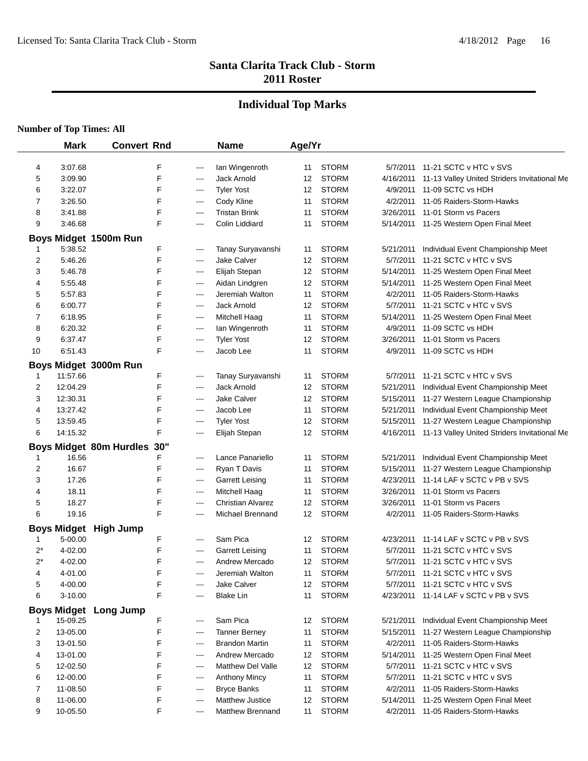## Santa Clarita Track Club - Storm
## 2011 Roster

### Individual Top Marks

**Number of Top Times: All**

| | Mark | Convert | Rnd | | Name | Age/Yr | | | |
|---|---|---|---|---|---|---|---|---|---|
| 4 | 3:07.68 | | F | --- | Ian Wingenroth | 11 | STORM | 5/7/2011 | 11-21 SCTC v HTC v SVS |
| 5 | 3:09.90 | | F | --- | Jack Arnold | 12 | STORM | 4/16/2011 | 11-13 Valley United Striders Invitational Me |
| 6 | 3:22.07 | | F | --- | Tyler Yost | 12 | STORM | 4/9/2011 | 11-09 SCTC vs HDH |
| 7 | 3:26.50 | | F | --- | Cody Kline | 11 | STORM | 4/2/2011 | 11-05 Raiders-Storm-Hawks |
| 8 | 3:41.88 | | F | --- | Tristan Brink | 11 | STORM | 3/26/2011 | 11-01 Storm vs Pacers |
| 9 | 3:46.68 | | F | --- | Colin Liddiard | 11 | STORM | 5/14/2011 | 11-25 Western Open Final Meet |

**Boys Midget 1500m Run**

| | Mark | Convert | Rnd | | Name | Age/Yr | | | |
|---|---|---|---|---|---|---|---|---|---|
| 1 | 5:38.52 | | F | --- | Tanay Suryavanshi | 11 | STORM | 5/21/2011 | Individual Event Championship Meet |
| 2 | 5:46.26 | | F | --- | Jake Calver | 12 | STORM | 5/7/2011 | 11-21 SCTC v HTC v SVS |
| 3 | 5:46.78 | | F | --- | Elijah Stepan | 12 | STORM | 5/14/2011 | 11-25 Western Open Final Meet |
| 4 | 5:55.48 | | F | --- | Aidan Lindgren | 12 | STORM | 5/14/2011 | 11-25 Western Open Final Meet |
| 5 | 5:57.83 | | F | --- | Jeremiah Walton | 11 | STORM | 4/2/2011 | 11-05 Raiders-Storm-Hawks |
| 6 | 6:00.77 | | F | --- | Jack Arnold | 12 | STORM | 5/7/2011 | 11-21 SCTC v HTC v SVS |
| 7 | 6:18.95 | | F | --- | Mitchell Haag | 11 | STORM | 5/14/2011 | 11-25 Western Open Final Meet |
| 8 | 6:20.32 | | F | --- | Ian Wingenroth | 11 | STORM | 4/9/2011 | 11-09 SCTC vs HDH |
| 9 | 6:37.47 | | F | --- | Tyler Yost | 12 | STORM | 3/26/2011 | 11-01 Storm vs Pacers |
| 10 | 6:51.43 | | F | --- | Jacob Lee | 11 | STORM | 4/9/2011 | 11-09 SCTC vs HDH |

**Boys Midget 3000m Run**

| | Mark | Convert | Rnd | | Name | Age/Yr | | | |
|---|---|---|---|---|---|---|---|---|---|
| 1 | 11:57.66 | | F | --- | Tanay Suryavanshi | 11 | STORM | 5/7/2011 | 11-21 SCTC v HTC v SVS |
| 2 | 12:04.29 | | F | --- | Jack Arnold | 12 | STORM | 5/21/2011 | Individual Event Championship Meet |
| 3 | 12:30.31 | | F | --- | Jake Calver | 12 | STORM | 5/15/2011 | 11-27 Western League Championship |
| 4 | 13:27.42 | | F | --- | Jacob Lee | 11 | STORM | 5/21/2011 | Individual Event Championship Meet |
| 5 | 13:59.45 | | F | --- | Tyler Yost | 12 | STORM | 5/15/2011 | 11-27 Western League Championship |
| 6 | 14:15.32 | | F | --- | Elijah Stepan | 12 | STORM | 4/16/2011 | 11-13 Valley United Striders Invitational Me |

**Boys Midget 80m Hurdles 30"**

| | Mark | Convert | Rnd | | Name | Age/Yr | | | |
|---|---|---|---|---|---|---|---|---|---|
| 1 | 16.56 | | F | --- | Lance Panariello | 11 | STORM | 5/21/2011 | Individual Event Championship Meet |
| 2 | 16.67 | | F | --- | Ryan T Davis | 11 | STORM | 5/15/2011 | 11-27 Western League Championship |
| 3 | 17.26 | | F | --- | Garrett Leising | 11 | STORM | 4/23/2011 | 11-14 LAF v SCTC v PB v SVS |
| 4 | 18.11 | | F | --- | Mitchell Haag | 11 | STORM | 3/26/2011 | 11-01 Storm vs Pacers |
| 5 | 18.27 | | F | --- | Christian Alvarez | 12 | STORM | 3/26/2011 | 11-01 Storm vs Pacers |
| 6 | 19.16 | | F | --- | Michael Brennand | 12 | STORM | 4/2/2011 | 11-05 Raiders-Storm-Hawks |

**Boys Midget High Jump**

| | Mark | Convert | Rnd | | Name | Age/Yr | | | |
|---|---|---|---|---|---|---|---|---|---|
| 1 | 5-00.00 | | F | --- | Sam Pica | 12 | STORM | 4/23/2011 | 11-14 LAF v SCTC v PB v SVS |
| 2* | 4-02.00 | | F | --- | Garrett Leising | 11 | STORM | 5/7/2011 | 11-21 SCTC v HTC v SVS |
| 2* | 4-02.00 | | F | --- | Andrew Mercado | 12 | STORM | 5/7/2011 | 11-21 SCTC v HTC v SVS |
| 4 | 4-01.00 | | F | --- | Jeremiah Walton | 11 | STORM | 5/7/2011 | 11-21 SCTC v HTC v SVS |
| 5 | 4-00.00 | | F | --- | Jake Calver | 12 | STORM | 5/7/2011 | 11-21 SCTC v HTC v SVS |
| 6 | 3-10.00 | | F | --- | Blake Lin | 11 | STORM | 4/23/2011 | 11-14 LAF v SCTC v PB v SVS |

**Boys Midget Long Jump**

| | Mark | Convert | Rnd | | Name | Age/Yr | | | |
|---|---|---|---|---|---|---|---|---|---|
| 1 | 15-09.25 | | F | --- | Sam Pica | 12 | STORM | 5/21/2011 | Individual Event Championship Meet |
| 2 | 13-05.00 | | F | --- | Tanner Berney | 11 | STORM | 5/15/2011 | 11-27 Western League Championship |
| 3 | 13-01.50 | | F | --- | Brandon Martin | 11 | STORM | 4/2/2011 | 11-05 Raiders-Storm-Hawks |
| 4 | 13-01.00 | | F | --- | Andrew Mercado | 12 | STORM | 5/14/2011 | 11-25 Western Open Final Meet |
| 5 | 12-02.50 | | F | --- | Matthew Del Valle | 12 | STORM | 5/7/2011 | 11-21 SCTC v HTC v SVS |
| 6 | 12-00.00 | | F | --- | Anthony Mincy | 11 | STORM | 5/7/2011 | 11-21 SCTC v HTC v SVS |
| 7 | 11-08.50 | | F | --- | Bryce Banks | 11 | STORM | 4/2/2011 | 11-05 Raiders-Storm-Hawks |
| 8 | 11-06.00 | | F | --- | Matthew Justice | 12 | STORM | 5/14/2011 | 11-25 Western Open Final Meet |
| 9 | 10-05.50 | | F | --- | Matthew Brennand | 11 | STORM | 4/2/2011 | 11-05 Raiders-Storm-Hawks |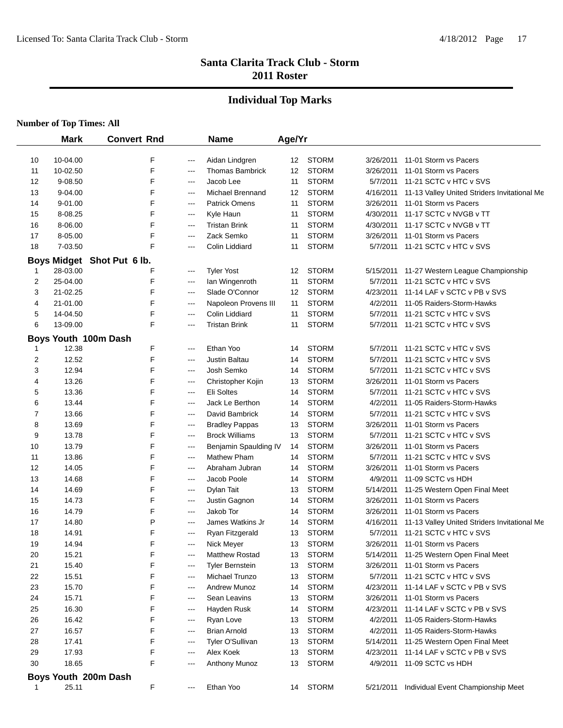## Santa Clarita Track Club - Storm
## 2011 Roster

### Individual Top Marks

**Number of Top Times: All**

| | Mark | Convert | Rnd | | Name | Age/Yr | | | |
|---|---|---|---|---|---|---|---|---|---|
| 10 | 10-04.00 | | F | --- | Aidan Lindgren | 12 | STORM | 3/26/2011 | 11-01 Storm vs Pacers |
| 11 | 10-02.50 | | F | --- | Thomas Bambrick | 12 | STORM | 3/26/2011 | 11-01 Storm vs Pacers |
| 12 | 9-08.50 | | F | --- | Jacob Lee | 11 | STORM | 5/7/2011 | 11-21 SCTC v HTC v SVS |
| 13 | 9-04.00 | | F | --- | Michael Brennand | 12 | STORM | 4/16/2011 | 11-13 Valley United Striders Invitational Me |
| 14 | 9-01.00 | | F | --- | Patrick Omens | 11 | STORM | 3/26/2011 | 11-01 Storm vs Pacers |
| 15 | 8-08.25 | | F | --- | Kyle Haun | 11 | STORM | 4/30/2011 | 11-17 SCTC v NVGB v TT |
| 16 | 8-06.00 | | F | --- | Tristan Brink | 11 | STORM | 4/30/2011 | 11-17 SCTC v NVGB v TT |
| 17 | 8-05.00 | | F | --- | Zack Semko | 11 | STORM | 3/26/2011 | 11-01 Storm vs Pacers |
| 18 | 7-03.50 | | F | --- | Colin Liddiard | 11 | STORM | 5/7/2011 | 11-21 SCTC v HTC v SVS |
| **Boys Midget** | **Shot Put 6 lb.** | | | | | | | | |
| 1 | 28-03.00 | | F | --- | Tyler Yost | 12 | STORM | 5/15/2011 | 11-27 Western League Championship |
| 2 | 25-04.00 | | F | --- | Ian Wingenroth | 11 | STORM | 5/7/2011 | 11-21 SCTC v HTC v SVS |
| 3 | 21-02.25 | | F | --- | Slade O'Connor | 12 | STORM | 4/23/2011 | 11-14 LAF v SCTC v PB v SVS |
| 4 | 21-01.00 | | F | --- | Napoleon Provens III | 11 | STORM | 4/2/2011 | 11-05 Raiders-Storm-Hawks |
| 5 | 14-04.50 | | F | --- | Colin Liddiard | 11 | STORM | 5/7/2011 | 11-21 SCTC v HTC v SVS |
| 6 | 13-09.00 | | F | --- | Tristan Brink | 11 | STORM | 5/7/2011 | 11-21 SCTC v HTC v SVS |
| **Boys Youth** | **100m Dash** | | | | | | | | |
| 1 | 12.38 | | F | --- | Ethan Yoo | 14 | STORM | 5/7/2011 | 11-21 SCTC v HTC v SVS |
| 2 | 12.52 | | F | --- | Justin Baltau | 14 | STORM | 5/7/2011 | 11-21 SCTC v HTC v SVS |
| 3 | 12.94 | | F | --- | Josh Semko | 14 | STORM | 5/7/2011 | 11-21 SCTC v HTC v SVS |
| 4 | 13.26 | | F | --- | Christopher Kojin | 13 | STORM | 3/26/2011 | 11-01 Storm vs Pacers |
| 5 | 13.36 | | F | --- | Eli Soltes | 14 | STORM | 5/7/2011 | 11-21 SCTC v HTC v SVS |
| 6 | 13.44 | | F | --- | Jack Le Berthon | 14 | STORM | 4/2/2011 | 11-05 Raiders-Storm-Hawks |
| 7 | 13.66 | | F | --- | David Bambrick | 14 | STORM | 5/7/2011 | 11-21 SCTC v HTC v SVS |
| 8 | 13.69 | | F | --- | Bradley Pappas | 13 | STORM | 3/26/2011 | 11-01 Storm vs Pacers |
| 9 | 13.78 | | F | --- | Brock Williams | 13 | STORM | 5/7/2011 | 11-21 SCTC v HTC v SVS |
| 10 | 13.79 | | F | --- | Benjamin Spaulding IV | 14 | STORM | 3/26/2011 | 11-01 Storm vs Pacers |
| 11 | 13.86 | | F | --- | Mathew Pham | 14 | STORM | 5/7/2011 | 11-21 SCTC v HTC v SVS |
| 12 | 14.05 | | F | --- | Abraham Jubran | 14 | STORM | 3/26/2011 | 11-01 Storm vs Pacers |
| 13 | 14.68 | | F | --- | Jacob Poole | 14 | STORM | 4/9/2011 | 11-09 SCTC vs HDH |
| 14 | 14.69 | | F | --- | Dylan Tait | 13 | STORM | 5/14/2011 | 11-25 Western Open Final Meet |
| 15 | 14.73 | | F | --- | Justin Gagnon | 14 | STORM | 3/26/2011 | 11-01 Storm vs Pacers |
| 16 | 14.79 | | F | --- | Jakob Tor | 14 | STORM | 3/26/2011 | 11-01 Storm vs Pacers |
| 17 | 14.80 | | P | --- | James Watkins Jr | 14 | STORM | 4/16/2011 | 11-13 Valley United Striders Invitational Me |
| 18 | 14.91 | | F | --- | Ryan Fitzgerald | 13 | STORM | 5/7/2011 | 11-21 SCTC v HTC v SVS |
| 19 | 14.94 | | F | --- | Nick Meyer | 13 | STORM | 3/26/2011 | 11-01 Storm vs Pacers |
| 20 | 15.21 | | F | --- | Matthew Rostad | 13 | STORM | 5/14/2011 | 11-25 Western Open Final Meet |
| 21 | 15.40 | | F | --- | Tyler Bernstein | 13 | STORM | 3/26/2011 | 11-01 Storm vs Pacers |
| 22 | 15.51 | | F | --- | Michael Trunzo | 13 | STORM | 5/7/2011 | 11-21 SCTC v HTC v SVS |
| 23 | 15.70 | | F | --- | Andrew Munoz | 14 | STORM | 4/23/2011 | 11-14 LAF v SCTC v PB v SVS |
| 24 | 15.71 | | F | --- | Sean Leavins | 13 | STORM | 3/26/2011 | 11-01 Storm vs Pacers |
| 25 | 16.30 | | F | --- | Hayden Rusk | 14 | STORM | 4/23/2011 | 11-14 LAF v SCTC v PB v SVS |
| 26 | 16.42 | | F | --- | Ryan Love | 13 | STORM | 4/2/2011 | 11-05 Raiders-Storm-Hawks |
| 27 | 16.57 | | F | --- | Brian Arnold | 13 | STORM | 4/2/2011 | 11-05 Raiders-Storm-Hawks |
| 28 | 17.41 | | F | --- | Tyler O'Sullivan | 13 | STORM | 5/14/2011 | 11-25 Western Open Final Meet |
| 29 | 17.93 | | F | --- | Alex Koek | 13 | STORM | 4/23/2011 | 11-14 LAF v SCTC v PB v SVS |
| 30 | 18.65 | | F | --- | Anthony Munoz | 13 | STORM | 4/9/2011 | 11-09 SCTC vs HDH |
| **Boys Youth** | **200m Dash** | | | | | | | | |
| 1 | 25.11 | | F | --- | Ethan Yoo | 14 | STORM | 5/21/2011 | Individual Event Championship Meet |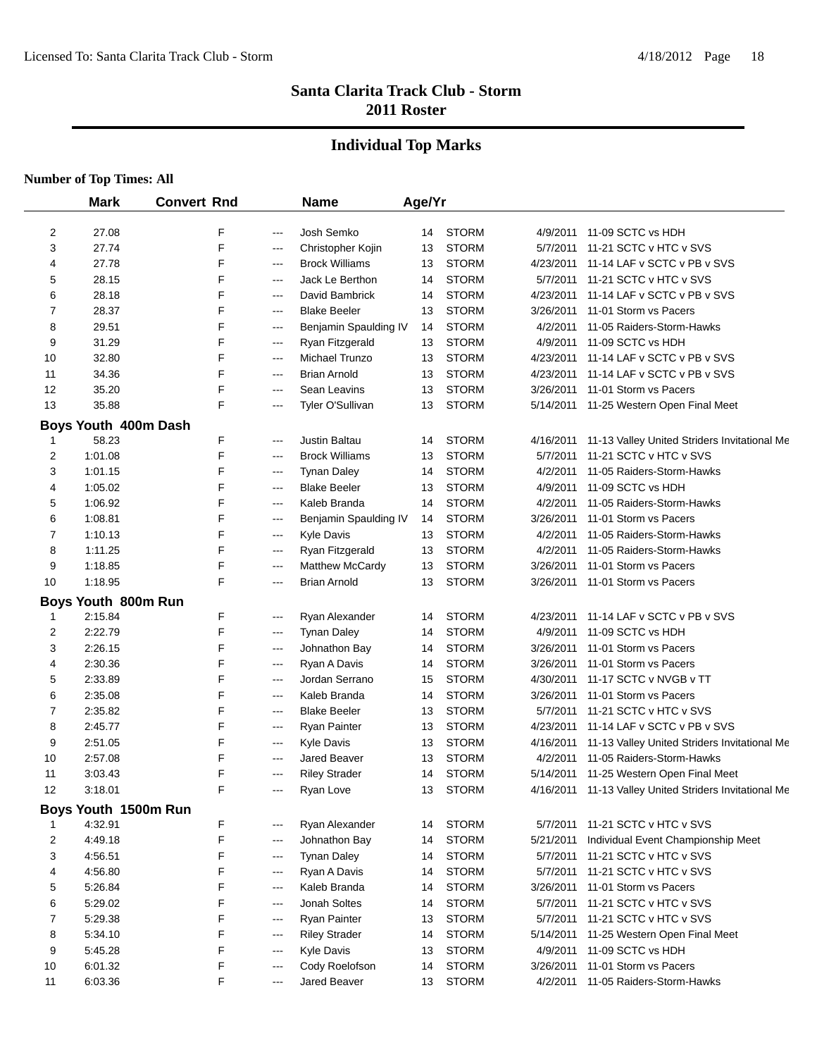# Santa Clarita Track Club - Storm

## 2011 Roster

## Individual Top Marks

**Number of Top Times: All**

| | Mark | Convert | Rnd | | Name | Age/Yr | | | |
|---|---|---|---|---|---|---|---|---|---|
| 2 | 27.08 | | F | --- | Josh Semko | 14 | STORM | 4/9/2011 | 11-09 SCTC vs HDH |
| 3 | 27.74 | | F | --- | Christopher Kojin | 13 | STORM | 5/7/2011 | 11-21 SCTC v HTC v SVS |
| 4 | 27.78 | | F | --- | Brock Williams | 13 | STORM | 4/23/2011 | 11-14 LAF v SCTC v PB v SVS |
| 5 | 28.15 | | F | --- | Jack Le Berthon | 14 | STORM | 5/7/2011 | 11-21 SCTC v HTC v SVS |
| 6 | 28.18 | | F | --- | David Bambrick | 14 | STORM | 4/23/2011 | 11-14 LAF v SCTC v PB v SVS |
| 7 | 28.37 | | F | --- | Blake Beeler | 13 | STORM | 3/26/2011 | 11-01 Storm vs Pacers |
| 8 | 29.51 | | F | --- | Benjamin Spaulding IV | 14 | STORM | 4/2/2011 | 11-05 Raiders-Storm-Hawks |
| 9 | 31.29 | | F | --- | Ryan Fitzgerald | 13 | STORM | 4/9/2011 | 11-09 SCTC vs HDH |
| 10 | 32.80 | | F | --- | Michael Trunzo | 13 | STORM | 4/23/2011 | 11-14 LAF v SCTC v PB v SVS |
| 11 | 34.36 | | F | --- | Brian Arnold | 13 | STORM | 4/23/2011 | 11-14 LAF v SCTC v PB v SVS |
| 12 | 35.20 | | F | --- | Sean Leavins | 13 | STORM | 3/26/2011 | 11-01 Storm vs Pacers |
| 13 | 35.88 | | F | --- | Tyler O'Sullivan | 13 | STORM | 5/14/2011 | 11-25 Western Open Final Meet |

### Boys Youth 400m Dash

| | Mark | Convert | Rnd | | Name | Age/Yr | | | |
|---|---|---|---|---|---|---|---|---|---|
| 1 | 58.23 | | F | --- | Justin Baltau | 14 | STORM | 4/16/2011 | 11-13 Valley United Striders Invitational Me |
| 2 | 1:01.08 | | F | --- | Brock Williams | 13 | STORM | 5/7/2011 | 11-21 SCTC v HTC v SVS |
| 3 | 1:01.15 | | F | --- | Tynan Daley | 14 | STORM | 4/2/2011 | 11-05 Raiders-Storm-Hawks |
| 4 | 1:05.02 | | F | --- | Blake Beeler | 13 | STORM | 4/9/2011 | 11-09 SCTC vs HDH |
| 5 | 1:06.92 | | F | --- | Kaleb Branda | 14 | STORM | 4/2/2011 | 11-05 Raiders-Storm-Hawks |
| 6 | 1:08.81 | | F | --- | Benjamin Spaulding IV | 14 | STORM | 3/26/2011 | 11-01 Storm vs Pacers |
| 7 | 1:10.13 | | F | --- | Kyle Davis | 13 | STORM | 4/2/2011 | 11-05 Raiders-Storm-Hawks |
| 8 | 1:11.25 | | F | --- | Ryan Fitzgerald | 13 | STORM | 4/2/2011 | 11-05 Raiders-Storm-Hawks |
| 9 | 1:18.85 | | F | --- | Matthew McCardy | 13 | STORM | 3/26/2011 | 11-01 Storm vs Pacers |
| 10 | 1:18.95 | | F | --- | Brian Arnold | 13 | STORM | 3/26/2011 | 11-01 Storm vs Pacers |

### Boys Youth 800m Run

| | Mark | Convert | Rnd | | Name | Age/Yr | | | |
|---|---|---|---|---|---|---|---|---|---|
| 1 | 2:15.84 | | F | --- | Ryan Alexander | 14 | STORM | 4/23/2011 | 11-14 LAF v SCTC v PB v SVS |
| 2 | 2:22.79 | | F | --- | Tynan Daley | 14 | STORM | 4/9/2011 | 11-09 SCTC vs HDH |
| 3 | 2:26.15 | | F | --- | Johnathon Bay | 14 | STORM | 3/26/2011 | 11-01 Storm vs Pacers |
| 4 | 2:30.36 | | F | --- | Ryan A Davis | 14 | STORM | 3/26/2011 | 11-01 Storm vs Pacers |
| 5 | 2:33.89 | | F | --- | Jordan Serrano | 15 | STORM | 4/30/2011 | 11-17 SCTC v NVGB v TT |
| 6 | 2:35.08 | | F | --- | Kaleb Branda | 14 | STORM | 3/26/2011 | 11-01 Storm vs Pacers |
| 7 | 2:35.82 | | F | --- | Blake Beeler | 13 | STORM | 5/7/2011 | 11-21 SCTC v HTC v SVS |
| 8 | 2:45.77 | | F | --- | Ryan Painter | 13 | STORM | 4/23/2011 | 11-14 LAF v SCTC v PB v SVS |
| 9 | 2:51.05 | | F | --- | Kyle Davis | 13 | STORM | 4/16/2011 | 11-13 Valley United Striders Invitational Me |
| 10 | 2:57.08 | | F | --- | Jared Beaver | 13 | STORM | 4/2/2011 | 11-05 Raiders-Storm-Hawks |
| 11 | 3:03.43 | | F | --- | Riley Strader | 14 | STORM | 5/14/2011 | 11-25 Western Open Final Meet |
| 12 | 3:18.01 | | F | --- | Ryan Love | 13 | STORM | 4/16/2011 | 11-13 Valley United Striders Invitational Me |

### Boys Youth 1500m Run

| | Mark | Convert | Rnd | | Name | Age/Yr | | | |
|---|---|---|---|---|---|---|---|---|---|
| 1 | 4:32.91 | | F | --- | Ryan Alexander | 14 | STORM | 5/7/2011 | 11-21 SCTC v HTC v SVS |
| 2 | 4:49.18 | | F | --- | Johnathon Bay | 14 | STORM | 5/21/2011 | Individual Event Championship Meet |
| 3 | 4:56.51 | | F | --- | Tynan Daley | 14 | STORM | 5/7/2011 | 11-21 SCTC v HTC v SVS |
| 4 | 4:56.80 | | F | --- | Ryan A Davis | 14 | STORM | 5/7/2011 | 11-21 SCTC v HTC v SVS |
| 5 | 5:26.84 | | F | --- | Kaleb Branda | 14 | STORM | 3/26/2011 | 11-01 Storm vs Pacers |
| 6 | 5:29.02 | | F | --- | Jonah Soltes | 14 | STORM | 5/7/2011 | 11-21 SCTC v HTC v SVS |
| 7 | 5:29.38 | | F | --- | Ryan Painter | 13 | STORM | 5/7/2011 | 11-21 SCTC v HTC v SVS |
| 8 | 5:34.10 | | F | --- | Riley Strader | 14 | STORM | 5/14/2011 | 11-25 Western Open Final Meet |
| 9 | 5:45.28 | | F | --- | Kyle Davis | 13 | STORM | 4/9/2011 | 11-09 SCTC vs HDH |
| 10 | 6:01.32 | | F | --- | Cody Roelofson | 14 | STORM | 3/26/2011 | 11-01 Storm vs Pacers |
| 11 | 6:03.36 | | F | --- | Jared Beaver | 13 | STORM | 4/2/2011 | 11-05 Raiders-Storm-Hawks |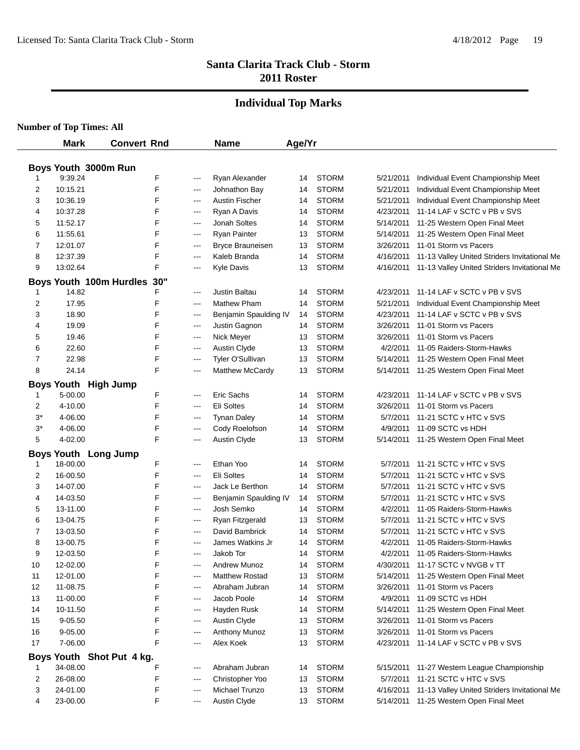# Santa Clarita Track Club - Storm
## 2011 Roster

## Individual Top Marks

**Number of Top Times: All**

| | Mark | Convert | Rnd | | Name | Age/Yr | | | |
|---|---|---|---|---|---|---|---|---|---|
| **Boys Youth 3000m Run** | | | | | | | | | |
| 1 | 9:39.24 | | F | --- | Ryan Alexander | 14 | STORM | 5/21/2011 | Individual Event Championship Meet |
| 2 | 10:15.21 | | F | --- | Johnathon Bay | 14 | STORM | 5/21/2011 | Individual Event Championship Meet |
| 3 | 10:36.19 | | F | --- | Austin Fischer | 14 | STORM | 5/21/2011 | Individual Event Championship Meet |
| 4 | 10:37.28 | | F | --- | Ryan A Davis | 14 | STORM | 4/23/2011 | 11-14 LAF v SCTC v PB v SVS |
| 5 | 11:52.17 | | F | --- | Jonah Soltes | 14 | STORM | 5/14/2011 | 11-25 Western Open Final Meet |
| 6 | 11:55.61 | | F | --- | Ryan Painter | 13 | STORM | 5/14/2011 | 11-25 Western Open Final Meet |
| 7 | 12:01.07 | | F | --- | Bryce Brauneisen | 13 | STORM | 3/26/2011 | 11-01 Storm vs Pacers |
| 8 | 12:37.39 | | F | --- | Kaleb Branda | 14 | STORM | 4/16/2011 | 11-13 Valley United Striders Invitational Me |
| 9 | 13:02.64 | | F | --- | Kyle Davis | 13 | STORM | 4/16/2011 | 11-13 Valley United Striders Invitational Me |
| **Boys Youth 100m Hurdles 30"** | | | | | | | | | |
| 1 | 14.82 | | F | --- | Justin Baltau | 14 | STORM | 4/23/2011 | 11-14 LAF v SCTC v PB v SVS |
| 2 | 17.95 | | F | --- | Mathew Pham | 14 | STORM | 5/21/2011 | Individual Event Championship Meet |
| 3 | 18.90 | | F | --- | Benjamin Spaulding IV | 14 | STORM | 4/23/2011 | 11-14 LAF v SCTC v PB v SVS |
| 4 | 19.09 | | F | --- | Justin Gagnon | 14 | STORM | 3/26/2011 | 11-01 Storm vs Pacers |
| 5 | 19.46 | | F | --- | Nick Meyer | 13 | STORM | 3/26/2011 | 11-01 Storm vs Pacers |
| 6 | 22.60 | | F | --- | Austin Clyde | 13 | STORM | 4/2/2011 | 11-05 Raiders-Storm-Hawks |
| 7 | 22.98 | | F | --- | Tyler O'Sullivan | 13 | STORM | 5/14/2011 | 11-25 Western Open Final Meet |
| 8 | 24.14 | | F | --- | Matthew McCardy | 13 | STORM | 5/14/2011 | 11-25 Western Open Final Meet |
| **Boys Youth High Jump** | | | | | | | | | |
| 1 | 5-00.00 | | F | --- | Eric Sachs | 14 | STORM | 4/23/2011 | 11-14 LAF v SCTC v PB v SVS |
| 2 | 4-10.00 | | F | --- | Eli Soltes | 14 | STORM | 3/26/2011 | 11-01 Storm vs Pacers |
| 3* | 4-06.00 | | F | --- | Tynan Daley | 14 | STORM | 5/7/2011 | 11-21 SCTC v HTC v SVS |
| 3* | 4-06.00 | | F | --- | Cody Roelofson | 14 | STORM | 4/9/2011 | 11-09 SCTC vs HDH |
| 5 | 4-02.00 | | F | --- | Austin Clyde | 13 | STORM | 5/14/2011 | 11-25 Western Open Final Meet |
| **Boys Youth Long Jump** | | | | | | | | | |
| 1 | 18-00.00 | | F | --- | Ethan Yoo | 14 | STORM | 5/7/2011 | 11-21 SCTC v HTC v SVS |
| 2 | 16-00.50 | | F | --- | Eli Soltes | 14 | STORM | 5/7/2011 | 11-21 SCTC v HTC v SVS |
| 3 | 14-07.00 | | F | --- | Jack Le Berthon | 14 | STORM | 5/7/2011 | 11-21 SCTC v HTC v SVS |
| 4 | 14-03.50 | | F | --- | Benjamin Spaulding IV | 14 | STORM | 5/7/2011 | 11-21 SCTC v HTC v SVS |
| 5 | 13-11.00 | | F | --- | Josh Semko | 14 | STORM | 4/2/2011 | 11-05 Raiders-Storm-Hawks |
| 6 | 13-04.75 | | F | --- | Ryan Fitzgerald | 13 | STORM | 5/7/2011 | 11-21 SCTC v HTC v SVS |
| 7 | 13-03.50 | | F | --- | David Bambrick | 14 | STORM | 5/7/2011 | 11-21 SCTC v HTC v SVS |
| 8 | 13-00.75 | | F | --- | James Watkins Jr | 14 | STORM | 4/2/2011 | 11-05 Raiders-Storm-Hawks |
| 9 | 12-03.50 | | F | --- | Jakob Tor | 14 | STORM | 4/2/2011 | 11-05 Raiders-Storm-Hawks |
| 10 | 12-02.00 | | F | --- | Andrew Munoz | 14 | STORM | 4/30/2011 | 11-17 SCTC v NVGB v TT |
| 11 | 12-01.00 | | F | --- | Matthew Rostad | 13 | STORM | 5/14/2011 | 11-25 Western Open Final Meet |
| 12 | 11-08.75 | | F | --- | Abraham Jubran | 14 | STORM | 3/26/2011 | 11-01 Storm vs Pacers |
| 13 | 11-00.00 | | F | --- | Jacob Poole | 14 | STORM | 4/9/2011 | 11-09 SCTC vs HDH |
| 14 | 10-11.50 | | F | --- | Hayden Rusk | 14 | STORM | 5/14/2011 | 11-25 Western Open Final Meet |
| 15 | 9-05.50 | | F | --- | Austin Clyde | 13 | STORM | 3/26/2011 | 11-01 Storm vs Pacers |
| 16 | 9-05.00 | | F | --- | Anthony Munoz | 13 | STORM | 3/26/2011 | 11-01 Storm vs Pacers |
| 17 | 7-06.00 | | F | --- | Alex Koek | 13 | STORM | 4/23/2011 | 11-14 LAF v SCTC v PB v SVS |
| **Boys Youth Shot Put 4 kg.** | | | | | | | | | |
| 1 | 34-08.00 | | F | --- | Abraham Jubran | 14 | STORM | 5/15/2011 | 11-27 Western League Championship |
| 2 | 26-08.00 | | F | --- | Christopher Yoo | 13 | STORM | 5/7/2011 | 11-21 SCTC v HTC v SVS |
| 3 | 24-01.00 | | F | --- | Michael Trunzo | 13 | STORM | 4/16/2011 | 11-13 Valley United Striders Invitational Me |
| 4 | 23-00.00 | | F | --- | Austin Clyde | 13 | STORM | 5/14/2011 | 11-25 Western Open Final Meet |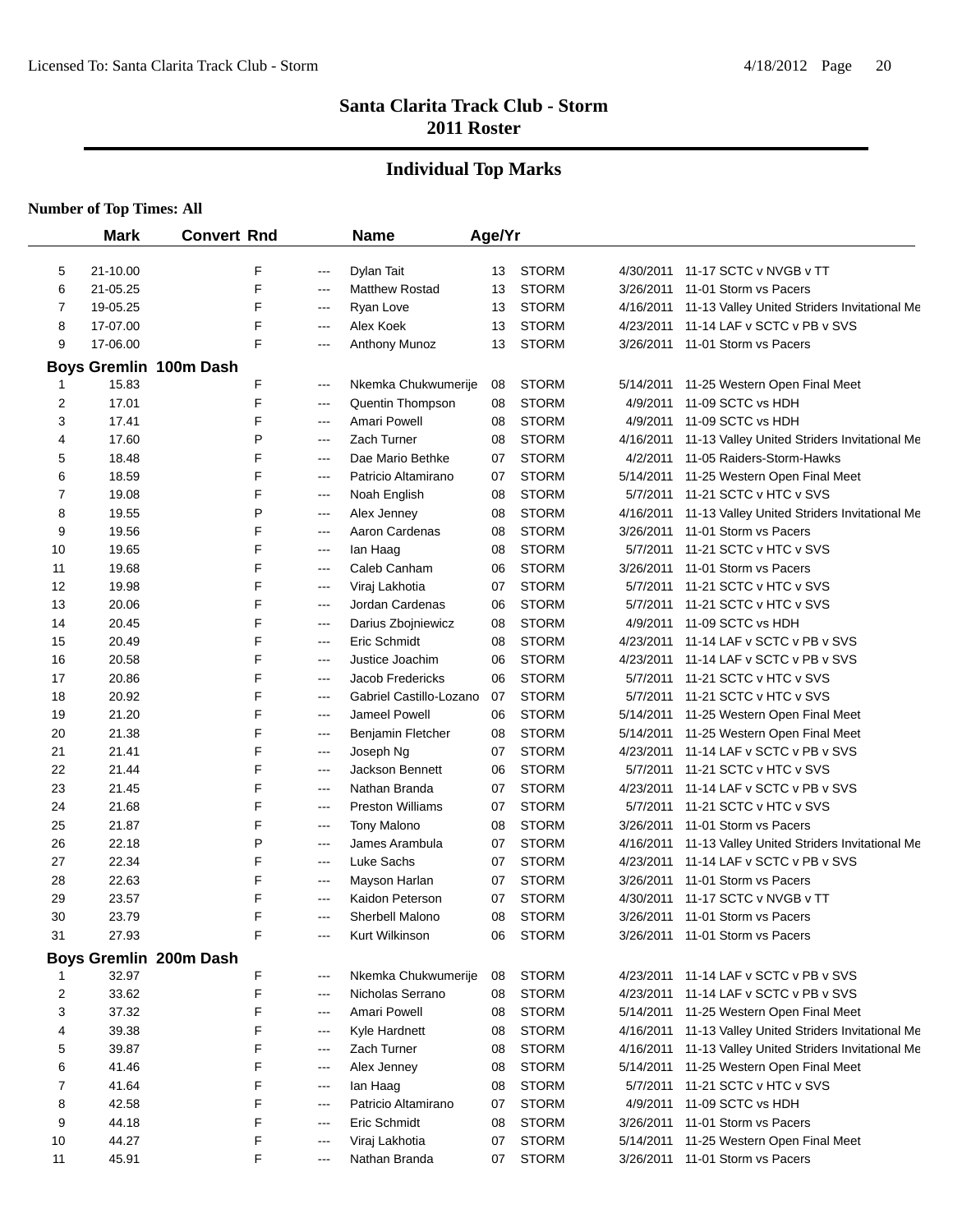# Santa Clarita Track Club - Storm
## 2011 Roster

## Individual Top Marks

**Number of Top Times: All**

| | Mark | Convert | Rnd | | Name | Age/Yr | | | |
|---|---|---|---|---|---|---|---|---|---|
| 5 | 21-10.00 | | F | --- | Dylan Tait | 13 | STORM | 4/30/2011 | 11-17 SCTC v NVGB v TT |
| 6 | 21-05.25 | | F | --- | Matthew Rostad | 13 | STORM | 3/26/2011 | 11-01 Storm vs Pacers |
| 7 | 19-05.25 | | F | --- | Ryan Love | 13 | STORM | 4/16/2011 | 11-13 Valley United Striders Invitational Me |
| 8 | 17-07.00 | | F | --- | Alex Koek | 13 | STORM | 4/23/2011 | 11-14 LAF v SCTC v PB v SVS |
| 9 | 17-06.00 | | F | --- | Anthony Munoz | 13 | STORM | 3/26/2011 | 11-01 Storm vs Pacers |

### Boys Gremlin 100m Dash

| | Mark | Convert | Rnd | | Name | Age/Yr | | | |
|---|---|---|---|---|---|---|---|---|---|
| 1 | 15.83 | | F | --- | Nkemka Chukwumerije | 08 | STORM | 5/14/2011 | 11-25 Western Open Final Meet |
| 2 | 17.01 | | F | --- | Quentin Thompson | 08 | STORM | 4/9/2011 | 11-09 SCTC vs HDH |
| 3 | 17.41 | | F | --- | Amari Powell | 08 | STORM | 4/9/2011 | 11-09 SCTC vs HDH |
| 4 | 17.60 | | P | --- | Zach Turner | 08 | STORM | 4/16/2011 | 11-13 Valley United Striders Invitational Me |
| 5 | 18.48 | | F | --- | Dae Mario Bethke | 07 | STORM | 4/2/2011 | 11-05 Raiders-Storm-Hawks |
| 6 | 18.59 | | F | --- | Patricio Altamirano | 07 | STORM | 5/14/2011 | 11-25 Western Open Final Meet |
| 7 | 19.08 | | F | --- | Noah English | 08 | STORM | 5/7/2011 | 11-21 SCTC v HTC v SVS |
| 8 | 19.55 | | P | --- | Alex Jenney | 08 | STORM | 4/16/2011 | 11-13 Valley United Striders Invitational Me |
| 9 | 19.56 | | F | --- | Aaron Cardenas | 08 | STORM | 3/26/2011 | 11-01 Storm vs Pacers |
| 10 | 19.65 | | F | --- | Ian Haag | 08 | STORM | 5/7/2011 | 11-21 SCTC v HTC v SVS |
| 11 | 19.68 | | F | --- | Caleb Canham | 06 | STORM | 3/26/2011 | 11-01 Storm vs Pacers |
| 12 | 19.98 | | F | --- | Viraj Lakhotia | 07 | STORM | 5/7/2011 | 11-21 SCTC v HTC v SVS |
| 13 | 20.06 | | F | --- | Jordan Cardenas | 06 | STORM | 5/7/2011 | 11-21 SCTC v HTC v SVS |
| 14 | 20.45 | | F | --- | Darius Zbojniewicz | 08 | STORM | 4/9/2011 | 11-09 SCTC vs HDH |
| 15 | 20.49 | | F | --- | Eric Schmidt | 08 | STORM | 4/23/2011 | 11-14 LAF v SCTC v PB v SVS |
| 16 | 20.58 | | F | --- | Justice Joachim | 06 | STORM | 4/23/2011 | 11-14 LAF v SCTC v PB v SVS |
| 17 | 20.86 | | F | --- | Jacob Fredericks | 06 | STORM | 5/7/2011 | 11-21 SCTC v HTC v SVS |
| 18 | 20.92 | | F | --- | Gabriel Castillo-Lozano | 07 | STORM | 5/7/2011 | 11-21 SCTC v HTC v SVS |
| 19 | 21.20 | | F | --- | Jameel Powell | 06 | STORM | 5/14/2011 | 11-25 Western Open Final Meet |
| 20 | 21.38 | | F | --- | Benjamin Fletcher | 08 | STORM | 5/14/2011 | 11-25 Western Open Final Meet |
| 21 | 21.41 | | F | --- | Joseph Ng | 07 | STORM | 4/23/2011 | 11-14 LAF v SCTC v PB v SVS |
| 22 | 21.44 | | F | --- | Jackson Bennett | 06 | STORM | 5/7/2011 | 11-21 SCTC v HTC v SVS |
| 23 | 21.45 | | F | --- | Nathan Branda | 07 | STORM | 4/23/2011 | 11-14 LAF v SCTC v PB v SVS |
| 24 | 21.68 | | F | --- | Preston Williams | 07 | STORM | 5/7/2011 | 11-21 SCTC v HTC v SVS |
| 25 | 21.87 | | F | --- | Tony Malono | 08 | STORM | 3/26/2011 | 11-01 Storm vs Pacers |
| 26 | 22.18 | | P | --- | James Arambula | 07 | STORM | 4/16/2011 | 11-13 Valley United Striders Invitational Me |
| 27 | 22.34 | | F | --- | Luke Sachs | 07 | STORM | 4/23/2011 | 11-14 LAF v SCTC v PB v SVS |
| 28 | 22.63 | | F | --- | Mayson Harlan | 07 | STORM | 3/26/2011 | 11-01 Storm vs Pacers |
| 29 | 23.57 | | F | --- | Kaidon Peterson | 07 | STORM | 4/30/2011 | 11-17 SCTC v NVGB v TT |
| 30 | 23.79 | | F | --- | Sherbell Malono | 08 | STORM | 3/26/2011 | 11-01 Storm vs Pacers |
| 31 | 27.93 | | F | --- | Kurt Wilkinson | 06 | STORM | 3/26/2011 | 11-01 Storm vs Pacers |

### Boys Gremlin 200m Dash

| | Mark | Convert | Rnd | | Name | Age/Yr | | | |
|---|---|---|---|---|---|---|---|---|---|
| 1 | 32.97 | | F | --- | Nkemka Chukwumerije | 08 | STORM | 4/23/2011 | 11-14 LAF v SCTC v PB v SVS |
| 2 | 33.62 | | F | --- | Nicholas Serrano | 08 | STORM | 4/23/2011 | 11-14 LAF v SCTC v PB v SVS |
| 3 | 37.32 | | F | --- | Amari Powell | 08 | STORM | 5/14/2011 | 11-25 Western Open Final Meet |
| 4 | 39.38 | | F | --- | Kyle Hardnett | 08 | STORM | 4/16/2011 | 11-13 Valley United Striders Invitational Me |
| 5 | 39.87 | | F | --- | Zach Turner | 08 | STORM | 4/16/2011 | 11-13 Valley United Striders Invitational Me |
| 6 | 41.46 | | F | --- | Alex Jenney | 08 | STORM | 5/14/2011 | 11-25 Western Open Final Meet |
| 7 | 41.64 | | F | --- | Ian Haag | 08 | STORM | 5/7/2011 | 11-21 SCTC v HTC v SVS |
| 8 | 42.58 | | F | --- | Patricio Altamirano | 07 | STORM | 4/9/2011 | 11-09 SCTC vs HDH |
| 9 | 44.18 | | F | --- | Eric Schmidt | 08 | STORM | 3/26/2011 | 11-01 Storm vs Pacers |
| 10 | 44.27 | | F | --- | Viraj Lakhotia | 07 | STORM | 5/14/2011 | 11-25 Western Open Final Meet |
| 11 | 45.91 | | F | --- | Nathan Branda | 07 | STORM | 3/26/2011 | 11-01 Storm vs Pacers |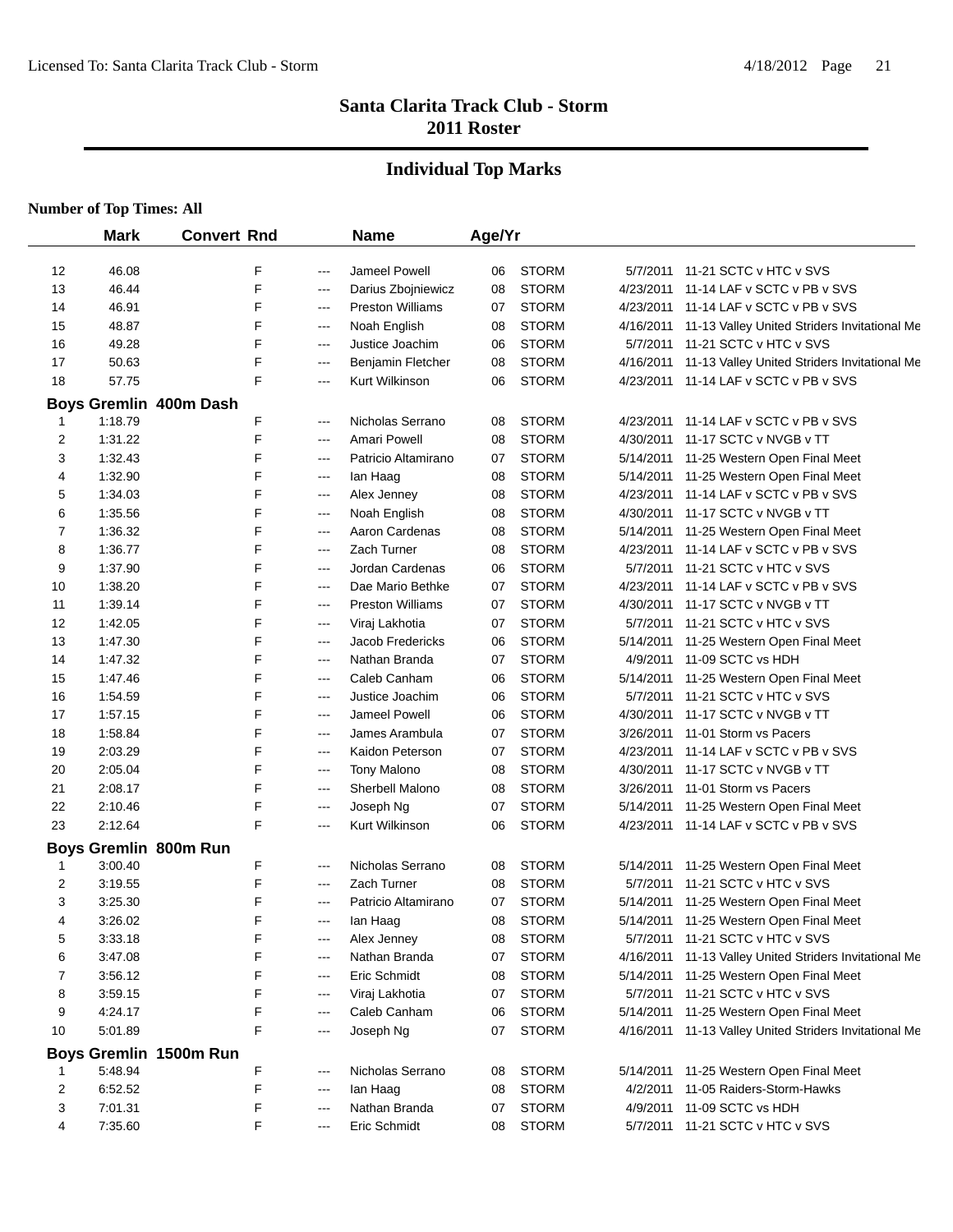# Santa Clarita Track Club - Storm
## 2011 Roster

## Individual Top Marks

**Number of Top Times: All**

| | Mark | Convert | Rnd | | Name | Age/Yr | | | |
|---|---|---|---|---|---|---|---|---|---|
| 12 | 46.08 | | F | --- | Jameel Powell | 06 | STORM | 5/7/2011 | 11-21 SCTC v HTC v SVS |
| 13 | 46.44 | | F | --- | Darius Zbojniewicz | 08 | STORM | 4/23/2011 | 11-14 LAF v SCTC v PB v SVS |
| 14 | 46.91 | | F | --- | Preston Williams | 07 | STORM | 4/23/2011 | 11-14 LAF v SCTC v PB v SVS |
| 15 | 48.87 | | F | --- | Noah English | 08 | STORM | 4/16/2011 | 11-13 Valley United Striders Invitational Me |
| 16 | 49.28 | | F | --- | Justice Joachim | 06 | STORM | 5/7/2011 | 11-21 SCTC v HTC v SVS |
| 17 | 50.63 | | F | --- | Benjamin Fletcher | 08 | STORM | 4/16/2011 | 11-13 Valley United Striders Invitational Me |
| 18 | 57.75 | | F | --- | Kurt Wilkinson | 06 | STORM | 4/23/2011 | 11-14 LAF v SCTC v PB v SVS |
| **Boys Gremlin 400m Dash** | | | | | | | | | |
| 1 | 1:18.79 | | F | --- | Nicholas Serrano | 08 | STORM | 4/23/2011 | 11-14 LAF v SCTC v PB v SVS |
| 2 | 1:31.22 | | F | --- | Amari Powell | 08 | STORM | 4/30/2011 | 11-17 SCTC v NVGB v TT |
| 3 | 1:32.43 | | F | --- | Patricio Altamirano | 07 | STORM | 5/14/2011 | 11-25 Western Open Final Meet |
| 4 | 1:32.90 | | F | --- | Ian Haag | 08 | STORM | 5/14/2011 | 11-25 Western Open Final Meet |
| 5 | 1:34.03 | | F | --- | Alex Jenney | 08 | STORM | 4/23/2011 | 11-14 LAF v SCTC v PB v SVS |
| 6 | 1:35.56 | | F | --- | Noah English | 08 | STORM | 4/30/2011 | 11-17 SCTC v NVGB v TT |
| 7 | 1:36.32 | | F | --- | Aaron Cardenas | 08 | STORM | 5/14/2011 | 11-25 Western Open Final Meet |
| 8 | 1:36.77 | | F | --- | Zach Turner | 08 | STORM | 4/23/2011 | 11-14 LAF v SCTC v PB v SVS |
| 9 | 1:37.90 | | F | --- | Jordan Cardenas | 06 | STORM | 5/7/2011 | 11-21 SCTC v HTC v SVS |
| 10 | 1:38.20 | | F | --- | Dae Mario Bethke | 07 | STORM | 4/23/2011 | 11-14 LAF v SCTC v PB v SVS |
| 11 | 1:39.14 | | F | --- | Preston Williams | 07 | STORM | 4/30/2011 | 11-17 SCTC v NVGB v TT |
| 12 | 1:42.05 | | F | --- | Viraj Lakhotia | 07 | STORM | 5/7/2011 | 11-21 SCTC v HTC v SVS |
| 13 | 1:47.30 | | F | --- | Jacob Fredericks | 06 | STORM | 5/14/2011 | 11-25 Western Open Final Meet |
| 14 | 1:47.32 | | F | --- | Nathan Branda | 07 | STORM | 4/9/2011 | 11-09 SCTC vs HDH |
| 15 | 1:47.46 | | F | --- | Caleb Canham | 06 | STORM | 5/14/2011 | 11-25 Western Open Final Meet |
| 16 | 1:54.59 | | F | --- | Justice Joachim | 06 | STORM | 5/7/2011 | 11-21 SCTC v HTC v SVS |
| 17 | 1:57.15 | | F | --- | Jameel Powell | 06 | STORM | 4/30/2011 | 11-17 SCTC v NVGB v TT |
| 18 | 1:58.84 | | F | --- | James Arambula | 07 | STORM | 3/26/2011 | 11-01 Storm vs Pacers |
| 19 | 2:03.29 | | F | --- | Kaidon Peterson | 07 | STORM | 4/23/2011 | 11-14 LAF v SCTC v PB v SVS |
| 20 | 2:05.04 | | F | --- | Tony Malono | 08 | STORM | 4/30/2011 | 11-17 SCTC v NVGB v TT |
| 21 | 2:08.17 | | F | --- | Sherbell Malono | 08 | STORM | 3/26/2011 | 11-01 Storm vs Pacers |
| 22 | 2:10.46 | | F | --- | Joseph Ng | 07 | STORM | 5/14/2011 | 11-25 Western Open Final Meet |
| 23 | 2:12.64 | | F | --- | Kurt Wilkinson | 06 | STORM | 4/23/2011 | 11-14 LAF v SCTC v PB v SVS |
| **Boys Gremlin 800m Run** | | | | | | | | | |
| 1 | 3:00.40 | | F | --- | Nicholas Serrano | 08 | STORM | 5/14/2011 | 11-25 Western Open Final Meet |
| 2 | 3:19.55 | | F | --- | Zach Turner | 08 | STORM | 5/7/2011 | 11-21 SCTC v HTC v SVS |
| 3 | 3:25.30 | | F | --- | Patricio Altamirano | 07 | STORM | 5/14/2011 | 11-25 Western Open Final Meet |
| 4 | 3:26.02 | | F | --- | Ian Haag | 08 | STORM | 5/14/2011 | 11-25 Western Open Final Meet |
| 5 | 3:33.18 | | F | --- | Alex Jenney | 08 | STORM | 5/7/2011 | 11-21 SCTC v HTC v SVS |
| 6 | 3:47.08 | | F | --- | Nathan Branda | 07 | STORM | 4/16/2011 | 11-13 Valley United Striders Invitational Me |
| 7 | 3:56.12 | | F | --- | Eric Schmidt | 08 | STORM | 5/14/2011 | 11-25 Western Open Final Meet |
| 8 | 3:59.15 | | F | --- | Viraj Lakhotia | 07 | STORM | 5/7/2011 | 11-21 SCTC v HTC v SVS |
| 9 | 4:24.17 | | F | --- | Caleb Canham | 06 | STORM | 5/14/2011 | 11-25 Western Open Final Meet |
| 10 | 5:01.89 | | F | --- | Joseph Ng | 07 | STORM | 4/16/2011 | 11-13 Valley United Striders Invitational Me |
| **Boys Gremlin 1500m Run** | | | | | | | | | |
| 1 | 5:48.94 | | F | --- | Nicholas Serrano | 08 | STORM | 5/14/2011 | 11-25 Western Open Final Meet |
| 2 | 6:52.52 | | F | --- | Ian Haag | 08 | STORM | 4/2/2011 | 11-05 Raiders-Storm-Hawks |
| 3 | 7:01.31 | | F | --- | Nathan Branda | 07 | STORM | 4/9/2011 | 11-09 SCTC vs HDH |
| 4 | 7:35.60 | | F | --- | Eric Schmidt | 08 | STORM | 5/7/2011 | 11-21 SCTC v HTC v SVS |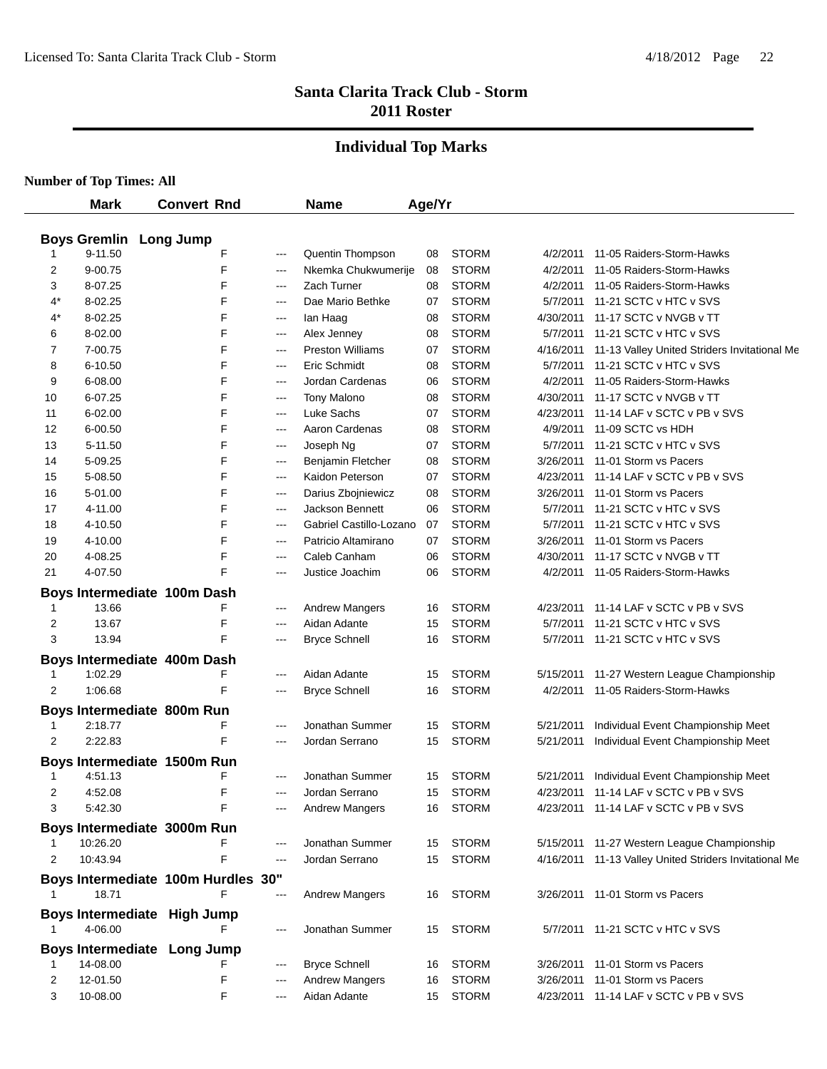# Santa Clarita Track Club - Storm
## 2011 Roster

## Individual Top Marks

**Number of Top Times: All**

| | Mark | Convert Rnd | | Name | Age/Yr | | | |
|---|---|---|---|---|---|---|---|---|
| **Boys Gremlin Long Jump** | | | | | | | | |
| 1 | 9-11.50 | F | --- | Quentin Thompson | 08 | STORM | 4/2/2011 | 11-05 Raiders-Storm-Hawks |
| 2 | 9-00.75 | F | --- | Nkemka Chukwumerije | 08 | STORM | 4/2/2011 | 11-05 Raiders-Storm-Hawks |
| 3 | 8-07.25 | F | --- | Zach Turner | 08 | STORM | 4/2/2011 | 11-05 Raiders-Storm-Hawks |
| 4* | 8-02.25 | F | --- | Dae Mario Bethke | 07 | STORM | 5/7/2011 | 11-21 SCTC v HTC v SVS |
| 4* | 8-02.25 | F | --- | Ian Haag | 08 | STORM | 4/30/2011 | 11-17 SCTC v NVGB v TT |
| 6 | 8-02.00 | F | --- | Alex Jenney | 08 | STORM | 5/7/2011 | 11-21 SCTC v HTC v SVS |
| 7 | 7-00.75 | F | --- | Preston Williams | 07 | STORM | 4/16/2011 | 11-13 Valley United Striders Invitational Me |
| 8 | 6-10.50 | F | --- | Eric Schmidt | 08 | STORM | 5/7/2011 | 11-21 SCTC v HTC v SVS |
| 9 | 6-08.00 | F | --- | Jordan Cardenas | 06 | STORM | 4/2/2011 | 11-05 Raiders-Storm-Hawks |
| 10 | 6-07.25 | F | --- | Tony Malono | 08 | STORM | 4/30/2011 | 11-17 SCTC v NVGB v TT |
| 11 | 6-02.00 | F | --- | Luke Sachs | 07 | STORM | 4/23/2011 | 11-14 LAF v SCTC v PB v SVS |
| 12 | 6-00.50 | F | --- | Aaron Cardenas | 08 | STORM | 4/9/2011 | 11-09 SCTC vs HDH |
| 13 | 5-11.50 | F | --- | Joseph Ng | 07 | STORM | 5/7/2011 | 11-21 SCTC v HTC v SVS |
| 14 | 5-09.25 | F | --- | Benjamin Fletcher | 08 | STORM | 3/26/2011 | 11-01 Storm vs Pacers |
| 15 | 5-08.50 | F | --- | Kaidon Peterson | 07 | STORM | 4/23/2011 | 11-14 LAF v SCTC v PB v SVS |
| 16 | 5-01.00 | F | --- | Darius Zbojniewicz | 08 | STORM | 3/26/2011 | 11-01 Storm vs Pacers |
| 17 | 4-11.00 | F | --- | Jackson Bennett | 06 | STORM | 5/7/2011 | 11-21 SCTC v HTC v SVS |
| 18 | 4-10.50 | F | --- | Gabriel Castillo-Lozano | 07 | STORM | 5/7/2011 | 11-21 SCTC v HTC v SVS |
| 19 | 4-10.00 | F | --- | Patricio Altamirano | 07 | STORM | 3/26/2011 | 11-01 Storm vs Pacers |
| 20 | 4-08.25 | F | --- | Caleb Canham | 06 | STORM | 4/30/2011 | 11-17 SCTC v NVGB v TT |
| 21 | 4-07.50 | F | --- | Justice Joachim | 06 | STORM | 4/2/2011 | 11-05 Raiders-Storm-Hawks |
| **Boys Intermediate 100m Dash** | | | | | | | | |
| 1 | 13.66 | F | --- | Andrew Mangers | 16 | STORM | 4/23/2011 | 11-14 LAF v SCTC v PB v SVS |
| 2 | 13.67 | F | --- | Aidan Adante | 15 | STORM | 5/7/2011 | 11-21 SCTC v HTC v SVS |
| 3 | 13.94 | F | --- | Bryce Schnell | 16 | STORM | 5/7/2011 | 11-21 SCTC v HTC v SVS |
| **Boys Intermediate 400m Dash** | | | | | | | | |
| 1 | 1:02.29 | F | --- | Aidan Adante | 15 | STORM | 5/15/2011 | 11-27 Western League Championship |
| 2 | 1:06.68 | F | --- | Bryce Schnell | 16 | STORM | 4/2/2011 | 11-05 Raiders-Storm-Hawks |
| **Boys Intermediate 800m Run** | | | | | | | | |
| 1 | 2:18.77 | F | --- | Jonathan Summer | 15 | STORM | 5/21/2011 | Individual Event Championship Meet |
| 2 | 2:22.83 | F | --- | Jordan Serrano | 15 | STORM | 5/21/2011 | Individual Event Championship Meet |
| **Boys Intermediate 1500m Run** | | | | | | | | |
| 1 | 4:51.13 | F | --- | Jonathan Summer | 15 | STORM | 5/21/2011 | Individual Event Championship Meet |
| 2 | 4:52.08 | F | --- | Jordan Serrano | 15 | STORM | 4/23/2011 | 11-14 LAF v SCTC v PB v SVS |
| 3 | 5:42.30 | F | --- | Andrew Mangers | 16 | STORM | 4/23/2011 | 11-14 LAF v SCTC v PB v SVS |
| **Boys Intermediate 3000m Run** | | | | | | | | |
| 1 | 10:26.20 | F | --- | Jonathan Summer | 15 | STORM | 5/15/2011 | 11-27 Western League Championship |
| 2 | 10:43.94 | F | --- | Jordan Serrano | 15 | STORM | 4/16/2011 | 11-13 Valley United Striders Invitational Me |
| **Boys Intermediate 100m Hurdles 30"** | | | | | | | | |
| 1 | 18.71 | F | --- | Andrew Mangers | 16 | STORM | 3/26/2011 | 11-01 Storm vs Pacers |
| **Boys Intermediate High Jump** | | | | | | | | |
| 1 | 4-06.00 | F | --- | Jonathan Summer | 15 | STORM | 5/7/2011 | 11-21 SCTC v HTC v SVS |
| **Boys Intermediate Long Jump** | | | | | | | | |
| 1 | 14-08.00 | F | --- | Bryce Schnell | 16 | STORM | 3/26/2011 | 11-01 Storm vs Pacers |
| 2 | 12-01.50 | F | --- | Andrew Mangers | 16 | STORM | 3/26/2011 | 11-01 Storm vs Pacers |
| 3 | 10-08.00 | F | --- | Aidan Adante | 15 | STORM | 4/23/2011 | 11-14 LAF v SCTC v PB v SVS |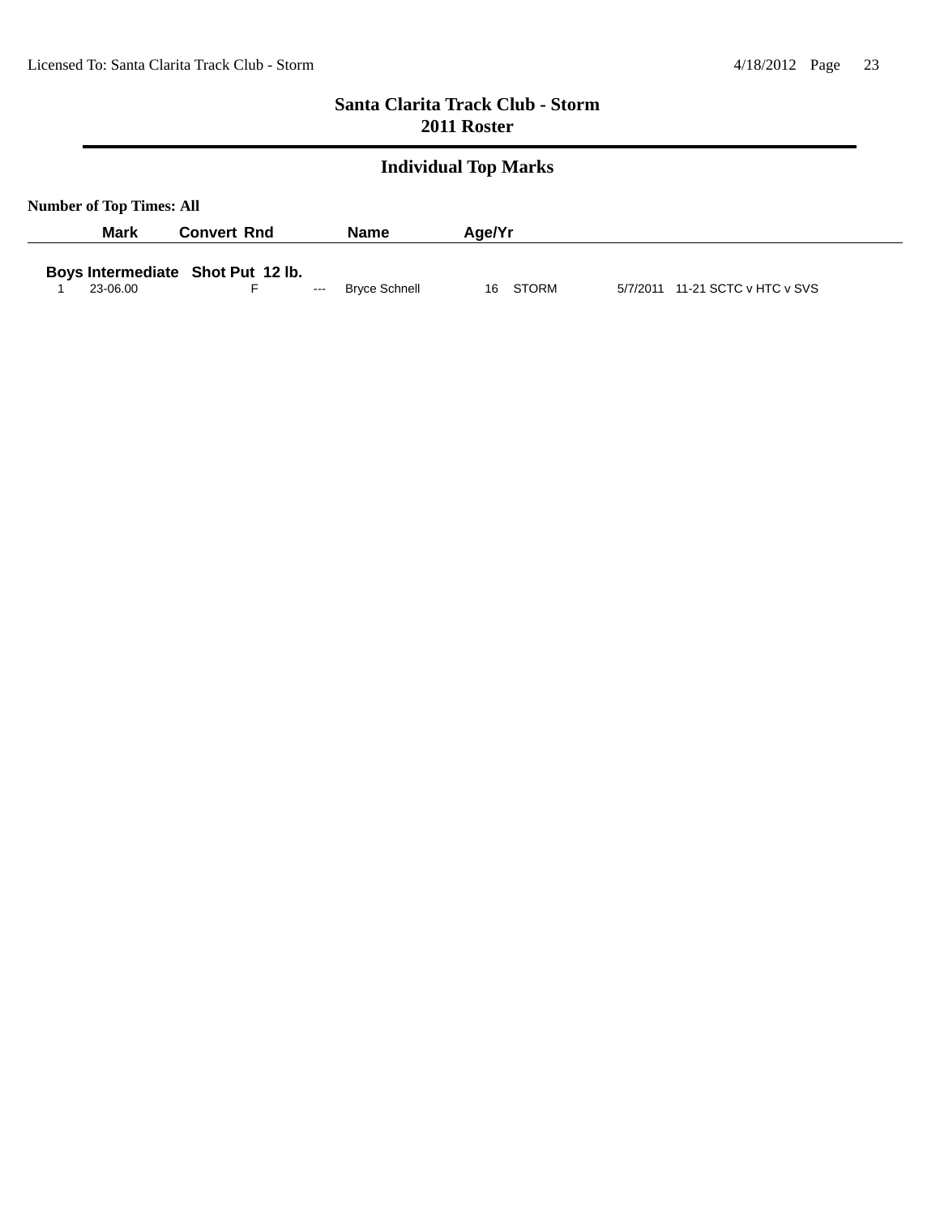# Santa Clarita Track Club - Storm
## 2011 Roster

## Individual Top Marks

**Number of Top Times: All**

**Boys Intermediate Shot Put 12 lb.**

| | Mark | Convert | Rnd | Name | Age/Yr | | | |
|---|---|---|---|---|---|---|---|---|
| 1 | 23-06.00 | | F | --- Bryce Schnell | 16 | STORM | 5/7/2011 | 11-21 SCTC v HTC v SVS |